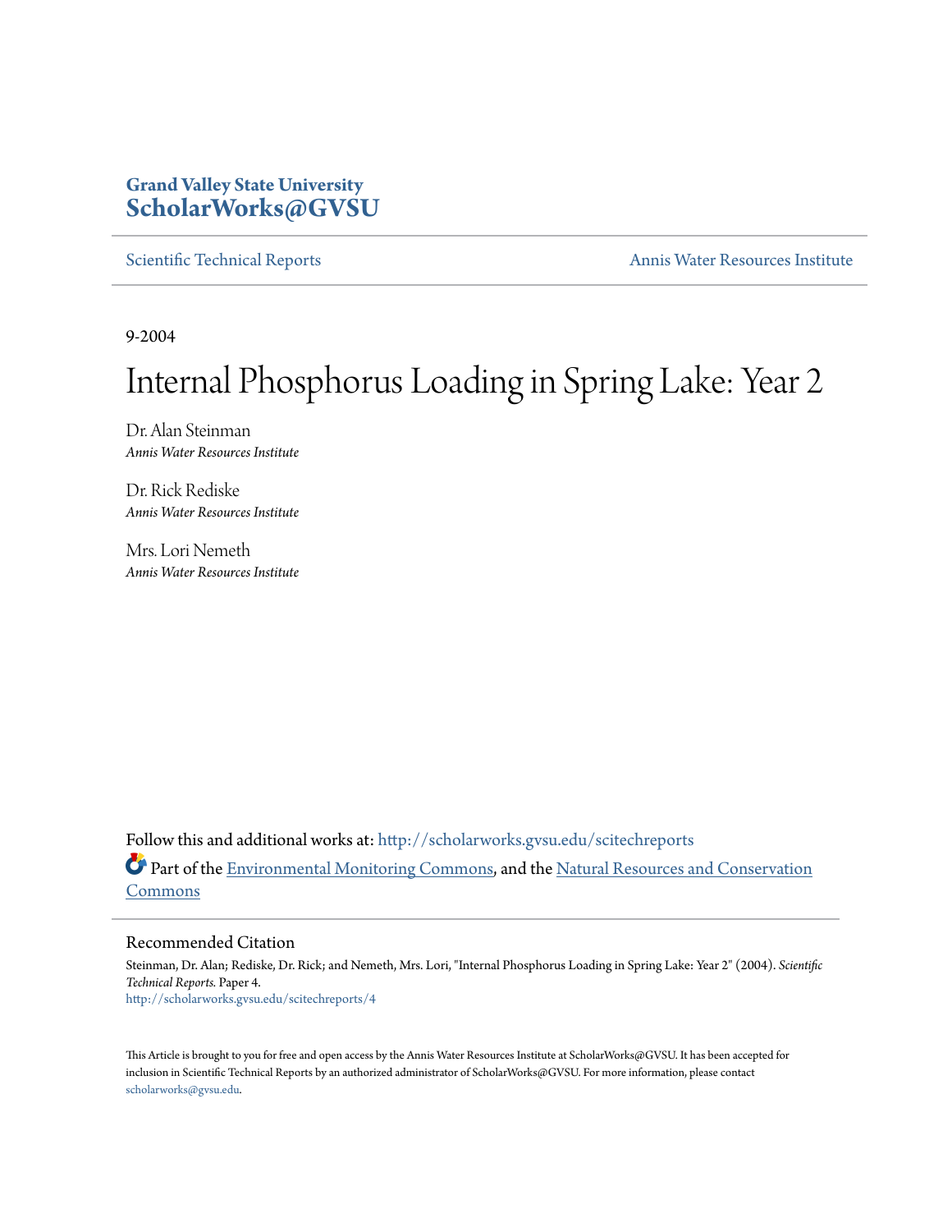# Grand Valley State University
# ScholarWorks@GVSU

Scientific Technical Reports | Annis Water Resources Institute

9-2004

# Internal Phosphorus Loading in Spring Lake: Year 2

Dr. Alan Steinman
*Annis Water Resources Institute*

Dr. Rick Rediske
*Annis Water Resources Institute*

Mrs. Lori Nemeth
*Annis Water Resources Institute*

Follow this and additional works at: http://scholarworks.gvsu.edu/scitechreports

Part of the Environmental Monitoring Commons, and the Natural Resources and Conservation Commons

## Recommended Citation

Steinman, Dr. Alan; Rediske, Dr. Rick; and Nemeth, Mrs. Lori, "Internal Phosphorus Loading in Spring Lake: Year 2" (2004). *Scientific Technical Reports.* Paper 4.
http://scholarworks.gvsu.edu/scitechreports/4

This Article is brought to you for free and open access by the Annis Water Resources Institute at ScholarWorks@GVSU. It has been accepted for inclusion in Scientific Technical Reports by an authorized administrator of ScholarWorks@GVSU. For more information, please contact scholarworks@gvsu.edu.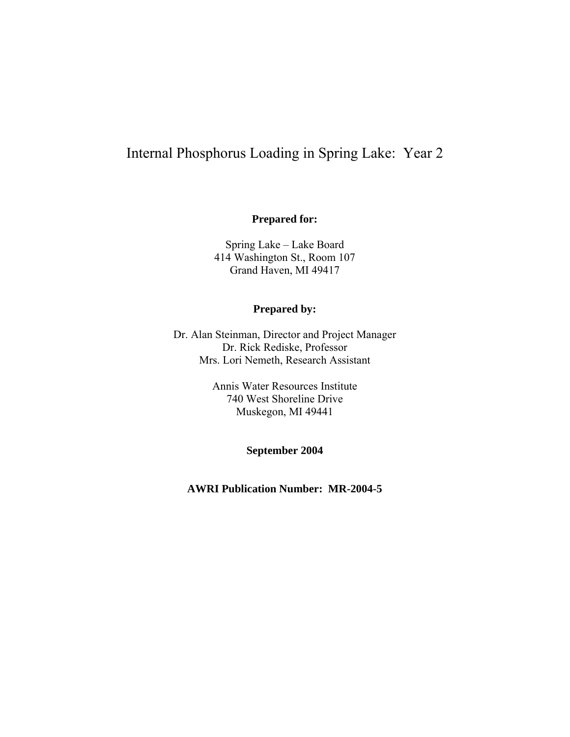# Internal Phosphorus Loading in Spring Lake: Year 2

**Prepared for:**

Spring Lake – Lake Board
414 Washington St., Room 107
Grand Haven, MI 49417

**Prepared by:**

Dr. Alan Steinman, Director and Project Manager
Dr. Rick Rediske, Professor
Mrs. Lori Nemeth, Research Assistant

Annis Water Resources Institute
740 West Shoreline Drive
Muskegon, MI 49441

**September 2004**

**AWRI Publication Number: MR-2004-5**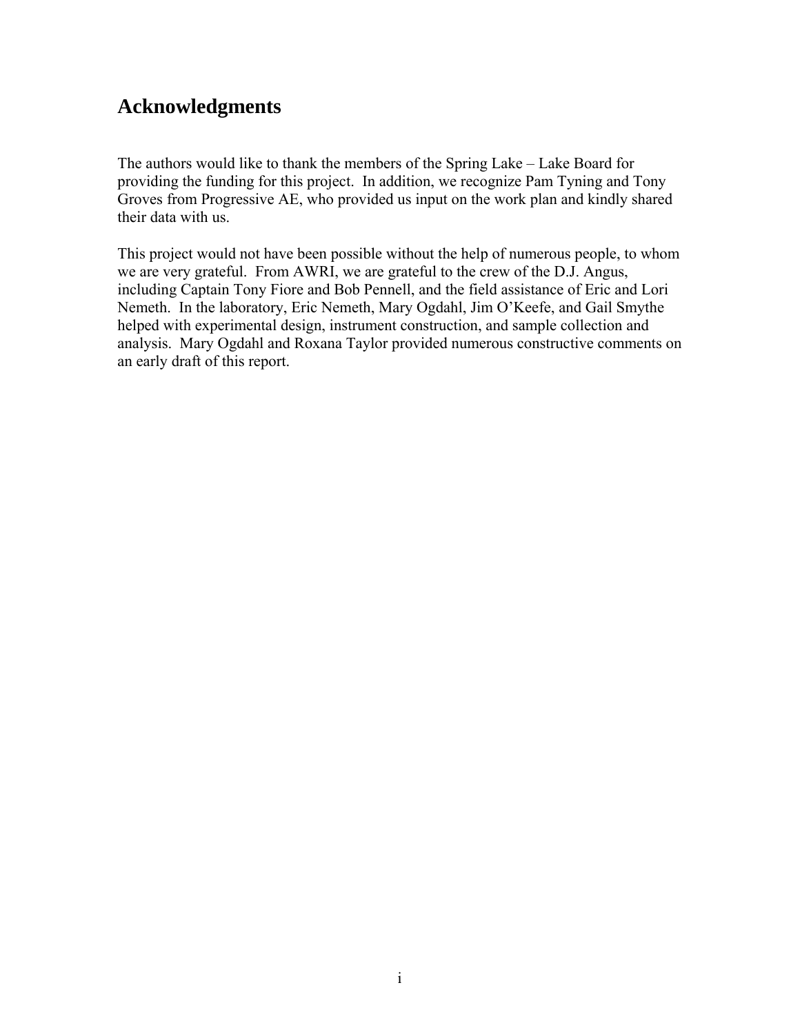## Acknowledgments

The authors would like to thank the members of the Spring Lake – Lake Board for providing the funding for this project. In addition, we recognize Pam Tyning and Tony Groves from Progressive AE, who provided us input on the work plan and kindly shared their data with us.

This project would not have been possible without the help of numerous people, to whom we are very grateful. From AWRI, we are grateful to the crew of the D.J. Angus, including Captain Tony Fiore and Bob Pennell, and the field assistance of Eric and Lori Nemeth. In the laboratory, Eric Nemeth, Mary Ogdahl, Jim O'Keefe, and Gail Smythe helped with experimental design, instrument construction, and sample collection and analysis. Mary Ogdahl and Roxana Taylor provided numerous constructive comments on an early draft of this report.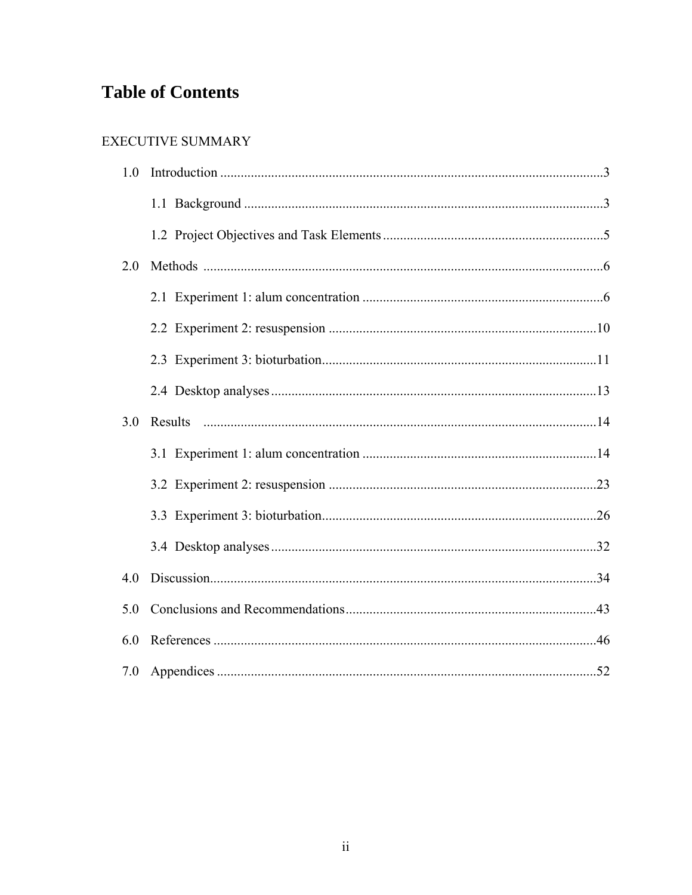# Table of Contents

EXECUTIVE SUMMARY

1.0 Introduction ....................................................................................................3

- 1.1 Background ....................................................................................................3
- 1.2 Project Objectives and Task Elements ....................................................................5

2.0 Methods ....................................................................................................6

- 2.1 Experiment 1: alum concentration ..........................................................................6
- 2.2 Experiment 2: resuspension ..................................................................................10
- 2.3 Experiment 3: bioturbation....................................................................................11
- 2.4 Desktop analyses ...................................................................................................13

3.0 Results ....................................................................................................14

- 3.1 Experiment 1: alum concentration ........................................................................14
- 3.2 Experiment 2: resuspension ..................................................................................23
- 3.3 Experiment 3: bioturbation....................................................................................26
- 3.4 Desktop analyses ...................................................................................................32

4.0 Discussion....................................................................................................34

5.0 Conclusions and Recommendations...........................................................................43

6.0 References ....................................................................................................46

7.0 Appendices ....................................................................................................52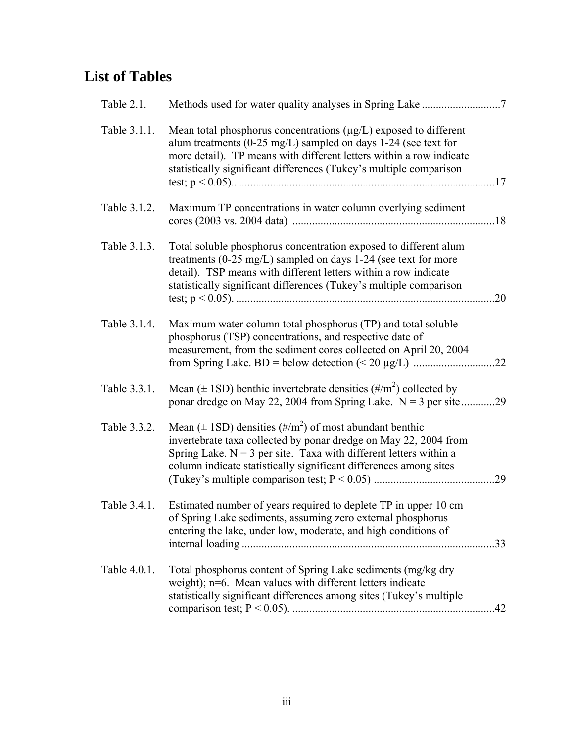## List of Tables

Table 2.1. Methods used for water quality analyses in Spring Lake ............................7

Table 3.1.1. Mean total phosphorus concentrations (µg/L) exposed to different alum treatments (0-25 mg/L) sampled on days 1-24 (see text for more detail). TP means with different letters within a row indicate statistically significant differences (Tukey's multiple comparison test; $p < 0.05$).. ..........................................................................................17

Table 3.1.2. Maximum TP concentrations in water column overlying sediment cores (2003 vs. 2004 data) ........................................................................18

Table 3.1.3. Total soluble phosphorus concentration exposed to different alum treatments (0-25 mg/L) sampled on days 1-24 (see text for more detail). TSP means with different letters within a row indicate statistically significant differences (Tukey's multiple comparison test; $p < 0.05$). ...........................................................................................20

Table 3.1.4. Maximum water column total phosphorus (TP) and total soluble phosphorus (TSP) concentrations, and respective date of measurement, from the sediment cores collected on April 20, 2004 from Spring Lake. BD = below detection (< 20 µg/L) .............................22

Table 3.3.1. Mean (± 1SD) benthic invertebrate densities ($\#/m^2$) collected by ponar dredge on May 22, 2004 from Spring Lake. N = 3 per site............29

Table 3.3.2. Mean (± 1SD) densities ($\#/m^2$) of most abundant benthic invertebrate taxa collected by ponar dredge on May 22, 2004 from Spring Lake. N = 3 per site. Taxa with different letters within a column indicate statistically significant differences among sites (Tukey's multiple comparison test; $P < 0.05$) ...........................................29

Table 3.4.1. Estimated number of years required to deplete TP in upper 10 cm of Spring Lake sediments, assuming zero external phosphorus entering the lake, under low, moderate, and high conditions of internal loading .........................................................................................33

Table 4.0.1. Total phosphorus content of Spring Lake sediments (mg/kg dry weight); n=6. Mean values with different letters indicate statistically significant differences among sites (Tukey's multiple comparison test; $P < 0.05$). ........................................................................42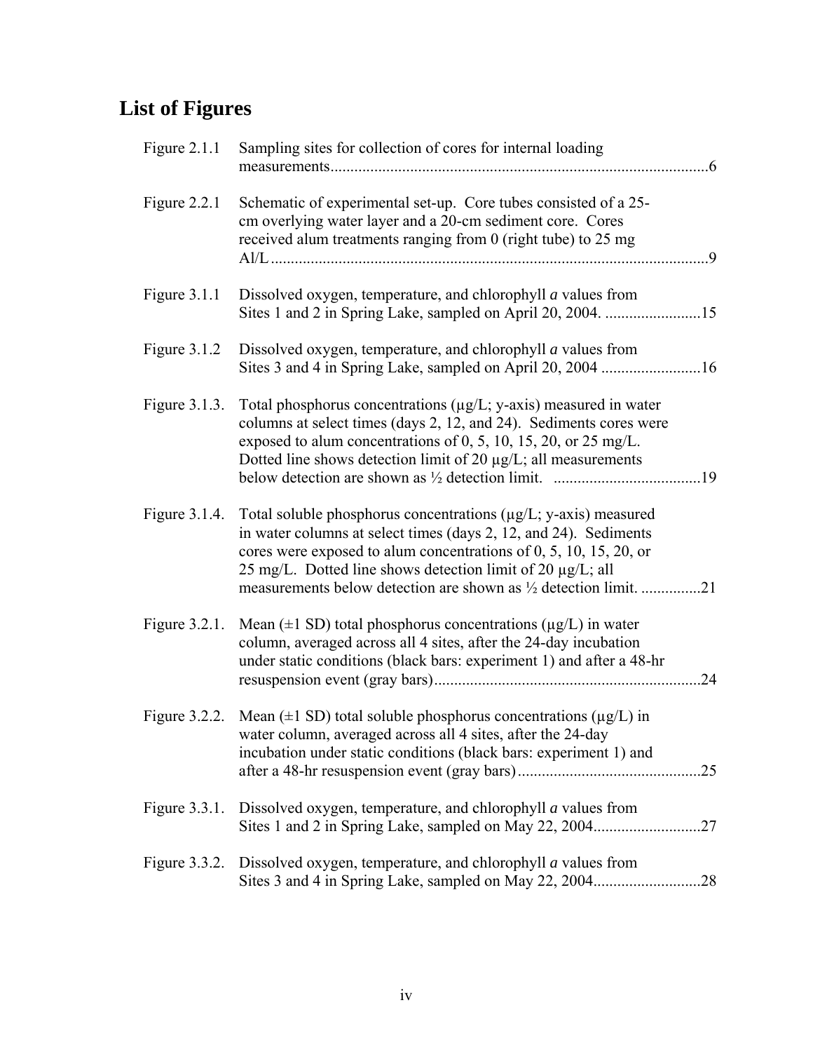# List of Figures

| | | |
|---|---|---|
| Figure 2.1.1 | Sampling sites for collection of cores for internal loading measurements | 6 |
| Figure 2.2.1 | Schematic of experimental set-up. Core tubes consisted of a 25-cm overlying water layer and a 20-cm sediment core. Cores received alum treatments ranging from 0 (right tube) to 25 mg Al/L | 9 |
| Figure 3.1.1 | Dissolved oxygen, temperature, and chlorophyll *a* values from Sites 1 and 2 in Spring Lake, sampled on April 20, 2004. | 15 |
| Figure 3.1.2 | Dissolved oxygen, temperature, and chlorophyll *a* values from Sites 3 and 4 in Spring Lake, sampled on April 20, 2004 | 16 |
| Figure 3.1.3. | Total phosphorus concentrations (µg/L; y-axis) measured in water columns at select times (days 2, 12, and 24). Sediments cores were exposed to alum concentrations of 0, 5, 10, 15, 20, or 25 mg/L. Dotted line shows detection limit of 20 µg/L; all measurements below detection are shown as ½ detection limit. | 19 |
| Figure 3.1.4. | Total soluble phosphorus concentrations (µg/L; y-axis) measured in water columns at select times (days 2, 12, and 24). Sediments cores were exposed to alum concentrations of 0, 5, 10, 15, 20, or 25 mg/L. Dotted line shows detection limit of 20 µg/L; all measurements below detection are shown as ½ detection limit. | 21 |
| Figure 3.2.1. | Mean (±1 SD) total phosphorus concentrations (µg/L) in water column, averaged across all 4 sites, after the 24-day incubation under static conditions (black bars: experiment 1) and after a 48-hr resuspension event (gray bars) | 24 |
| Figure 3.2.2. | Mean (±1 SD) total soluble phosphorus concentrations (µg/L) in water column, averaged across all 4 sites, after the 24-day incubation under static conditions (black bars: experiment 1) and after a 48-hr resuspension event (gray bars) | 25 |
| Figure 3.3.1. | Dissolved oxygen, temperature, and chlorophyll *a* values from Sites 1 and 2 in Spring Lake, sampled on May 22, 2004 | 27 |
| Figure 3.3.2. | Dissolved oxygen, temperature, and chlorophyll *a* values from Sites 3 and 4 in Spring Lake, sampled on May 22, 2004 | 28 |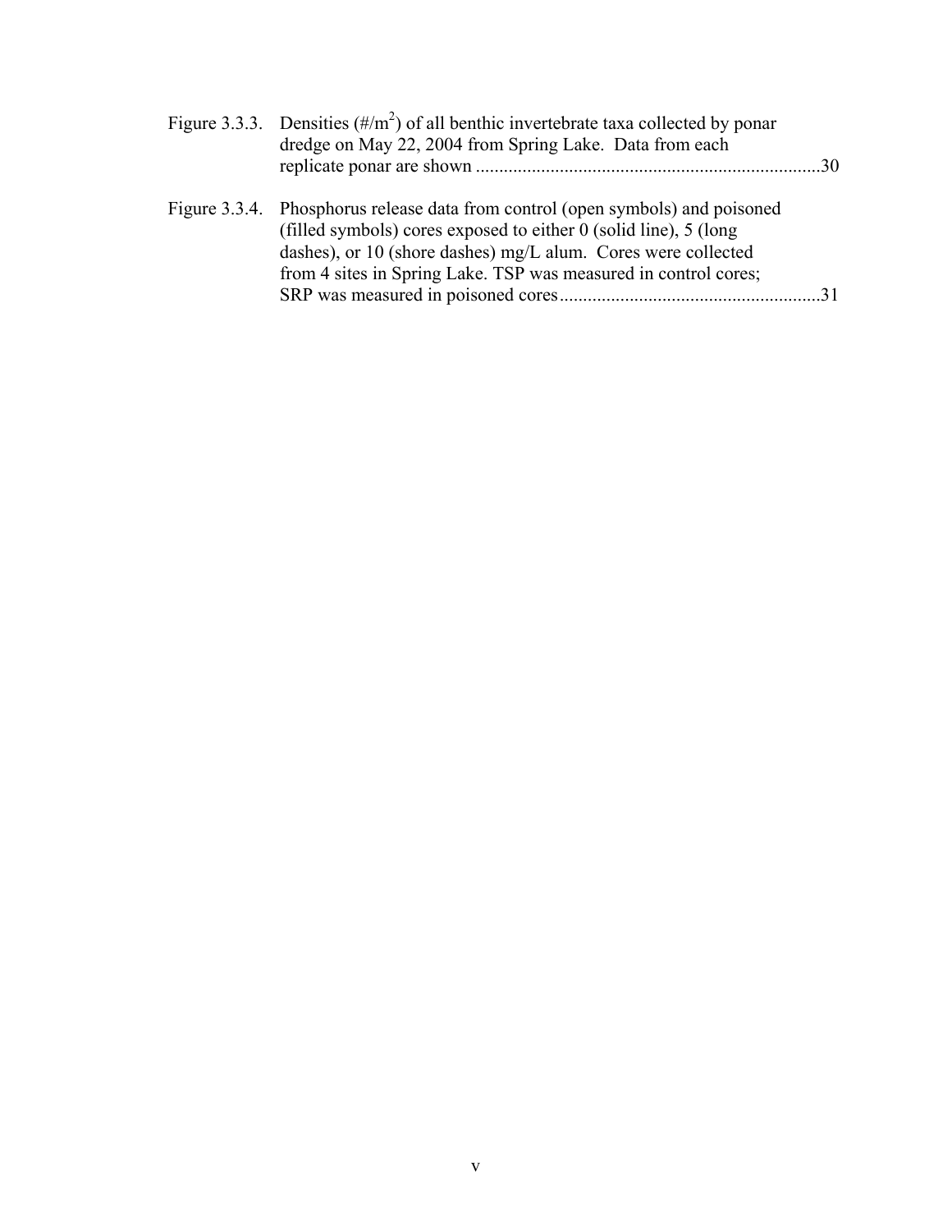Figure 3.3.3. Densities (#/$m^2$) of all benthic invertebrate taxa collected by ponar dredge on May 22, 2004 from Spring Lake. Data from each replicate ponar are shown ........................................................................30

Figure 3.3.4. Phosphorus release data from control (open symbols) and poisoned (filled symbols) cores exposed to either 0 (solid line), 5 (long dashes), or 10 (shore dashes) mg/L alum. Cores were collected from 4 sites in Spring Lake. TSP was measured in control cores; SRP was measured in poisoned cores........................................................31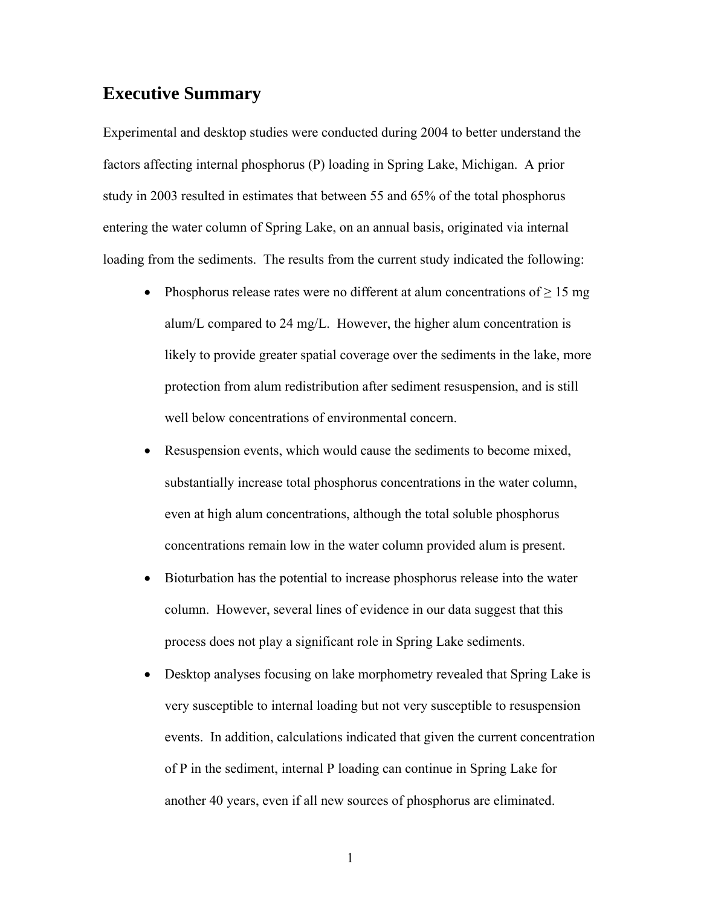## Executive Summary

Experimental and desktop studies were conducted during 2004 to better understand the factors affecting internal phosphorus (P) loading in Spring Lake, Michigan. A prior study in 2003 resulted in estimates that between 55 and 65% of the total phosphorus entering the water column of Spring Lake, on an annual basis, originated via internal loading from the sediments. The results from the current study indicated the following:

- Phosphorus release rates were no different at alum concentrations of $\geq$ 15 mg alum/L compared to 24 mg/L. However, the higher alum concentration is likely to provide greater spatial coverage over the sediments in the lake, more protection from alum redistribution after sediment resuspension, and is still well below concentrations of environmental concern.
- Resuspension events, which would cause the sediments to become mixed, substantially increase total phosphorus concentrations in the water column, even at high alum concentrations, although the total soluble phosphorus concentrations remain low in the water column provided alum is present.
- Bioturbation has the potential to increase phosphorus release into the water column. However, several lines of evidence in our data suggest that this process does not play a significant role in Spring Lake sediments.
- Desktop analyses focusing on lake morphometry revealed that Spring Lake is very susceptible to internal loading but not very susceptible to resuspension events. In addition, calculations indicated that given the current concentration of P in the sediment, internal P loading can continue in Spring Lake for another 40 years, even if all new sources of phosphorus are eliminated.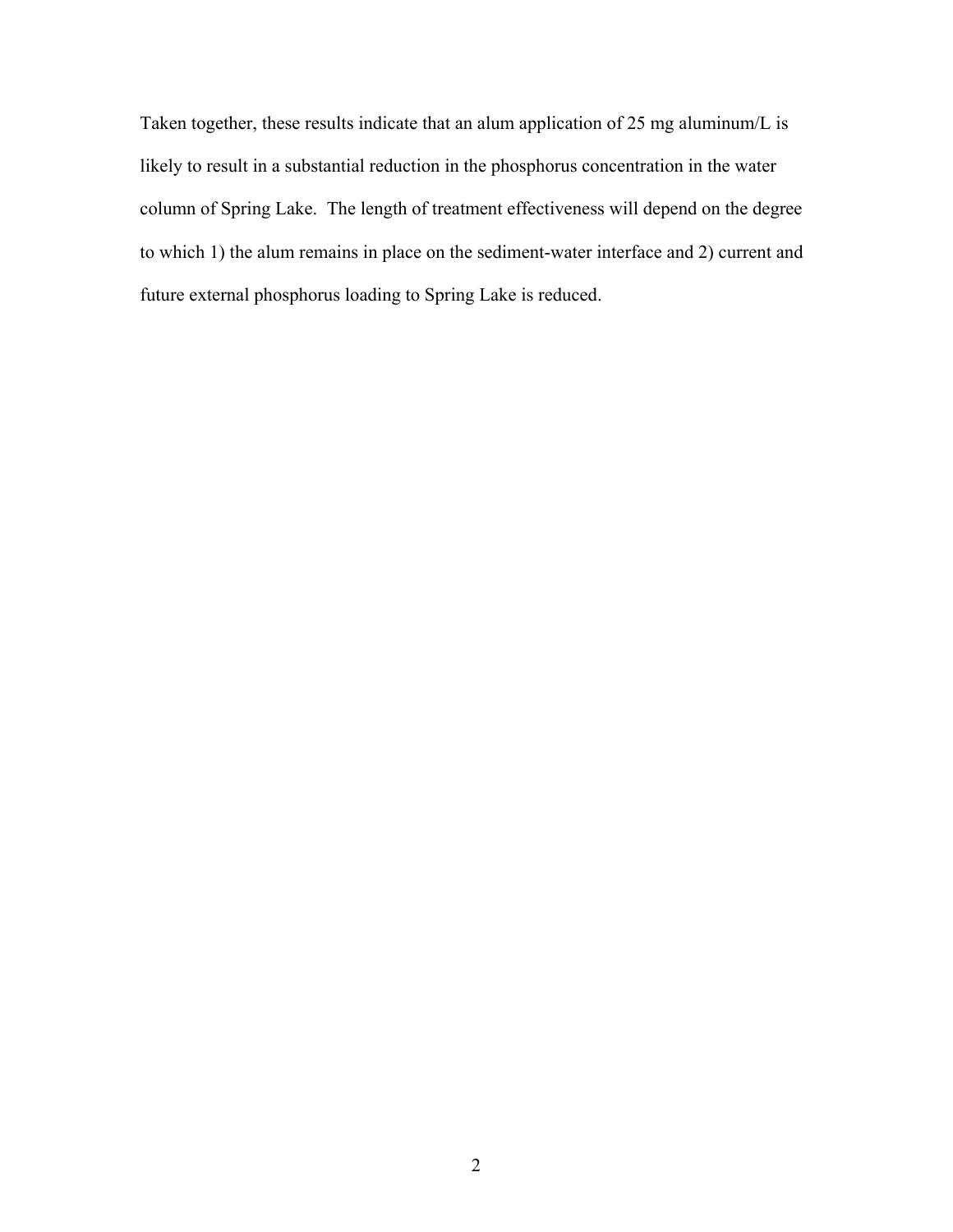Taken together, these results indicate that an alum application of 25 mg aluminum/L is likely to result in a substantial reduction in the phosphorus concentration in the water column of Spring Lake. The length of treatment effectiveness will depend on the degree to which 1) the alum remains in place on the sediment-water interface and 2) current and future external phosphorus loading to Spring Lake is reduced.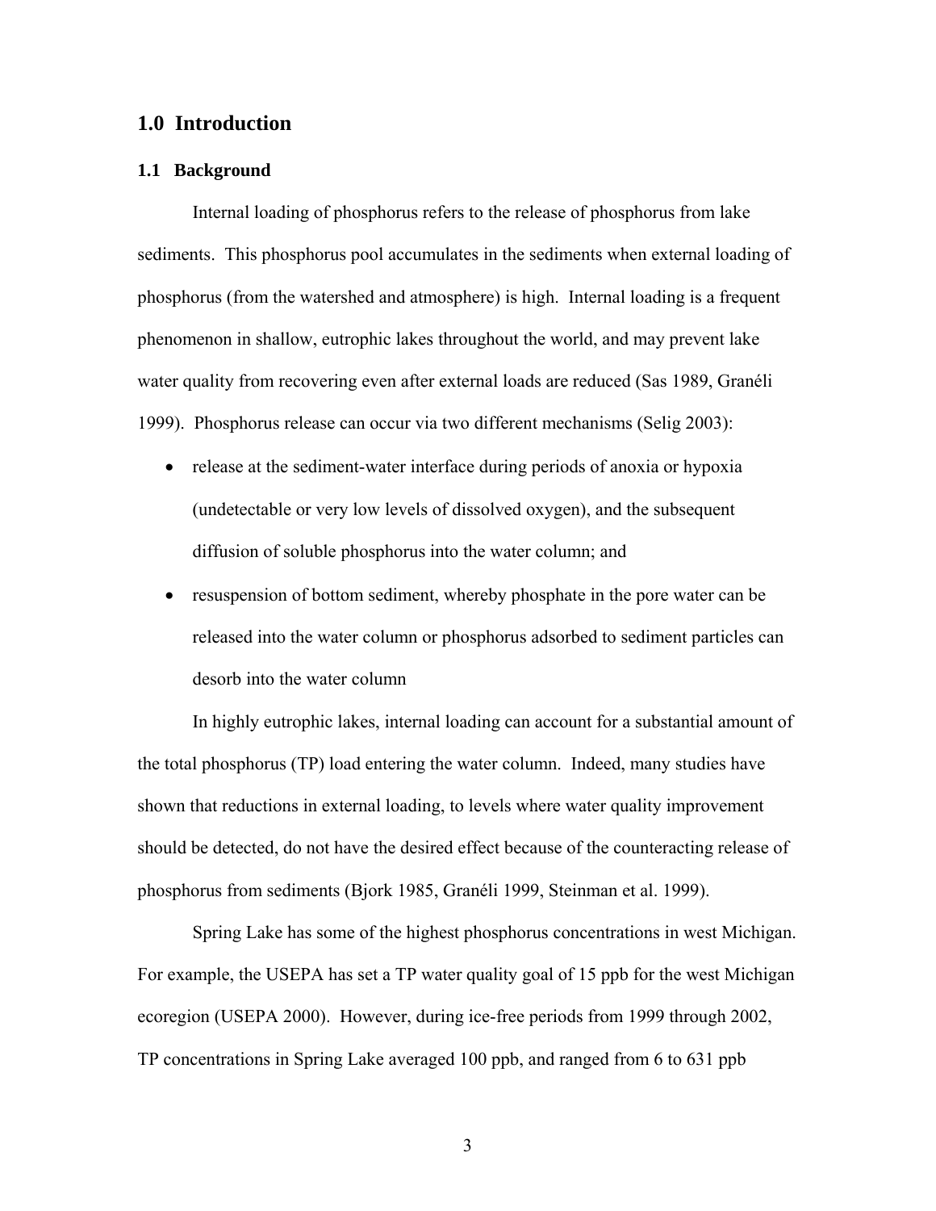# 1.0 Introduction

## 1.1 Background

Internal loading of phosphorus refers to the release of phosphorus from lake sediments. This phosphorus pool accumulates in the sediments when external loading of phosphorus (from the watershed and atmosphere) is high. Internal loading is a frequent phenomenon in shallow, eutrophic lakes throughout the world, and may prevent lake water quality from recovering even after external loads are reduced (Sas 1989, Granéli 1999). Phosphorus release can occur via two different mechanisms (Selig 2003):

- release at the sediment-water interface during periods of anoxia or hypoxia (undetectable or very low levels of dissolved oxygen), and the subsequent diffusion of soluble phosphorus into the water column; and
- resuspension of bottom sediment, whereby phosphate in the pore water can be released into the water column or phosphorus adsorbed to sediment particles can desorb into the water column

In highly eutrophic lakes, internal loading can account for a substantial amount of the total phosphorus (TP) load entering the water column. Indeed, many studies have shown that reductions in external loading, to levels where water quality improvement should be detected, do not have the desired effect because of the counteracting release of phosphorus from sediments (Bjork 1985, Granéli 1999, Steinman et al. 1999).

Spring Lake has some of the highest phosphorus concentrations in west Michigan. For example, the USEPA has set a TP water quality goal of 15 ppb for the west Michigan ecoregion (USEPA 2000). However, during ice-free periods from 1999 through 2002, TP concentrations in Spring Lake averaged 100 ppb, and ranged from 6 to 631 ppb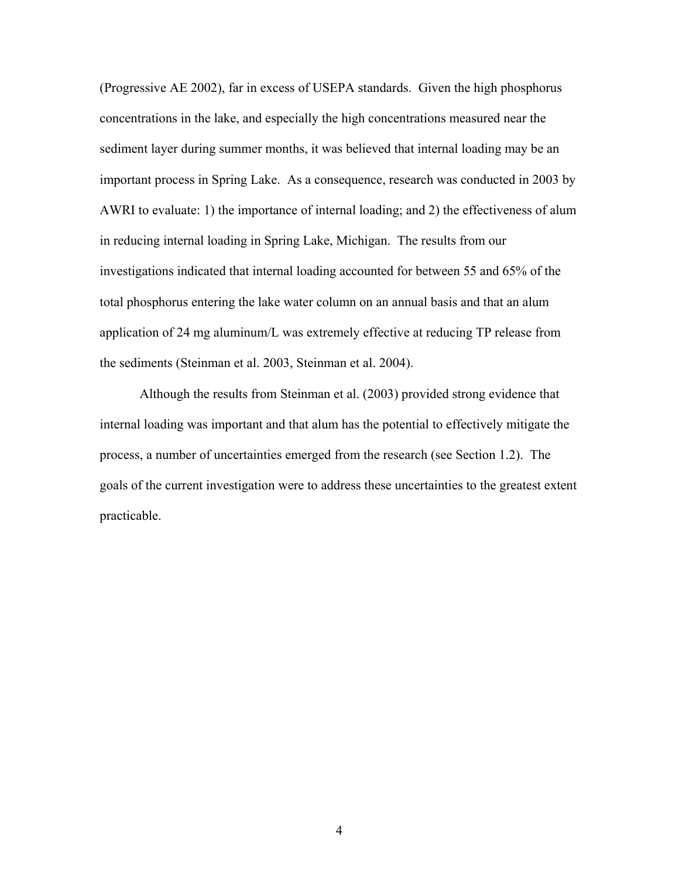(Progressive AE 2002), far in excess of USEPA standards. Given the high phosphorus concentrations in the lake, and especially the high concentrations measured near the sediment layer during summer months, it was believed that internal loading may be an important process in Spring Lake. As a consequence, research was conducted in 2003 by AWRI to evaluate: 1) the importance of internal loading; and 2) the effectiveness of alum in reducing internal loading in Spring Lake, Michigan. The results from our investigations indicated that internal loading accounted for between 55 and 65% of the total phosphorus entering the lake water column on an annual basis and that an alum application of 24 mg aluminum/L was extremely effective at reducing TP release from the sediments (Steinman et al. 2003, Steinman et al. 2004).

Although the results from Steinman et al. (2003) provided strong evidence that internal loading was important and that alum has the potential to effectively mitigate the process, a number of uncertainties emerged from the research (see Section 1.2). The goals of the current investigation were to address these uncertainties to the greatest extent practicable.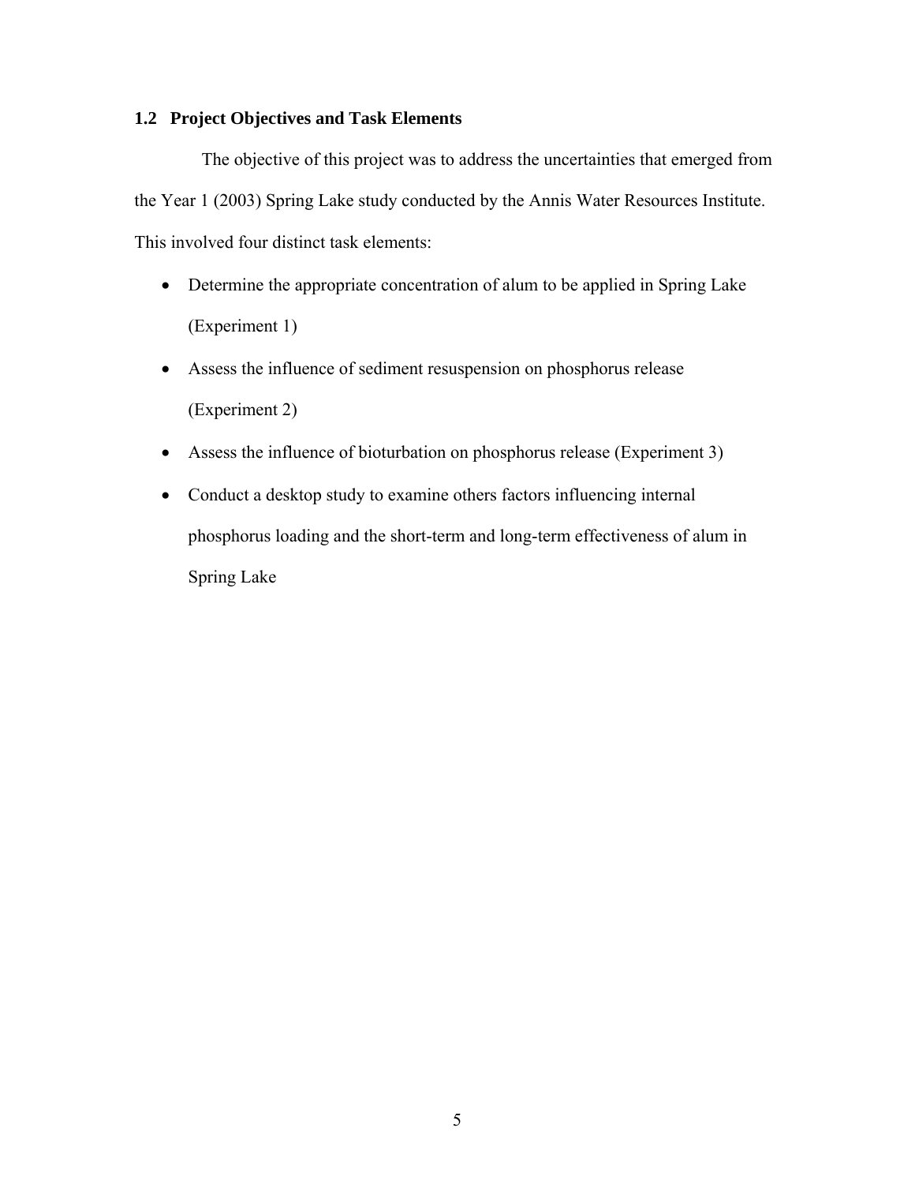## 1.2 Project Objectives and Task Elements

The objective of this project was to address the uncertainties that emerged from the Year 1 (2003) Spring Lake study conducted by the Annis Water Resources Institute. This involved four distinct task elements:

- Determine the appropriate concentration of alum to be applied in Spring Lake (Experiment 1)
- Assess the influence of sediment resuspension on phosphorus release (Experiment 2)
- Assess the influence of bioturbation on phosphorus release (Experiment 3)
- Conduct a desktop study to examine others factors influencing internal phosphorus loading and the short-term and long-term effectiveness of alum in Spring Lake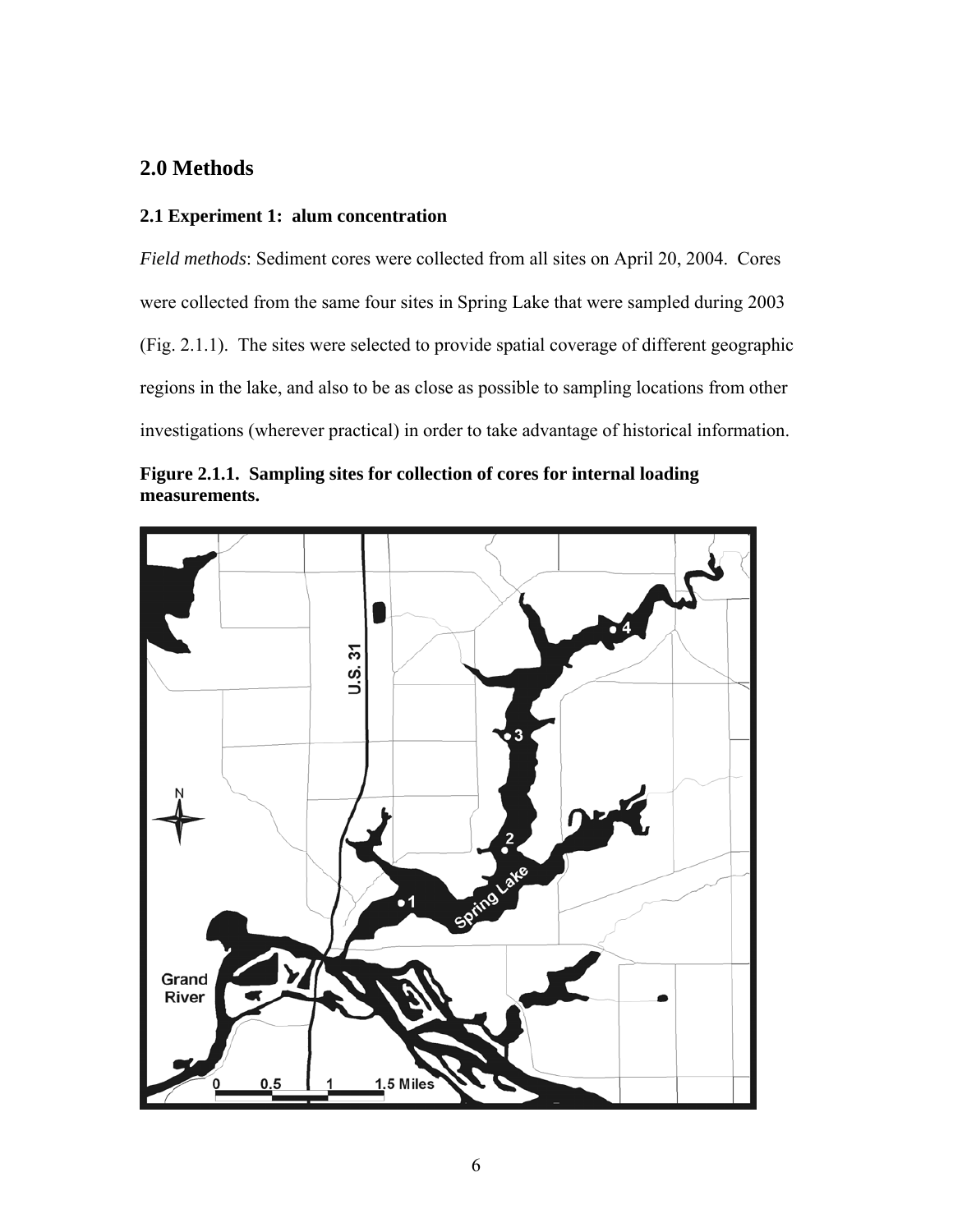## 2.0 Methods

### 2.1 Experiment 1: alum concentration

*Field methods*: Sediment cores were collected from all sites on April 20, 2004. Cores were collected from the same four sites in Spring Lake that were sampled during 2003 (Fig. 2.1.1). The sites were selected to provide spatial coverage of different geographic regions in the lake, and also to be as close as possible to sampling locations from other investigations (wherever practical) in order to take advantage of historical information.

**Figure 2.1.1. Sampling sites for collection of cores for internal loading measurements.**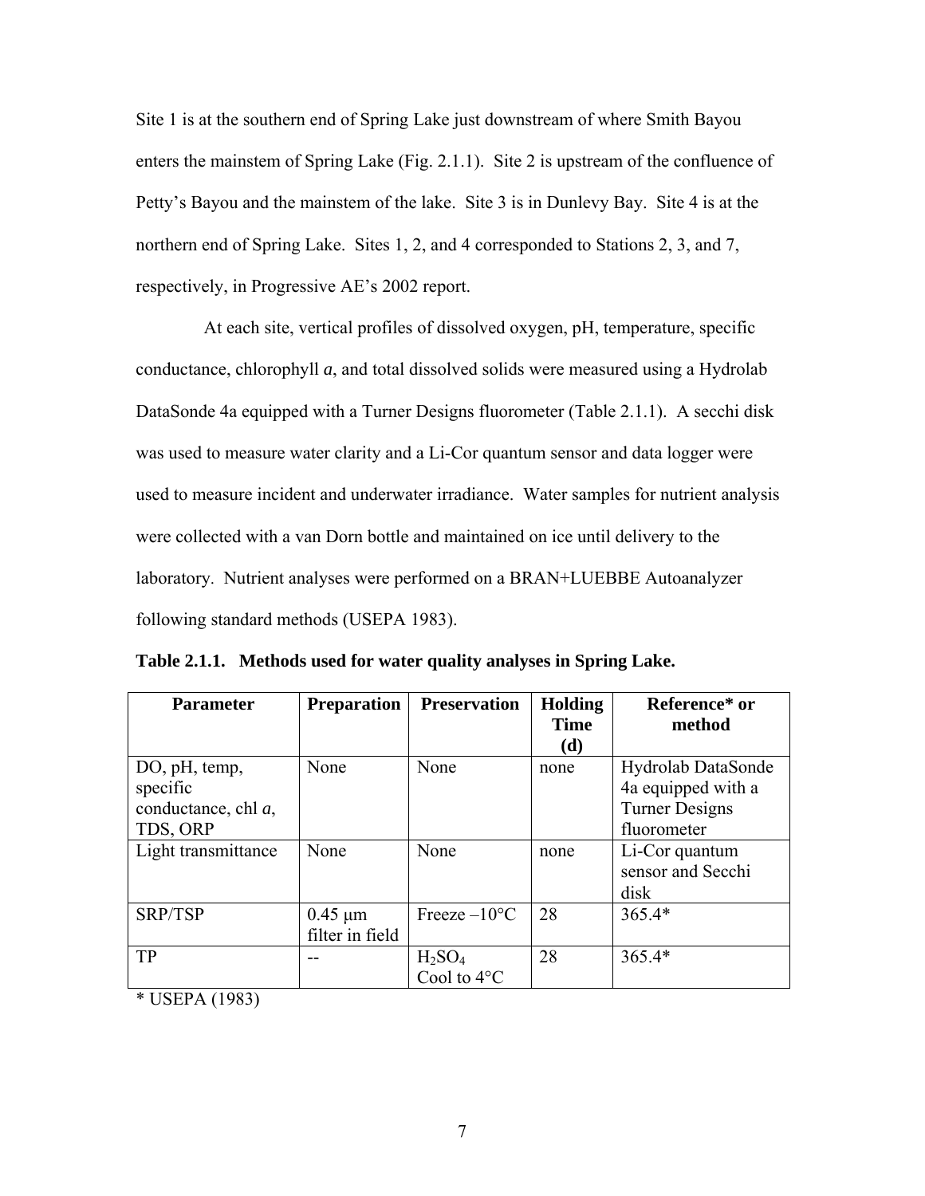Site 1 is at the southern end of Spring Lake just downstream of where Smith Bayou enters the mainstem of Spring Lake (Fig. 2.1.1). Site 2 is upstream of the confluence of Petty's Bayou and the mainstem of the lake. Site 3 is in Dunlevy Bay. Site 4 is at the northern end of Spring Lake. Sites 1, 2, and 4 corresponded to Stations 2, 3, and 7, respectively, in Progressive AE's 2002 report.

At each site, vertical profiles of dissolved oxygen, pH, temperature, specific conductance, chlorophyll *a*, and total dissolved solids were measured using a Hydrolab DataSonde 4a equipped with a Turner Designs fluorometer (Table 2.1.1). A secchi disk was used to measure water clarity and a Li-Cor quantum sensor and data logger were used to measure incident and underwater irradiance. Water samples for nutrient analysis were collected with a van Dorn bottle and maintained on ice until delivery to the laboratory. Nutrient analyses were performed on a BRAN+LUEBBE Autoanalyzer following standard methods (USEPA 1983).

**Table 2.1.1. Methods used for water quality analyses in Spring Lake.**

| Parameter | Preparation | Preservation | Holding Time (d) | Reference* or method |
|---|---|---|---|---|
| DO, pH, temp, specific conductance, chl *a*, TDS, ORP | None | None | none | Hydrolab DataSonde 4a equipped with a Turner Designs fluorometer |
| Light transmittance | None | None | none | Li-Cor quantum sensor and Secchi disk |
| SRP/TSP | 0.45 µm filter in field | Freeze –10°C | 28 | 365.4* |
| TP | -- | $H_2SO_4$ Cool to 4°C | 28 | 365.4* |

* USEPA (1983)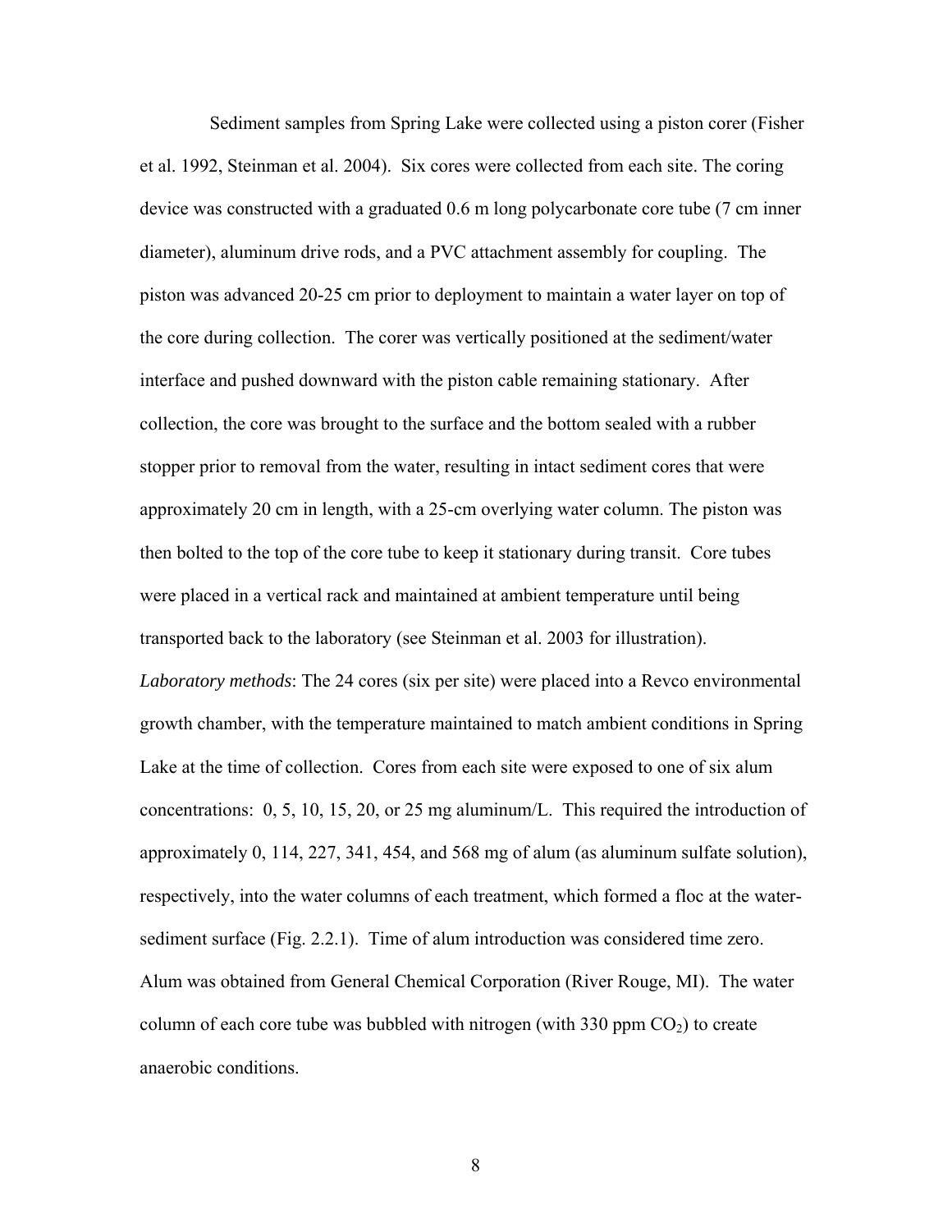Sediment samples from Spring Lake were collected using a piston corer (Fisher et al. 1992, Steinman et al. 2004). Six cores were collected from each site. The coring device was constructed with a graduated 0.6 m long polycarbonate core tube (7 cm inner diameter), aluminum drive rods, and a PVC attachment assembly for coupling. The piston was advanced 20-25 cm prior to deployment to maintain a water layer on top of the core during collection. The corer was vertically positioned at the sediment/water interface and pushed downward with the piston cable remaining stationary. After collection, the core was brought to the surface and the bottom sealed with a rubber stopper prior to removal from the water, resulting in intact sediment cores that were approximately 20 cm in length, with a 25-cm overlying water column. The piston was then bolted to the top of the core tube to keep it stationary during transit. Core tubes were placed in a vertical rack and maintained at ambient temperature until being transported back to the laboratory (see Steinman et al. 2003 for illustration).

*Laboratory methods*: The 24 cores (six per site) were placed into a Revco environmental growth chamber, with the temperature maintained to match ambient conditions in Spring Lake at the time of collection. Cores from each site were exposed to one of six alum concentrations: 0, 5, 10, 15, 20, or 25 mg aluminum/L. This required the introduction of approximately 0, 114, 227, 341, 454, and 568 mg of alum (as aluminum sulfate solution), respectively, into the water columns of each treatment, which formed a floc at the water-sediment surface (Fig. 2.2.1). Time of alum introduction was considered time zero. Alum was obtained from General Chemical Corporation (River Rouge, MI). The water column of each core tube was bubbled with nitrogen (with 330 ppm $CO_2$) to create anaerobic conditions.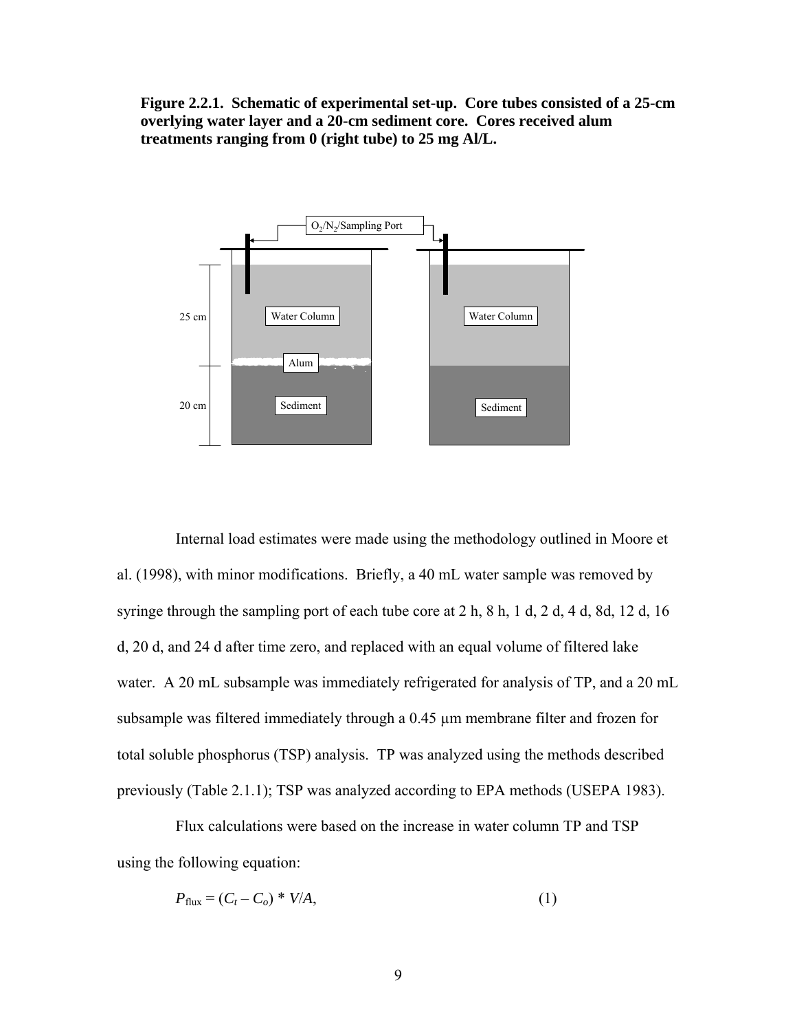**Figure 2.2.1. Schematic of experimental set-up. Core tubes consisted of a 25-cm overlying water layer and a 20-cm sediment core. Cores received alum treatments ranging from 0 (right tube) to 25 mg Al/L.**

Internal load estimates were made using the methodology outlined in Moore et al. (1998), with minor modifications. Briefly, a 40 mL water sample was removed by syringe through the sampling port of each tube core at 2 h, 8 h, 1 d, 2 d, 4 d, 8d, 12 d, 16 d, 20 d, and 24 d after time zero, and replaced with an equal volume of filtered lake water. A 20 mL subsample was immediately refrigerated for analysis of TP, and a 20 mL subsample was filtered immediately through a 0.45 µm membrane filter and frozen for total soluble phosphorus (TSP) analysis. TP was analyzed using the methods described previously (Table 2.1.1); TSP was analyzed according to EPA methods (USEPA 1983).

Flux calculations were based on the increase in water column TP and TSP using the following equation:

$$P_{\mathrm{flux}} = (C_t - C_o) * V/A, \tag{1}$$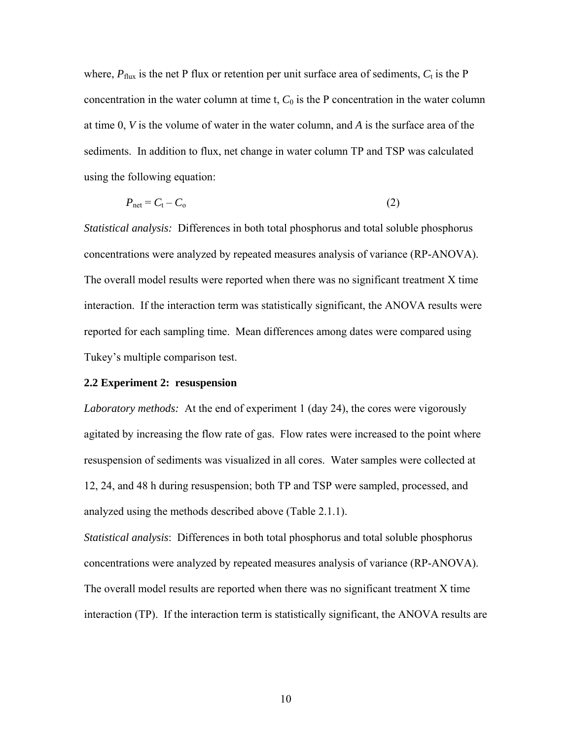where, $P_{flux}$ is the net P flux or retention per unit surface area of sediments, $C_t$ is the P concentration in the water column at time t, $C_0$ is the P concentration in the water column at time 0, $V$ is the volume of water in the water column, and $A$ is the surface area of the sediments. In addition to flux, net change in water column TP and TSP was calculated using the following equation:

$$P_{net} = C_t - C_o \qquad (2)$$

*Statistical analysis:* Differences in both total phosphorus and total soluble phosphorus concentrations were analyzed by repeated measures analysis of variance (RP-ANOVA). The overall model results were reported when there was no significant treatment X time interaction. If the interaction term was statistically significant, the ANOVA results were reported for each sampling time. Mean differences among dates were compared using Tukey's multiple comparison test.

**2.2 Experiment 2: resuspension**

*Laboratory methods:* At the end of experiment 1 (day 24), the cores were vigorously agitated by increasing the flow rate of gas. Flow rates were increased to the point where resuspension of sediments was visualized in all cores. Water samples were collected at 12, 24, and 48 h during resuspension; both TP and TSP were sampled, processed, and analyzed using the methods described above (Table 2.1.1).

*Statistical analysis*: Differences in both total phosphorus and total soluble phosphorus concentrations were analyzed by repeated measures analysis of variance (RP-ANOVA). The overall model results are reported when there was no significant treatment X time interaction (TP). If the interaction term is statistically significant, the ANOVA results are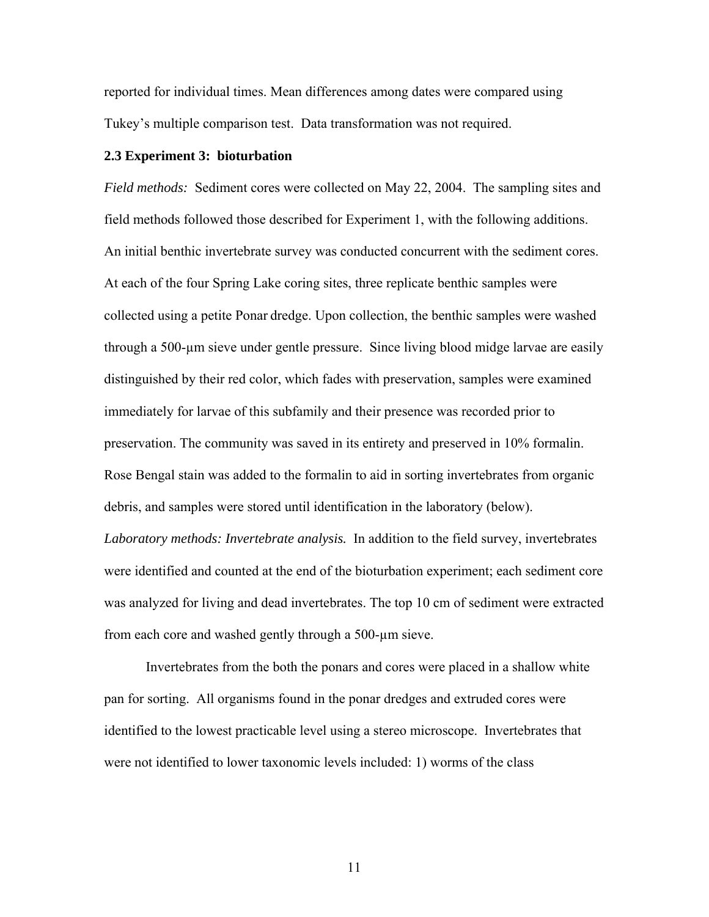reported for individual times. Mean differences among dates were compared using Tukey's multiple comparison test. Data transformation was not required.

### 2.3 Experiment 3: bioturbation

*Field methods:* Sediment cores were collected on May 22, 2004. The sampling sites and field methods followed those described for Experiment 1, with the following additions. An initial benthic invertebrate survey was conducted concurrent with the sediment cores. At each of the four Spring Lake coring sites, three replicate benthic samples were collected using a petite Ponar dredge. Upon collection, the benthic samples were washed through a 500-µm sieve under gentle pressure. Since living blood midge larvae are easily distinguished by their red color, which fades with preservation, samples were examined immediately for larvae of this subfamily and their presence was recorded prior to preservation. The community was saved in its entirety and preserved in 10% formalin. Rose Bengal stain was added to the formalin to aid in sorting invertebrates from organic debris, and samples were stored until identification in the laboratory (below).

*Laboratory methods: Invertebrate analysis.* In addition to the field survey, invertebrates were identified and counted at the end of the bioturbation experiment; each sediment core was analyzed for living and dead invertebrates. The top 10 cm of sediment were extracted from each core and washed gently through a 500-µm sieve.

Invertebrates from the both the ponars and cores were placed in a shallow white pan for sorting. All organisms found in the ponar dredges and extruded cores were identified to the lowest practicable level using a stereo microscope. Invertebrates that were not identified to lower taxonomic levels included: 1) worms of the class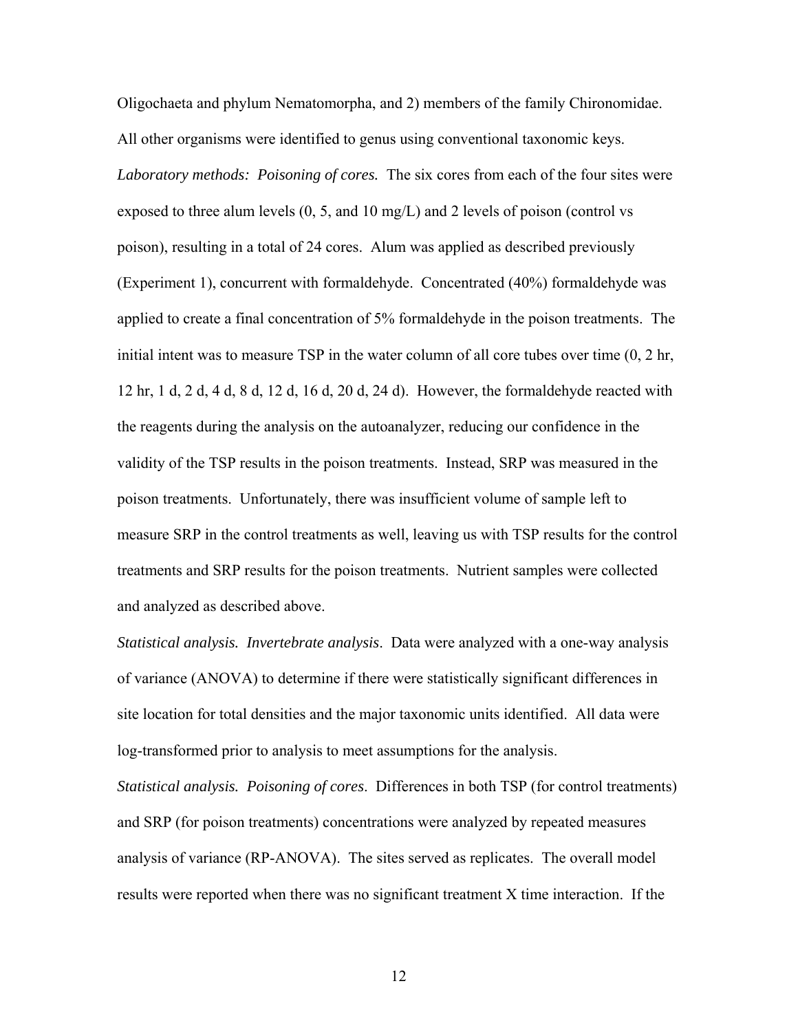Oligochaeta and phylum Nematomorpha, and 2) members of the family Chironomidae. All other organisms were identified to genus using conventional taxonomic keys.

*Laboratory methods: Poisoning of cores.* The six cores from each of the four sites were exposed to three alum levels (0, 5, and 10 mg/L) and 2 levels of poison (control vs poison), resulting in a total of 24 cores. Alum was applied as described previously (Experiment 1), concurrent with formaldehyde. Concentrated (40%) formaldehyde was applied to create a final concentration of 5% formaldehyde in the poison treatments. The initial intent was to measure TSP in the water column of all core tubes over time (0, 2 hr, 12 hr, 1 d, 2 d, 4 d, 8 d, 12 d, 16 d, 20 d, 24 d). However, the formaldehyde reacted with the reagents during the analysis on the autoanalyzer, reducing our confidence in the validity of the TSP results in the poison treatments. Instead, SRP was measured in the poison treatments. Unfortunately, there was insufficient volume of sample left to measure SRP in the control treatments as well, leaving us with TSP results for the control treatments and SRP results for the poison treatments. Nutrient samples were collected and analyzed as described above.

*Statistical analysis. Invertebrate analysis*. Data were analyzed with a one-way analysis of variance (ANOVA) to determine if there were statistically significant differences in site location for total densities and the major taxonomic units identified. All data were log-transformed prior to analysis to meet assumptions for the analysis.

*Statistical analysis. Poisoning of cores*. Differences in both TSP (for control treatments) and SRP (for poison treatments) concentrations were analyzed by repeated measures analysis of variance (RP-ANOVA). The sites served as replicates. The overall model results were reported when there was no significant treatment X time interaction. If the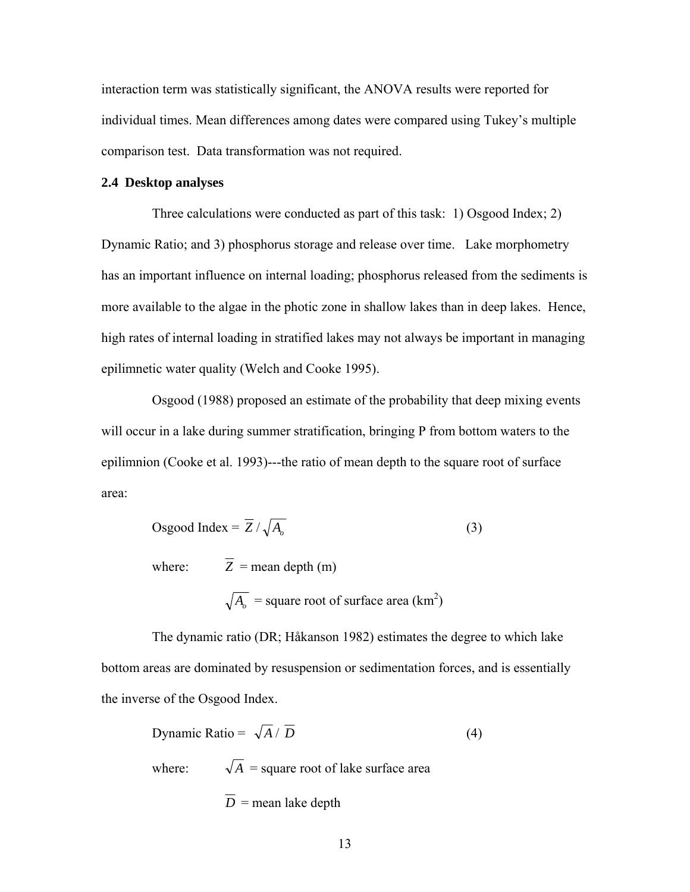interaction term was statistically significant, the ANOVA results were reported for individual times. Mean differences among dates were compared using Tukey's multiple comparison test. Data transformation was not required.

### 2.4 Desktop analyses

Three calculations were conducted as part of this task: 1) Osgood Index; 2) Dynamic Ratio; and 3) phosphorus storage and release over time. Lake morphometry has an important influence on internal loading; phosphorus released from the sediments is more available to the algae in the photic zone in shallow lakes than in deep lakes. Hence, high rates of internal loading in stratified lakes may not always be important in managing epilimnetic water quality (Welch and Cooke 1995).

Osgood (1988) proposed an estimate of the probability that deep mixing events will occur in a lake during summer stratification, bringing P from bottom waters to the epilimnion (Cooke et al. 1993)---the ratio of mean depth to the square root of surface area:

$$\text{Osgood Index} = \overline{Z} / \sqrt{A_o} \qquad (3)$$

where: $\overline{Z}$ = mean depth (m)

$\sqrt{A_o}$ = square root of surface area ($km^2$)

The dynamic ratio (DR; Håkanson 1982) estimates the degree to which lake bottom areas are dominated by resuspension or sedimentation forces, and is essentially the inverse of the Osgood Index.

$$\text{Dynamic Ratio} = \sqrt{A} / \overline{D} \qquad (4)$$

where: $\sqrt{A}$ = square root of lake surface area

$\overline{D}$ = mean lake depth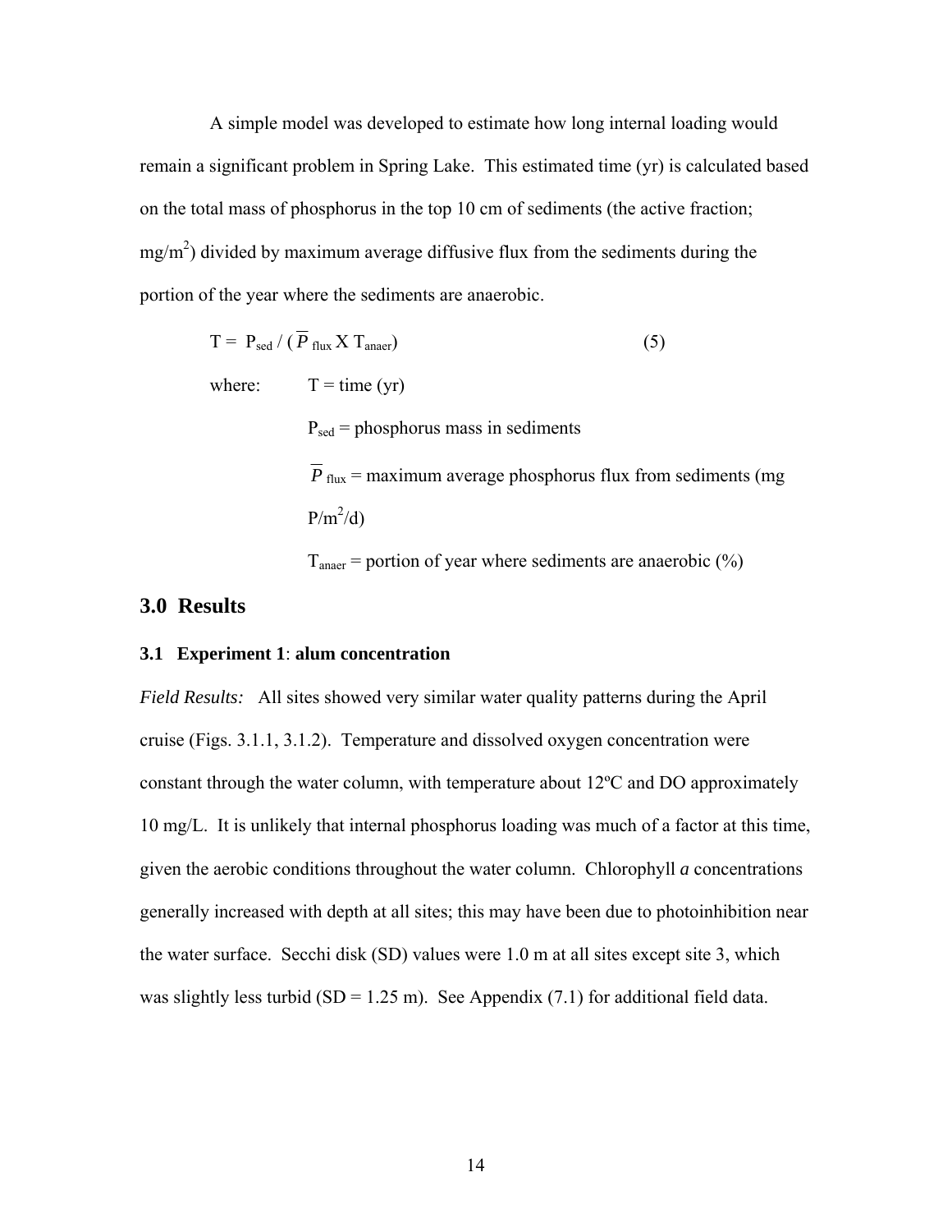A simple model was developed to estimate how long internal loading would remain a significant problem in Spring Lake. This estimated time (yr) is calculated based on the total mass of phosphorus in the top 10 cm of sediments (the active fraction; mg/m$^2$) divided by maximum average diffusive flux from the sediments during the portion of the year where the sediments are anaerobic.

$$T = P_{sed} / (\overline{P}_{flux} \times T_{anaer}) \qquad (5)$$

where: $T$ = time (yr)

$P_{sed}$ = phosphorus mass in sediments

$\overline{P}_{flux}$ = maximum average phosphorus flux from sediments (mg P/m$^2$/d)

$T_{anaer}$ = portion of year where sediments are anaerobic (%)

## 3.0 Results

### 3.1 Experiment 1: alum concentration

*Field Results:* All sites showed very similar water quality patterns during the April cruise (Figs. 3.1.1, 3.1.2). Temperature and dissolved oxygen concentration were constant through the water column, with temperature about 12ºC and DO approximately 10 mg/L. It is unlikely that internal phosphorus loading was much of a factor at this time, given the aerobic conditions throughout the water column. Chlorophyll ***a*** concentrations generally increased with depth at all sites; this may have been due to photoinhibition near the water surface. Secchi disk (SD) values were 1.0 m at all sites except site 3, which was slightly less turbid (SD = 1.25 m). See Appendix (7.1) for additional field data.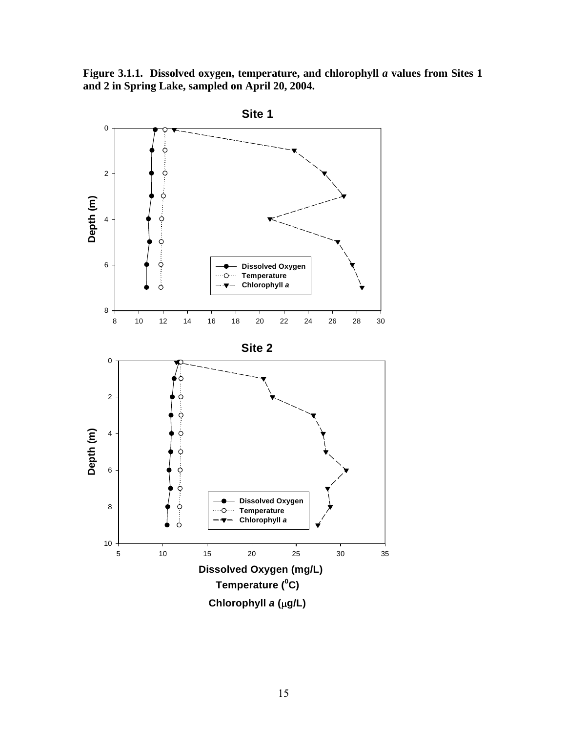**Figure 3.1.1. Dissolved oxygen, temperature, and chlorophyll *a* values from Sites 1 and 2 in Spring Lake, sampled on April 20, 2004.**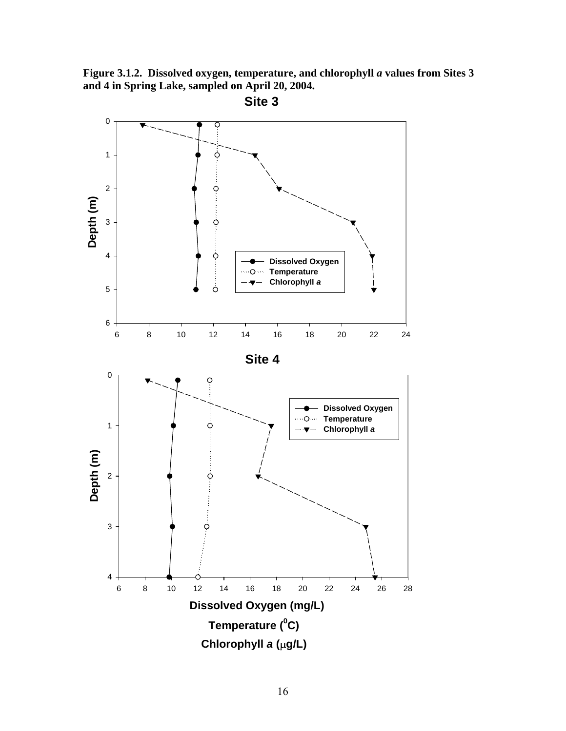**Figure 3.1.2. Dissolved oxygen, temperature, and chlorophyll *a* values from Sites 3 and 4 in Spring Lake, sampled on April 20, 2004.**

**Site 3**

**Site 4**

Depth (m)

Dissolved Oxygen (mg/L)

Temperature ($^0$C)

Chlorophyll *a* ($\mu$g/L)

Legend: Dissolved Oxygen; Temperature; Chlorophyll *a*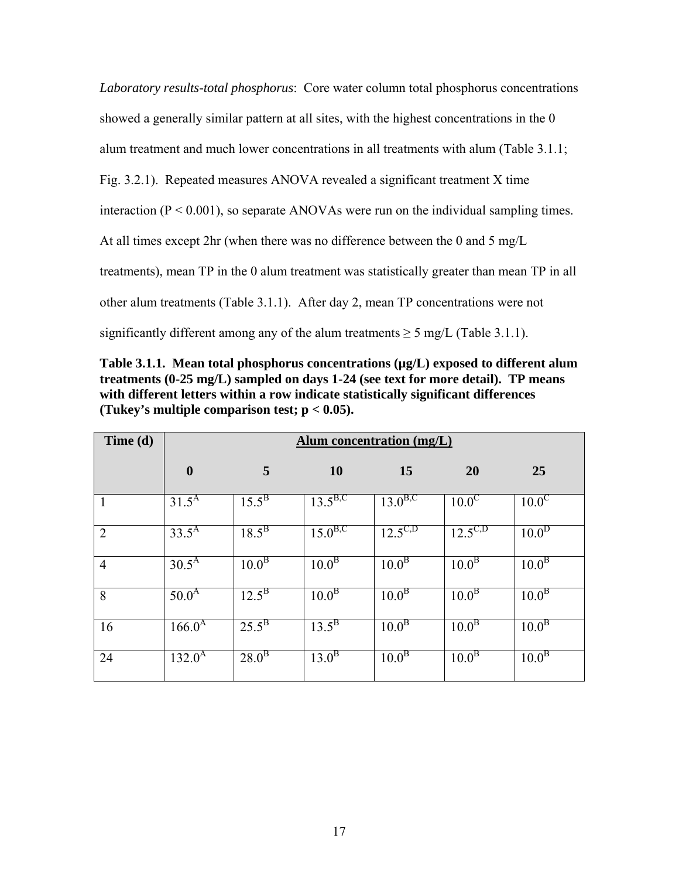*Laboratory results-total phosphorus*: Core water column total phosphorus concentrations showed a generally similar pattern at all sites, with the highest concentrations in the 0 alum treatment and much lower concentrations in all treatments with alum (Table 3.1.1; Fig. 3.2.1). Repeated measures ANOVA revealed a significant treatment X time interaction ($P < 0.001$), so separate ANOVAs were run on the individual sampling times. At all times except 2hr (when there was no difference between the 0 and 5 mg/L treatments), mean TP in the 0 alum treatment was statistically greater than mean TP in all other alum treatments (Table 3.1.1). After day 2, mean TP concentrations were not significantly different among any of the alum treatments ≥ 5 mg/L (Table 3.1.1).

**Table 3.1.1. Mean total phosphorus concentrations (µg/L) exposed to different alum treatments (0-25 mg/L) sampled on days 1-24 (see text for more detail). TP means with different letters within a row indicate statistically significant differences (Tukey's multiple comparison test; $p < 0.05$).**

| Time (d) | Alum concentration (mg/L) | | | | | |
|---|---|---|---|---|---|---|
| | 0 | 5 | 10 | 15 | 20 | 25 |
| 1 | $31.5^{A}$ | $15.5^{B}$ | $13.5^{B,C}$ | $13.0^{B,C}$ | $10.0^{C}$ | $10.0^{C}$ |
| 2 | $33.5^{A}$ | $18.5^{B}$ | $15.0^{B,C}$ | $12.5^{C,D}$ | $12.5^{C,D}$ | $10.0^{D}$ |
| 4 | $30.5^{A}$ | $10.0^{B}$ | $10.0^{B}$ | $10.0^{B}$ | $10.0^{B}$ | $10.0^{B}$ |
| 8 | $50.0^{A}$ | $12.5^{B}$ | $10.0^{B}$ | $10.0^{B}$ | $10.0^{B}$ | $10.0^{B}$ |
| 16 | $166.0^{A}$ | $25.5^{B}$ | $13.5^{B}$ | $10.0^{B}$ | $10.0^{B}$ | $10.0^{B}$ |
| 24 | $132.0^{A}$ | $28.0^{B}$ | $13.0^{B}$ | $10.0^{B}$ | $10.0^{B}$ | $10.0^{B}$ |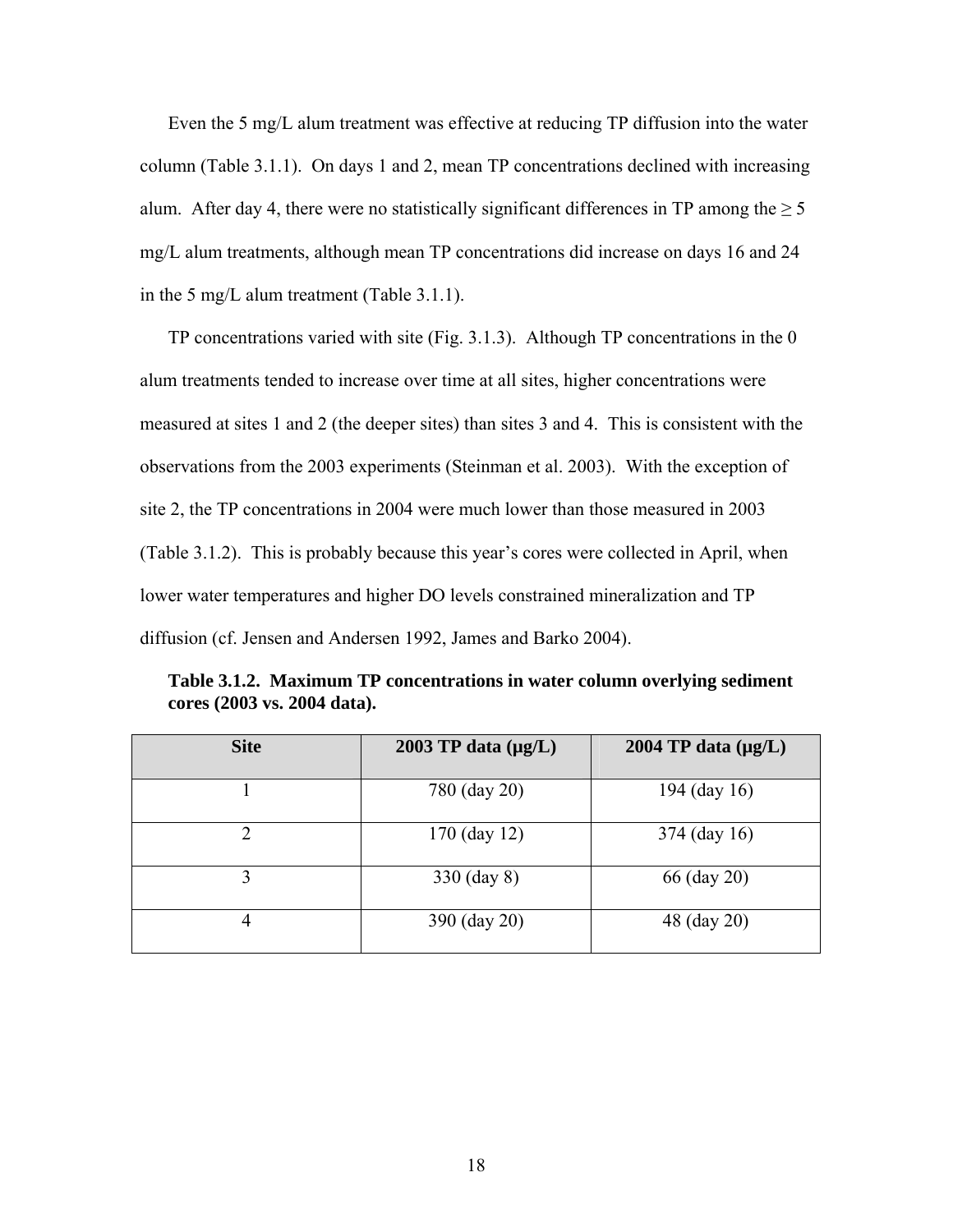Even the 5 mg/L alum treatment was effective at reducing TP diffusion into the water column (Table 3.1.1). On days 1 and 2, mean TP concentrations declined with increasing alum. After day 4, there were no statistically significant differences in TP among the ≥ 5 mg/L alum treatments, although mean TP concentrations did increase on days 16 and 24 in the 5 mg/L alum treatment (Table 3.1.1).

TP concentrations varied with site (Fig. 3.1.3). Although TP concentrations in the 0 alum treatments tended to increase over time at all sites, higher concentrations were measured at sites 1 and 2 (the deeper sites) than sites 3 and 4. This is consistent with the observations from the 2003 experiments (Steinman et al. 2003). With the exception of site 2, the TP concentrations in 2004 were much lower than those measured in 2003 (Table 3.1.2). This is probably because this year's cores were collected in April, when lower water temperatures and higher DO levels constrained mineralization and TP diffusion (cf. Jensen and Andersen 1992, James and Barko 2004).

**Table 3.1.2. Maximum TP concentrations in water column overlying sediment cores (2003 vs. 2004 data).**

| Site | 2003 TP data (μg/L) | 2004 TP data (μg/L) |
|---|---|---|
| 1 | 780 (day 20) | 194 (day 16) |
| 2 | 170 (day 12) | 374 (day 16) |
| 3 | 330 (day 8) | 66 (day 20) |
| 4 | 390 (day 20) | 48 (day 20) |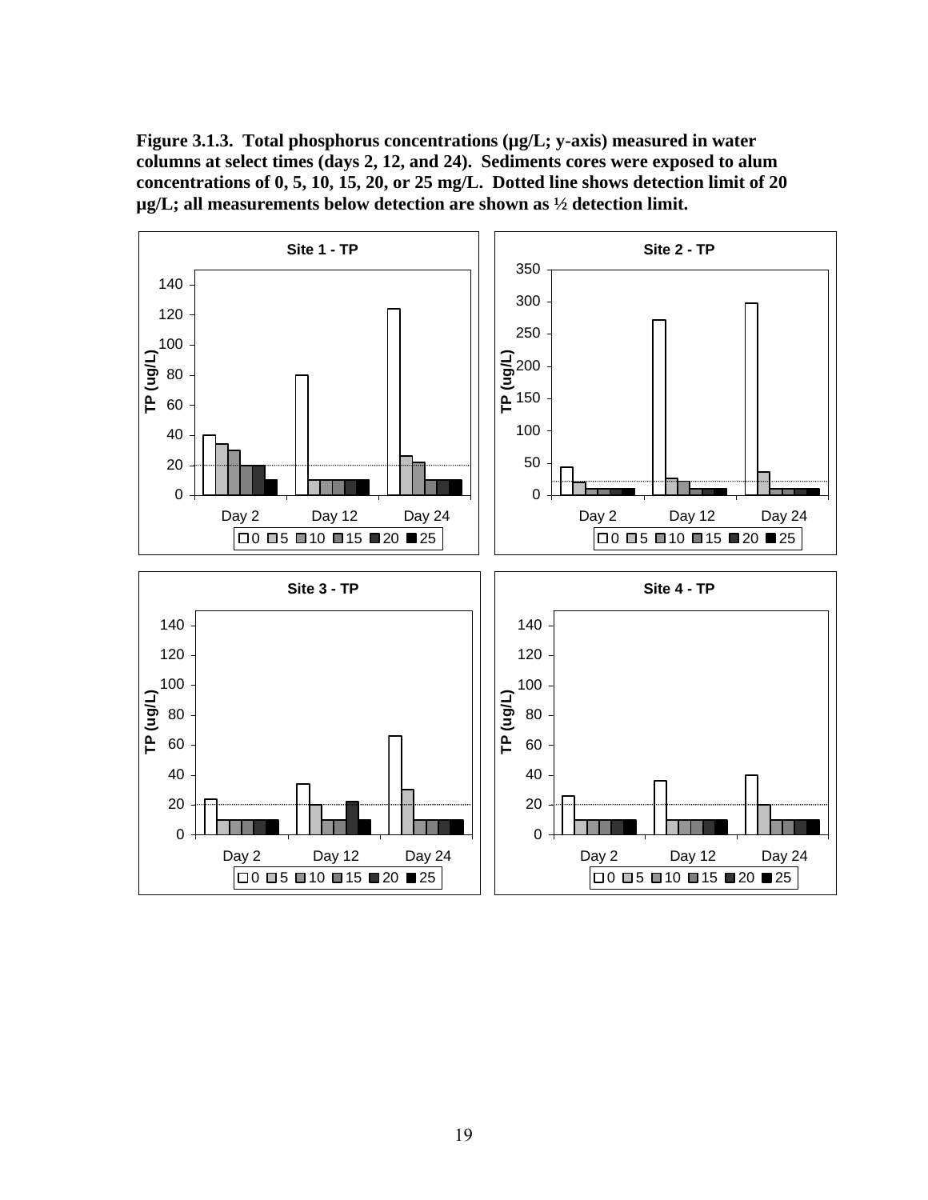**Figure 3.1.3. Total phosphorus concentrations (µg/L; y-axis) measured in water columns at select times (days 2, 12, and 24). Sediments cores were exposed to alum concentrations of 0, 5, 10, 15, 20, or 25 mg/L. Dotted line shows detection limit of 20 µg/L; all measurements below detection are shown as ½ detection limit.**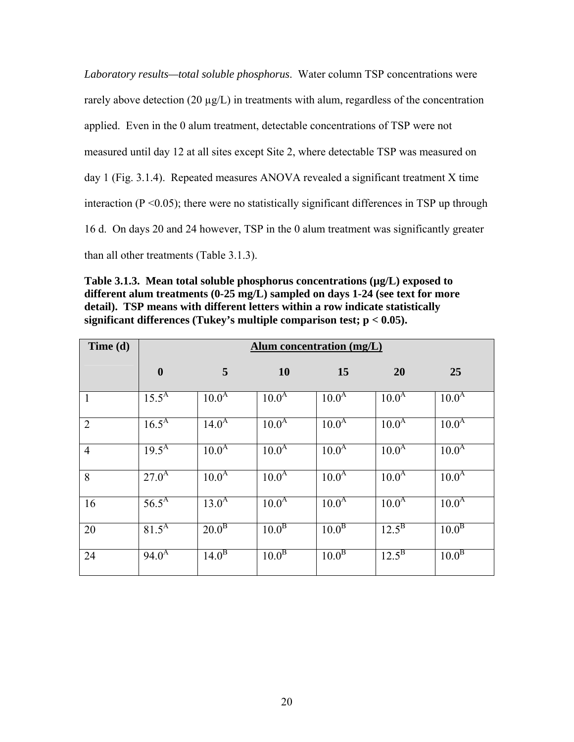*Laboratory results—total soluble phosphorus*. Water column TSP concentrations were rarely above detection (20 µg/L) in treatments with alum, regardless of the concentration applied. Even in the 0 alum treatment, detectable concentrations of TSP were not measured until day 12 at all sites except Site 2, where detectable TSP was measured on day 1 (Fig. 3.1.4). Repeated measures ANOVA revealed a significant treatment X time interaction ($P < 0.05$); there were no statistically significant differences in TSP up through 16 d. On days 20 and 24 however, TSP in the 0 alum treatment was significantly greater than all other treatments (Table 3.1.3).

**Table 3.1.3. Mean total soluble phosphorus concentrations (µg/L) exposed to different alum treatments (0-25 mg/L) sampled on days 1-24 (see text for more detail). TSP means with different letters within a row indicate statistically significant differences (Tukey's multiple comparison test; p < 0.05).**

| Time (d) | Alum concentration (mg/L) | | | | | |
|---|---|---|---|---|---|---|
| | 0 | 5 | 10 | 15 | 20 | 25 |
| 1 | $15.5^{A}$ | $10.0^{A}$ | $10.0^{A}$ | $10.0^{A}$ | $10.0^{A}$ | $10.0^{A}$ |
| 2 | $16.5^{A}$ | $14.0^{A}$ | $10.0^{A}$ | $10.0^{A}$ | $10.0^{A}$ | $10.0^{A}$ |
| 4 | $19.5^{A}$ | $10.0^{A}$ | $10.0^{A}$ | $10.0^{A}$ | $10.0^{A}$ | $10.0^{A}$ |
| 8 | $27.0^{A}$ | $10.0^{A}$ | $10.0^{A}$ | $10.0^{A}$ | $10.0^{A}$ | $10.0^{A}$ |
| 16 | $56.5^{A}$ | $13.0^{A}$ | $10.0^{A}$ | $10.0^{A}$ | $10.0^{A}$ | $10.0^{A}$ |
| 20 | $81.5^{A}$ | $20.0^{B}$ | $10.0^{B}$ | $10.0^{B}$ | $12.5^{B}$ | $10.0^{B}$ |
| 24 | $94.0^{A}$ | $14.0^{B}$ | $10.0^{B}$ | $10.0^{B}$ | $12.5^{B}$ | $10.0^{B}$ |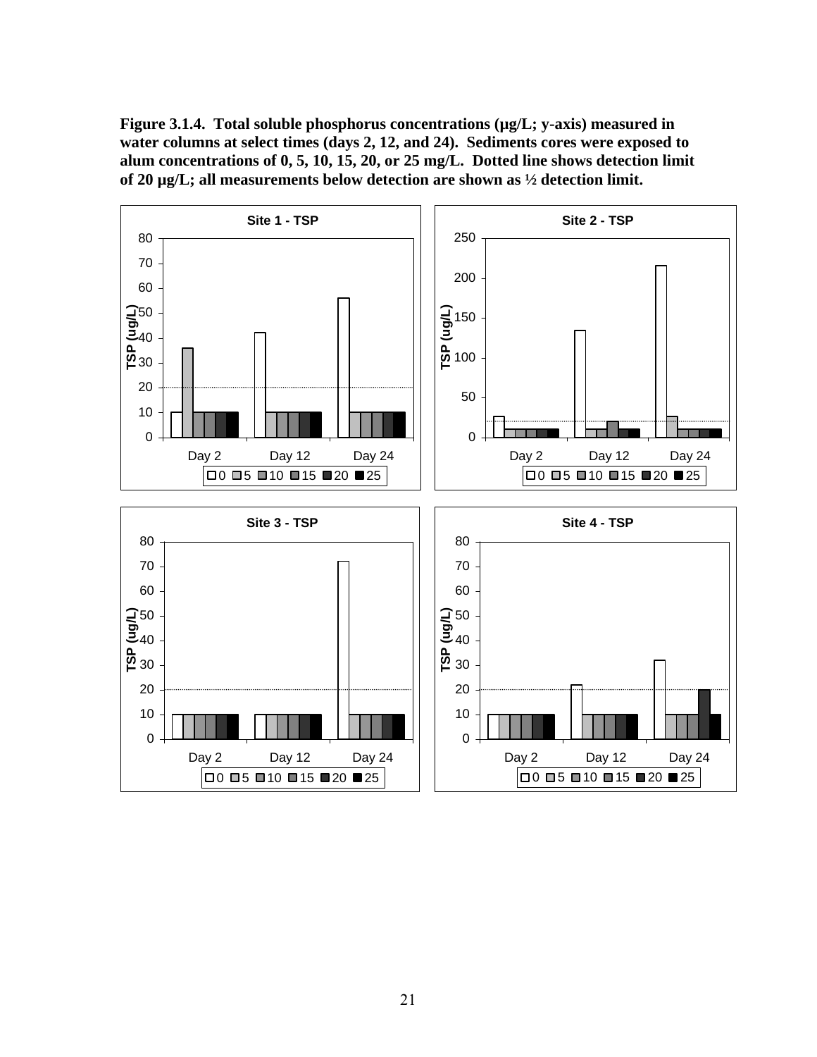**Figure 3.1.4. Total soluble phosphorus concentrations (μg/L; y-axis) measured in water columns at select times (days 2, 12, and 24). Sediments cores were exposed to alum concentrations of 0, 5, 10, 15, 20, or 25 mg/L. Dotted line shows detection limit of 20 μg/L; all measurements below detection are shown as ½ detection limit.**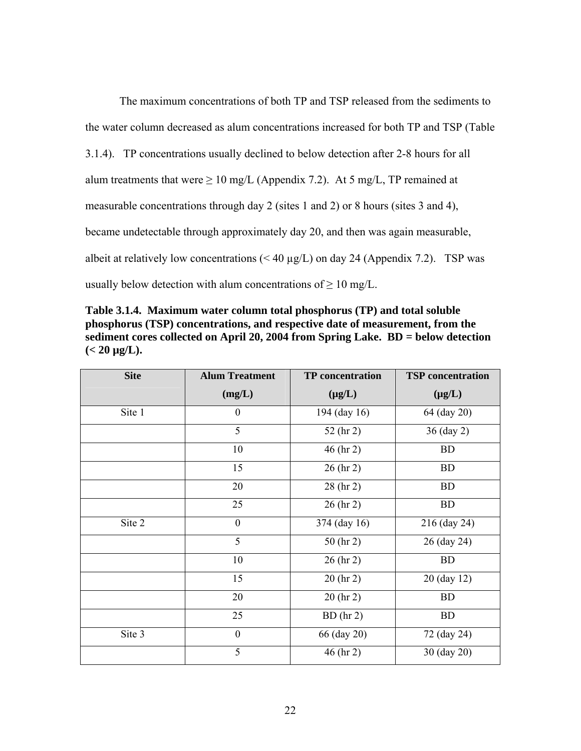The maximum concentrations of both TP and TSP released from the sediments to the water column decreased as alum concentrations increased for both TP and TSP (Table 3.1.4). TP concentrations usually declined to below detection after 2-8 hours for all alum treatments that were ≥ 10 mg/L (Appendix 7.2). At 5 mg/L, TP remained at measurable concentrations through day 2 (sites 1 and 2) or 8 hours (sites 3 and 4), became undetectable through approximately day 20, and then was again measurable, albeit at relatively low concentrations (< 40 μg/L) on day 24 (Appendix 7.2). TSP was usually below detection with alum concentrations of ≥ 10 mg/L.

**Table 3.1.4. Maximum water column total phosphorus (TP) and total soluble phosphorus (TSP) concentrations, and respective date of measurement, from the sediment cores collected on April 20, 2004 from Spring Lake. BD = below detection (< 20 μg/L).**

| Site | Alum Treatment (mg/L) | TP concentration (μg/L) | TSP concentration (μg/L) |
|---|---|---|---|
| Site 1 | 0 | 194 (day 16) | 64 (day 20) |
| | 5 | 52 (hr 2) | 36 (day 2) |
| | 10 | 46 (hr 2) | BD |
| | 15 | 26 (hr 2) | BD |
| | 20 | 28 (hr 2) | BD |
| | 25 | 26 (hr 2) | BD |
| Site 2 | 0 | 374 (day 16) | 216 (day 24) |
| | 5 | 50 (hr 2) | 26 (day 24) |
| | 10 | 26 (hr 2) | BD |
| | 15 | 20 (hr 2) | 20 (day 12) |
| | 20 | 20 (hr 2) | BD |
| | 25 | BD (hr 2) | BD |
| Site 3 | 0 | 66 (day 20) | 72 (day 24) |
| | 5 | 46 (hr 2) | 30 (day 20) |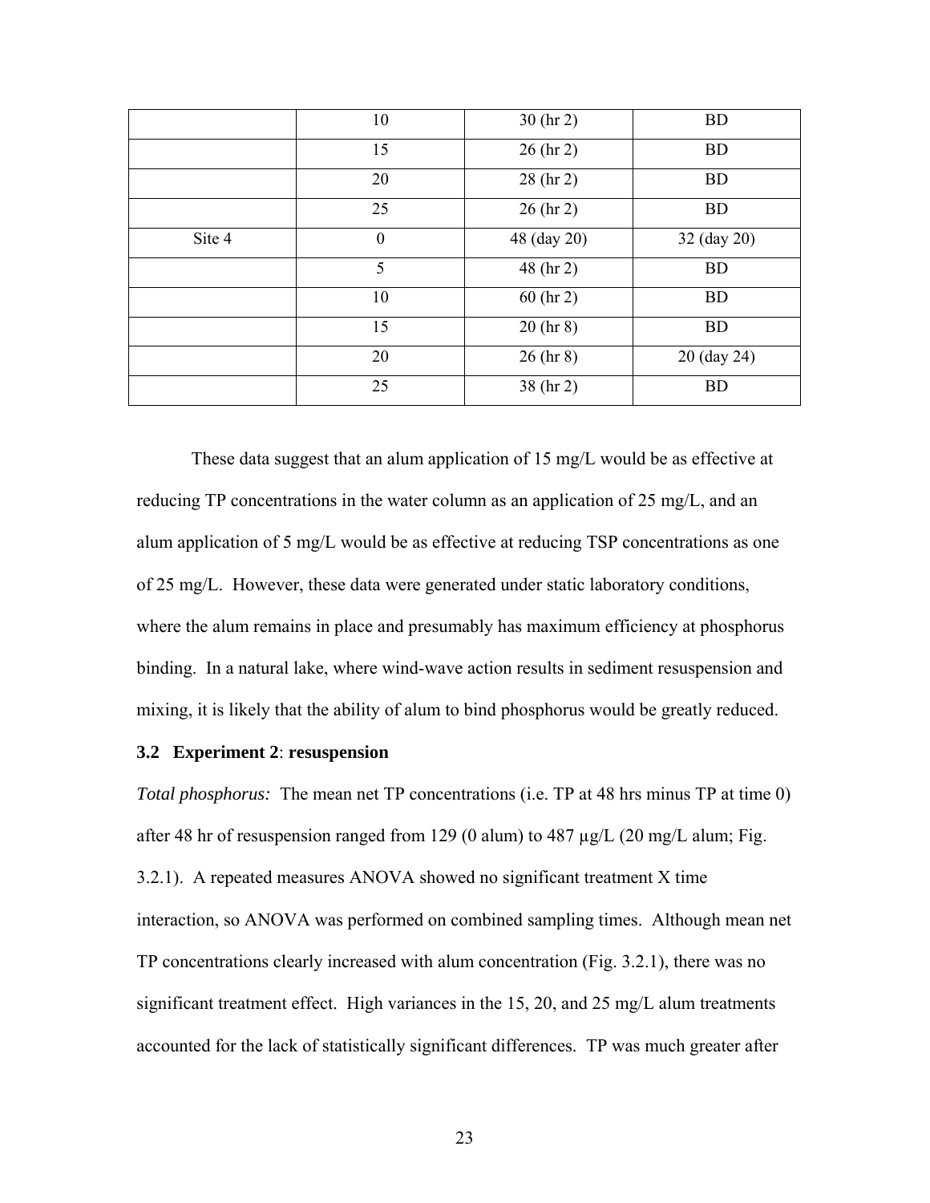| | | | |
|---|---|---|---|
| | 10 | 30 (hr 2) | BD |
| | 15 | 26 (hr 2) | BD |
| | 20 | 28 (hr 2) | BD |
| | 25 | 26 (hr 2) | BD |
| Site 4 | 0 | 48 (day 20) | 32 (day 20) |
| | 5 | 48 (hr 2) | BD |
| | 10 | 60 (hr 2) | BD |
| | 15 | 20 (hr 8) | BD |
| | 20 | 26 (hr 8) | 20 (day 24) |
| | 25 | 38 (hr 2) | BD |

These data suggest that an alum application of 15 mg/L would be as effective at reducing TP concentrations in the water column as an application of 25 mg/L, and an alum application of 5 mg/L would be as effective at reducing TSP concentrations as one of 25 mg/L. However, these data were generated under static laboratory conditions, where the alum remains in place and presumably has maximum efficiency at phosphorus binding. In a natural lake, where wind-wave action results in sediment resuspension and mixing, it is likely that the ability of alum to bind phosphorus would be greatly reduced.

### 3.2 Experiment 2: resuspension

*Total phosphorus:* The mean net TP concentrations (i.e. TP at 48 hrs minus TP at time 0) after 48 hr of resuspension ranged from 129 (0 alum) to 487 µg/L (20 mg/L alum; Fig. 3.2.1). A repeated measures ANOVA showed no significant treatment X time interaction, so ANOVA was performed on combined sampling times. Although mean net TP concentrations clearly increased with alum concentration (Fig. 3.2.1), there was no significant treatment effect. High variances in the 15, 20, and 25 mg/L alum treatments accounted for the lack of statistically significant differences. TP was much greater after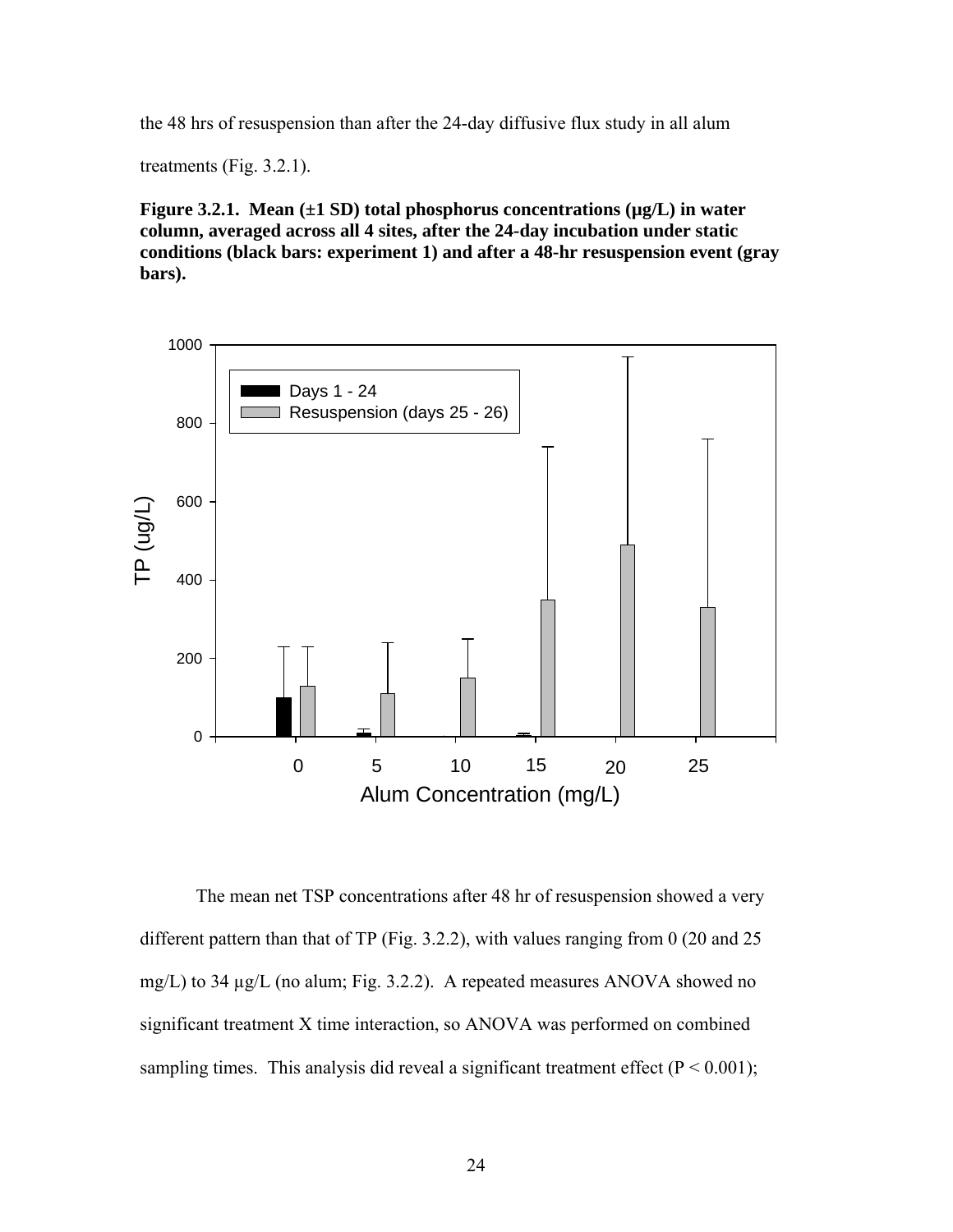the 48 hrs of resuspension than after the 24-day diffusive flux study in all alum treatments (Fig. 3.2.1).

**Figure 3.2.1. Mean (±1 SD) total phosphorus concentrations (µg/L) in water column, averaged across all 4 sites, after the 24-day incubation under static conditions (black bars: experiment 1) and after a 48-hr resuspension event (gray bars).**

The mean net TSP concentrations after 48 hr of resuspension showed a very different pattern than that of TP (Fig. 3.2.2), with values ranging from 0 (20 and 25 mg/L) to 34 µg/L (no alum; Fig. 3.2.2). A repeated measures ANOVA showed no significant treatment X time interaction, so ANOVA was performed on combined sampling times. This analysis did reveal a significant treatment effect ($P < 0.001$);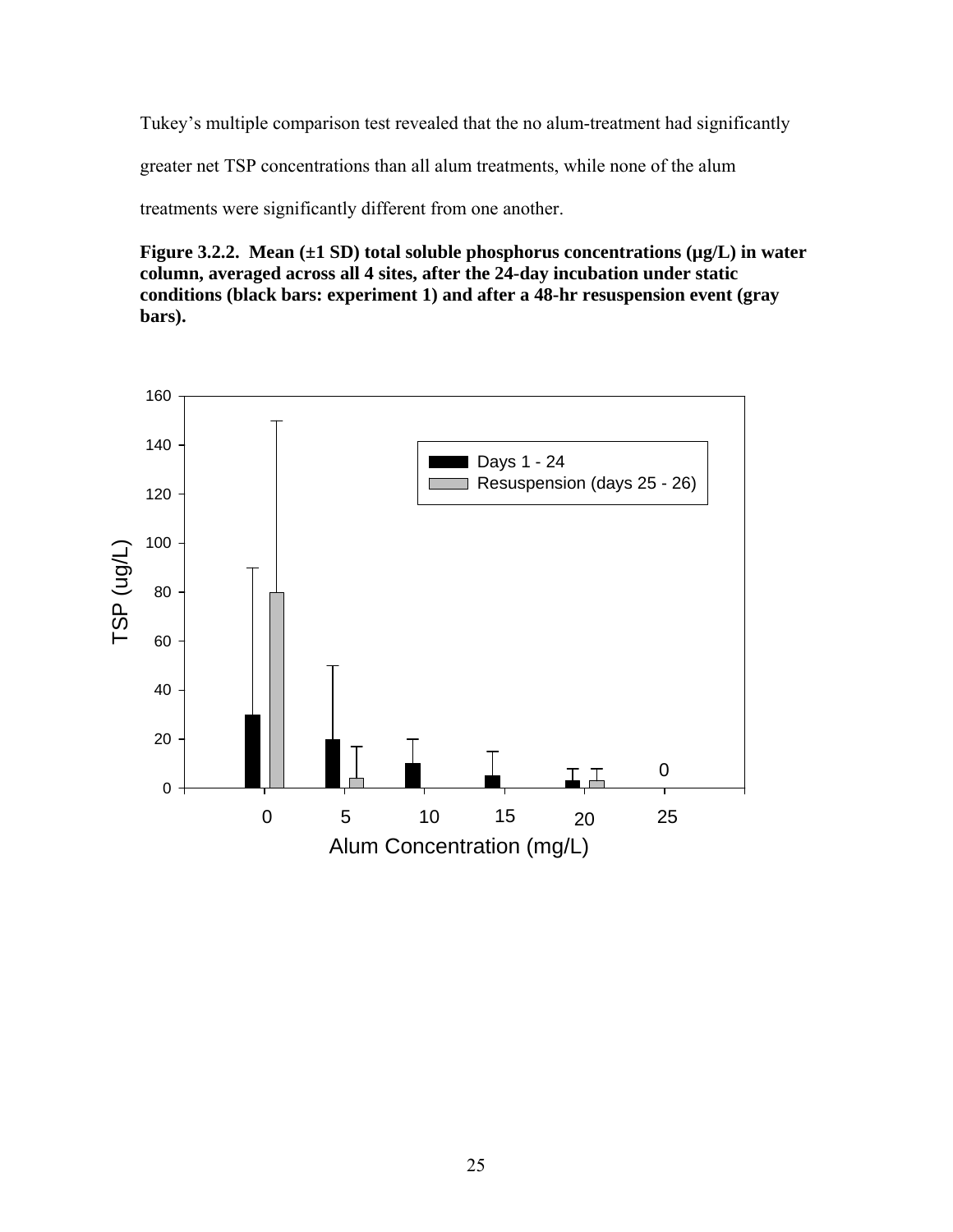Tukey's multiple comparison test revealed that the no alum-treatment had significantly greater net TSP concentrations than all alum treatments, while none of the alum treatments were significantly different from one another.

**Figure 3.2.2. Mean (±1 SD) total soluble phosphorus concentrations (μg/L) in water column, averaged across all 4 sites, after the 24-day incubation under static conditions (black bars: experiment 1) and after a 48-hr resuspension event (gray bars).**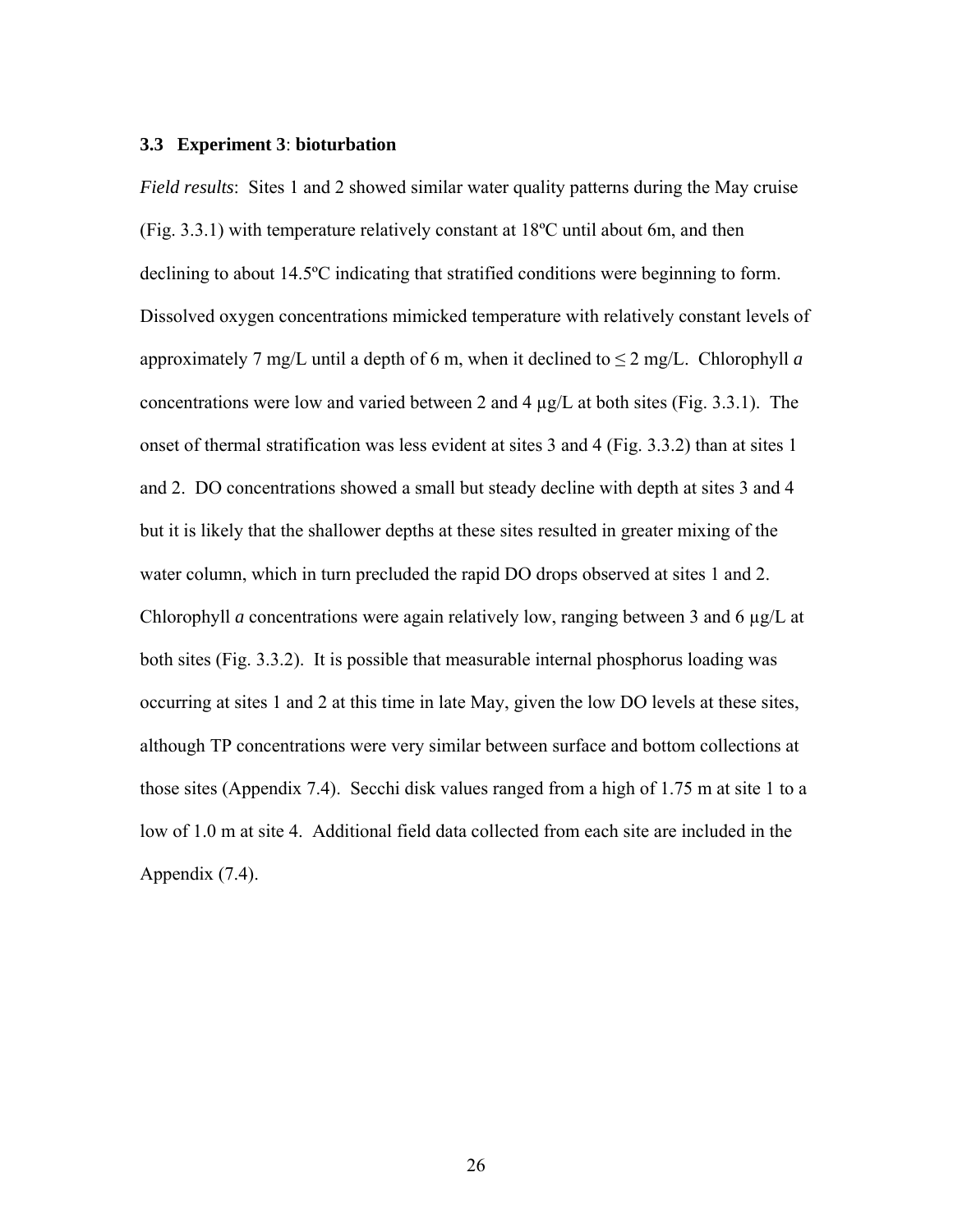### 3.3 Experiment 3: bioturbation

*Field results*: Sites 1 and 2 showed similar water quality patterns during the May cruise (Fig. 3.3.1) with temperature relatively constant at 18ºC until about 6m, and then declining to about 14.5ºC indicating that stratified conditions were beginning to form. Dissolved oxygen concentrations mimicked temperature with relatively constant levels of approximately 7 mg/L until a depth of 6 m, when it declined to ≤ 2 mg/L. Chlorophyll *a* concentrations were low and varied between 2 and 4 µg/L at both sites (Fig. 3.3.1). The onset of thermal stratification was less evident at sites 3 and 4 (Fig. 3.3.2) than at sites 1 and 2. DO concentrations showed a small but steady decline with depth at sites 3 and 4 but it is likely that the shallower depths at these sites resulted in greater mixing of the water column, which in turn precluded the rapid DO drops observed at sites 1 and 2. Chlorophyll *a* concentrations were again relatively low, ranging between 3 and 6 µg/L at both sites (Fig. 3.3.2). It is possible that measurable internal phosphorus loading was occurring at sites 1 and 2 at this time in late May, given the low DO levels at these sites, although TP concentrations were very similar between surface and bottom collections at those sites (Appendix 7.4). Secchi disk values ranged from a high of 1.75 m at site 1 to a low of 1.0 m at site 4. Additional field data collected from each site are included in the Appendix (7.4).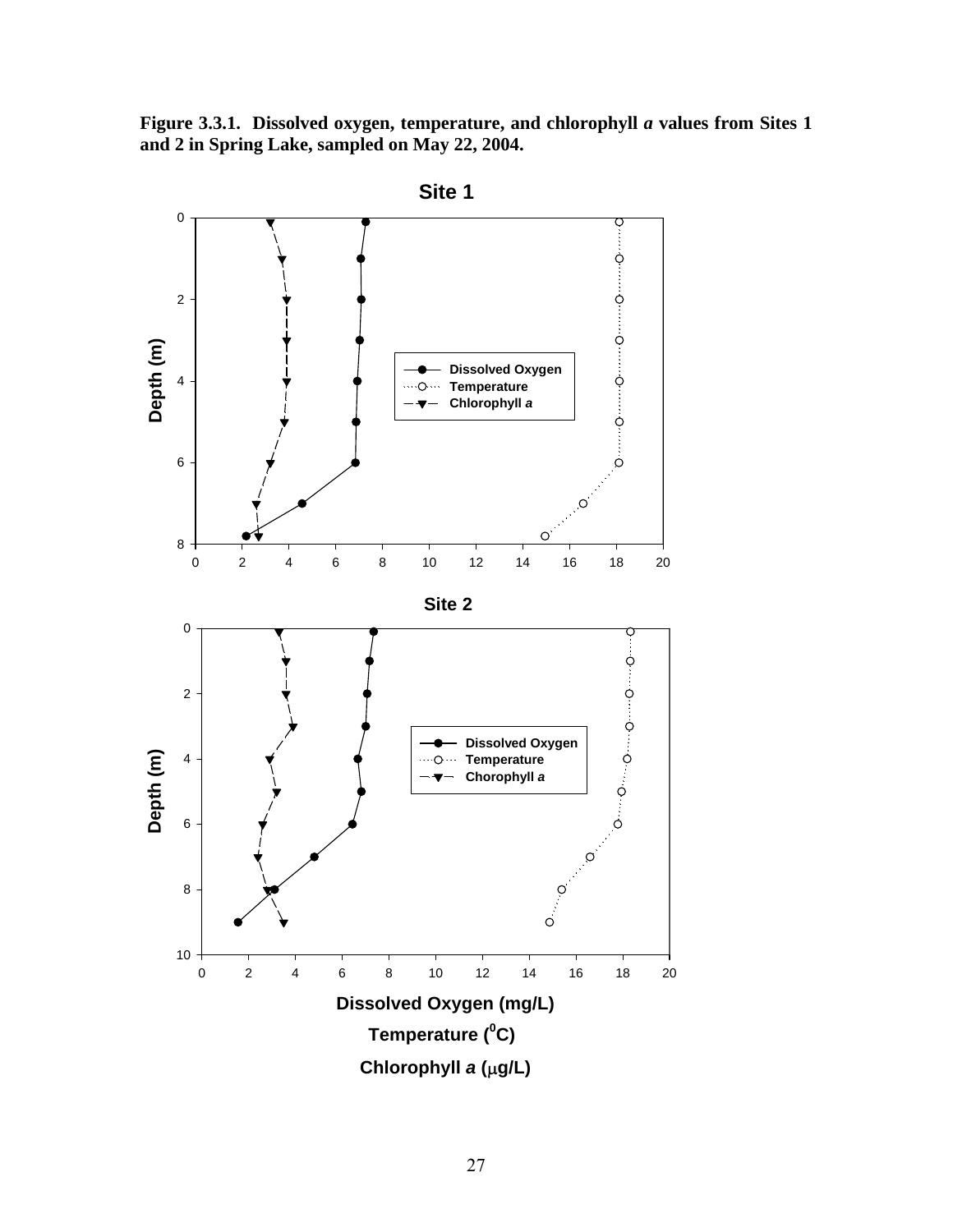**Figure 3.3.1. Dissolved oxygen, temperature, and chlorophyll *a* values from Sites 1 and 2 in Spring Lake, sampled on May 22, 2004.**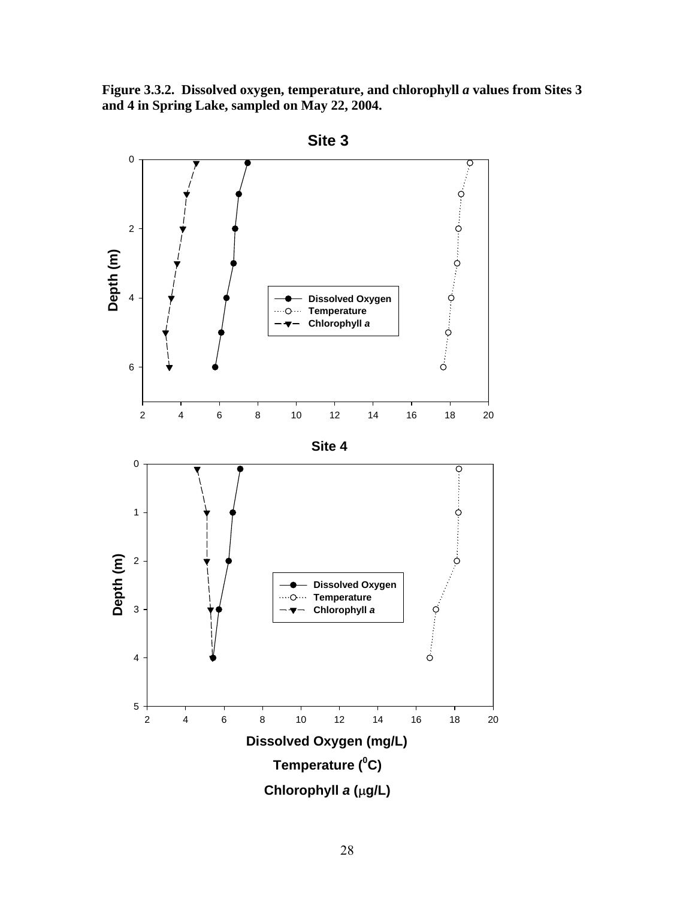**Figure 3.3.2. Dissolved oxygen, temperature, and chlorophyll *a* values from Sites 3 and 4 in Spring Lake, sampled on May 22, 2004.**

**Site 3**

**Site 4**

Depth (m)

Dissolved Oxygen

Temperature

Chlorophyll *a*

Dissolved Oxygen (mg/L)

Temperature ($^0$C)

Chlorophyll *a* ($\mu$g/L)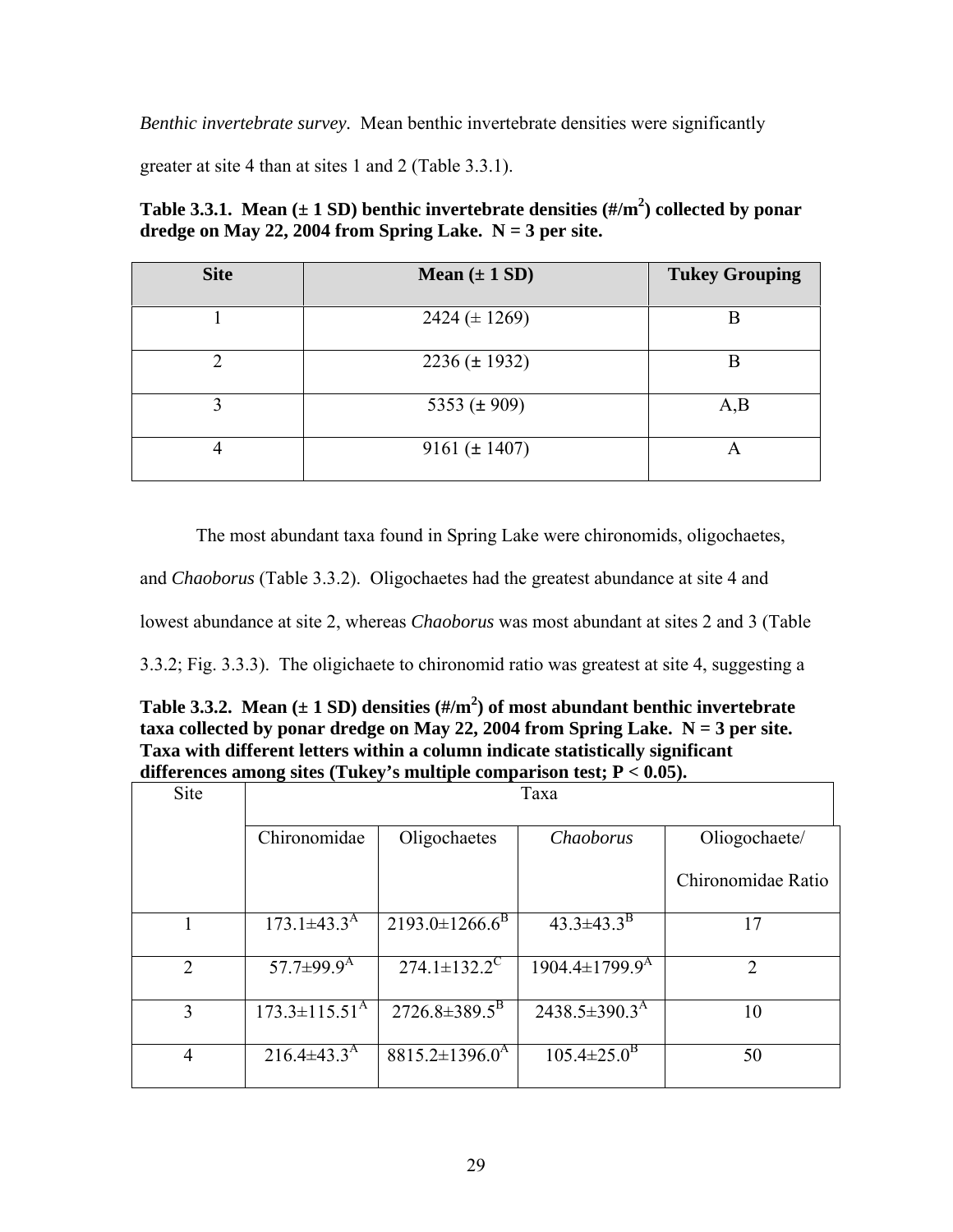*Benthic invertebrate survey.* Mean benthic invertebrate densities were significantly greater at site 4 than at sites 1 and 2 (Table 3.3.1).

**Table 3.3.1. Mean (± 1 SD) benthic invertebrate densities (#/$m^2$) collected by ponar dredge on May 22, 2004 from Spring Lake. N = 3 per site.**

| Site | Mean (± 1 SD) | Tukey Grouping |
|---|---|---|
| 1 | 2424 (± 1269) | B |
| 2 | 2236 (± 1932) | B |
| 3 | 5353 (± 909) | A,B |
| 4 | 9161 (± 1407) | A |

The most abundant taxa found in Spring Lake were chironomids, oligochaetes, and *Chaoborus* (Table 3.3.2). Oligochaetes had the greatest abundance at site 4 and lowest abundance at site 2, whereas *Chaoborus* was most abundant at sites 2 and 3 (Table 3.3.2; Fig. 3.3.3). The oligichaete to chironomid ratio was greatest at site 4, suggesting a

**Table 3.3.2. Mean (± 1 SD) densities (#/$m^2$) of most abundant benthic invertebrate taxa collected by ponar dredge on May 22, 2004 from Spring Lake. N = 3 per site. Taxa with different letters within a column indicate statistically significant differences among sites (Tukey's multiple comparison test; $P < 0.05$).**

| Site | Taxa | | | |
|---|---|---|---|---|
| | Chironomidae | Oligochaetes | *Chaoborus* | Oliogochaete/ Chironomidae Ratio |
| 1 | $173.1 \pm 43.3^{A}$ | $2193.0 \pm 1266.6^{B}$ | $43.3 \pm 43.3^{B}$ | 17 |
| 2 | $57.7 \pm 99.9^{A}$ | $274.1 \pm 132.2^{C}$ | $1904.4 \pm 1799.9^{A}$ | 2 |
| 3 | $173.3 \pm 115.51^{A}$ | $2726.8 \pm 389.5^{B}$ | $2438.5 \pm 390.3^{A}$ | 10 |
| 4 | $216.4 \pm 43.3^{A}$ | $8815.2 \pm 1396.0^{A}$ | $105.4 \pm 25.0^{B}$ | 50 |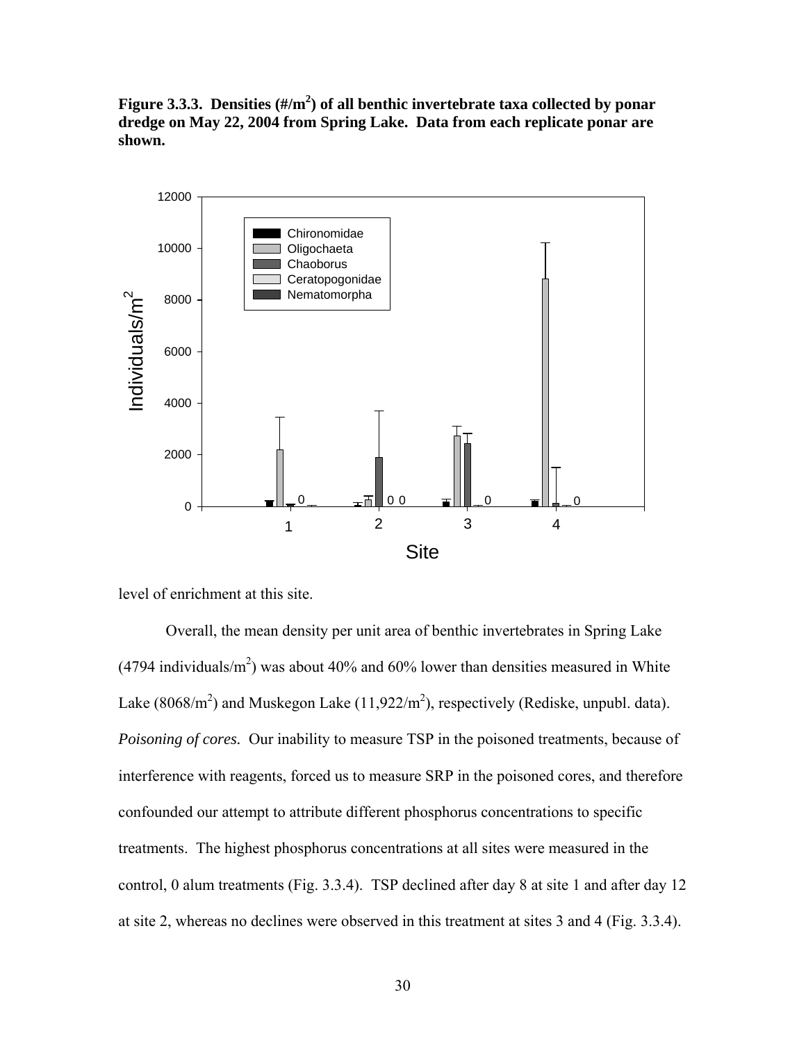**Figure 3.3.3. Densities (#/m$^2$) of all benthic invertebrate taxa collected by ponar dredge on May 22, 2004 from Spring Lake. Data from each replicate ponar are shown.**

level of enrichment at this site.

Overall, the mean density per unit area of benthic invertebrates in Spring Lake (4794 individuals/m$^2$) was about 40% and 60% lower than densities measured in White Lake (8068/m$^2$) and Muskegon Lake (11,922/m$^2$), respectively (Rediske, unpubl. data).

*Poisoning of cores.* Our inability to measure TSP in the poisoned treatments, because of interference with reagents, forced us to measure SRP in the poisoned cores, and therefore confounded our attempt to attribute different phosphorus concentrations to specific treatments. The highest phosphorus concentrations at all sites were measured in the control, 0 alum treatments (Fig. 3.3.4). TSP declined after day 8 at site 1 and after day 12 at site 2, whereas no declines were observed in this treatment at sites 3 and 4 (Fig. 3.3.4).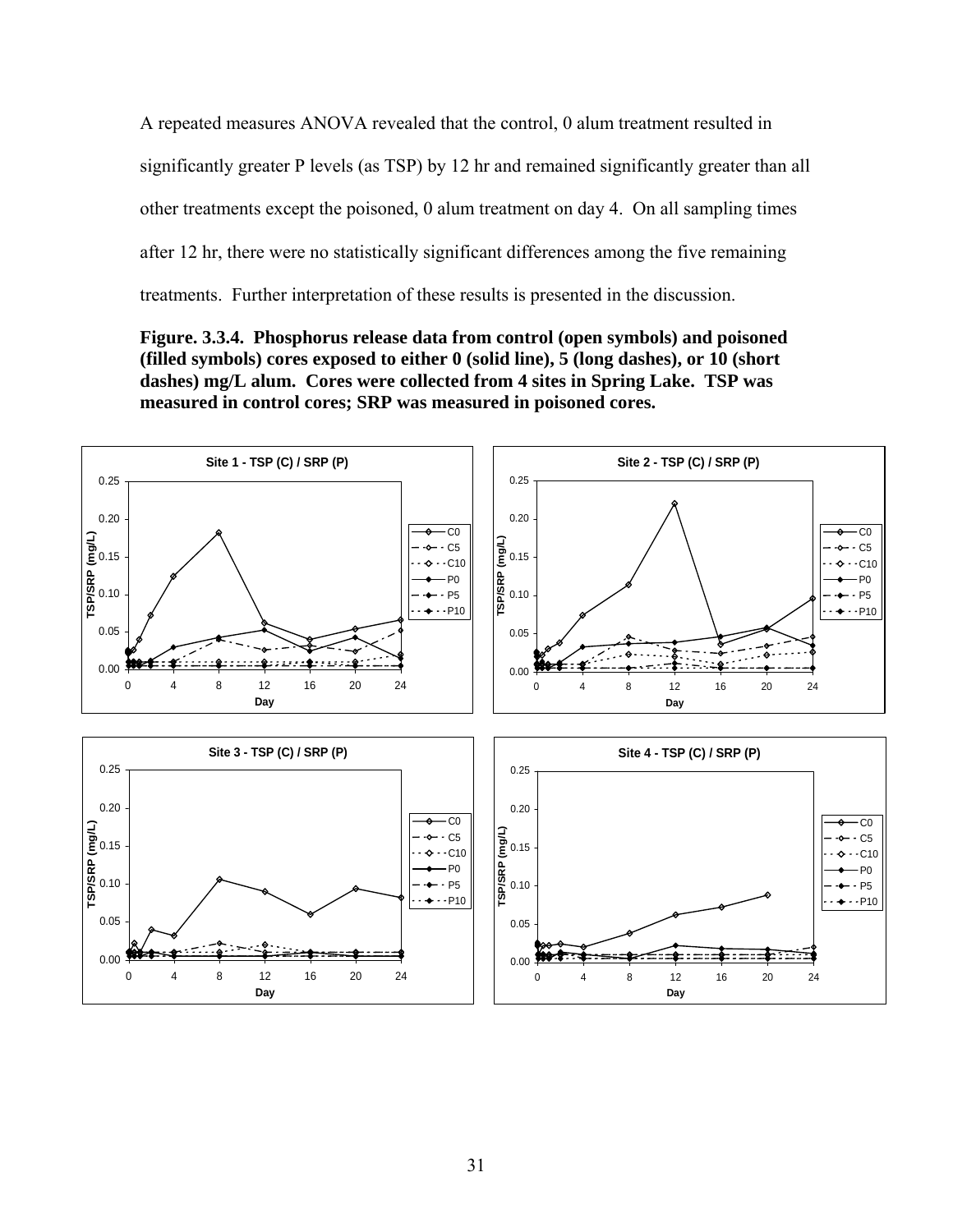A repeated measures ANOVA revealed that the control, 0 alum treatment resulted in significantly greater P levels (as TSP) by 12 hr and remained significantly greater than all other treatments except the poisoned, 0 alum treatment on day 4. On all sampling times after 12 hr, there were no statistically significant differences among the five remaining treatments. Further interpretation of these results is presented in the discussion.

**Figure. 3.3.4. Phosphorus release data from control (open symbols) and poisoned (filled symbols) cores exposed to either 0 (solid line), 5 (long dashes), or 10 (short dashes) mg/L alum. Cores were collected from 4 sites in Spring Lake. TSP was measured in control cores; SRP was measured in poisoned cores.**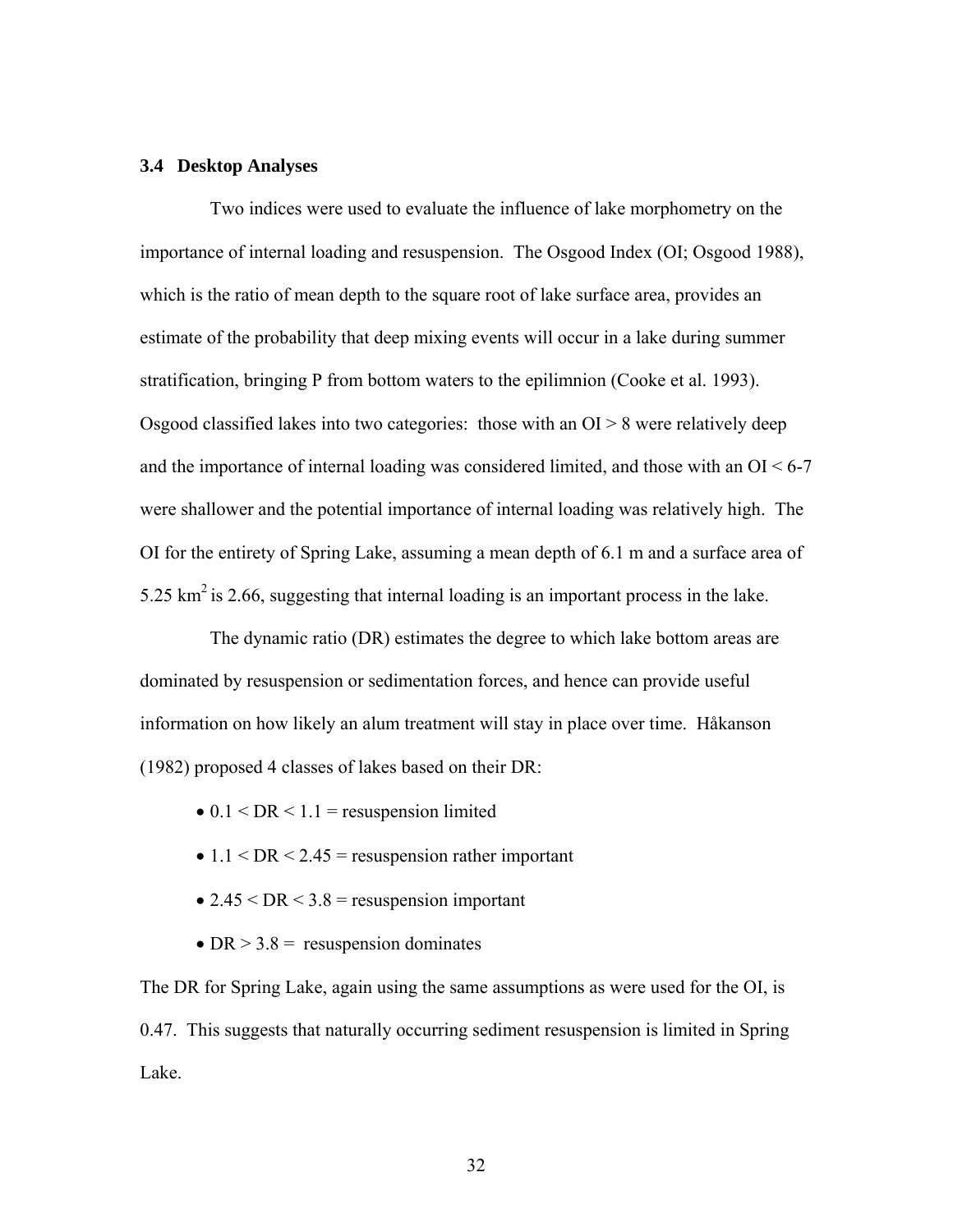### 3.4 Desktop Analyses

Two indices were used to evaluate the influence of lake morphometry on the importance of internal loading and resuspension. The Osgood Index (OI; Osgood 1988), which is the ratio of mean depth to the square root of lake surface area, provides an estimate of the probability that deep mixing events will occur in a lake during summer stratification, bringing P from bottom waters to the epilimnion (Cooke et al. 1993). Osgood classified lakes into two categories: those with an OI > 8 were relatively deep and the importance of internal loading was considered limited, and those with an OI < 6-7 were shallower and the potential importance of internal loading was relatively high. The OI for the entirety of Spring Lake, assuming a mean depth of 6.1 m and a surface area of 5.25 $km^2$ is 2.66, suggesting that internal loading is an important process in the lake.

The dynamic ratio (DR) estimates the degree to which lake bottom areas are dominated by resuspension or sedimentation forces, and hence can provide useful information on how likely an alum treatment will stay in place over time. Håkanson (1982) proposed 4 classes of lakes based on their DR:

- $0.1 < DR < 1.1$ = resuspension limited
- $1.1 < DR < 2.45$ = resuspension rather important
- $2.45 < DR < 3.8$ = resuspension important
- $DR > 3.8$ = resuspension dominates

The DR for Spring Lake, again using the same assumptions as were used for the OI, is 0.47. This suggests that naturally occurring sediment resuspension is limited in Spring Lake.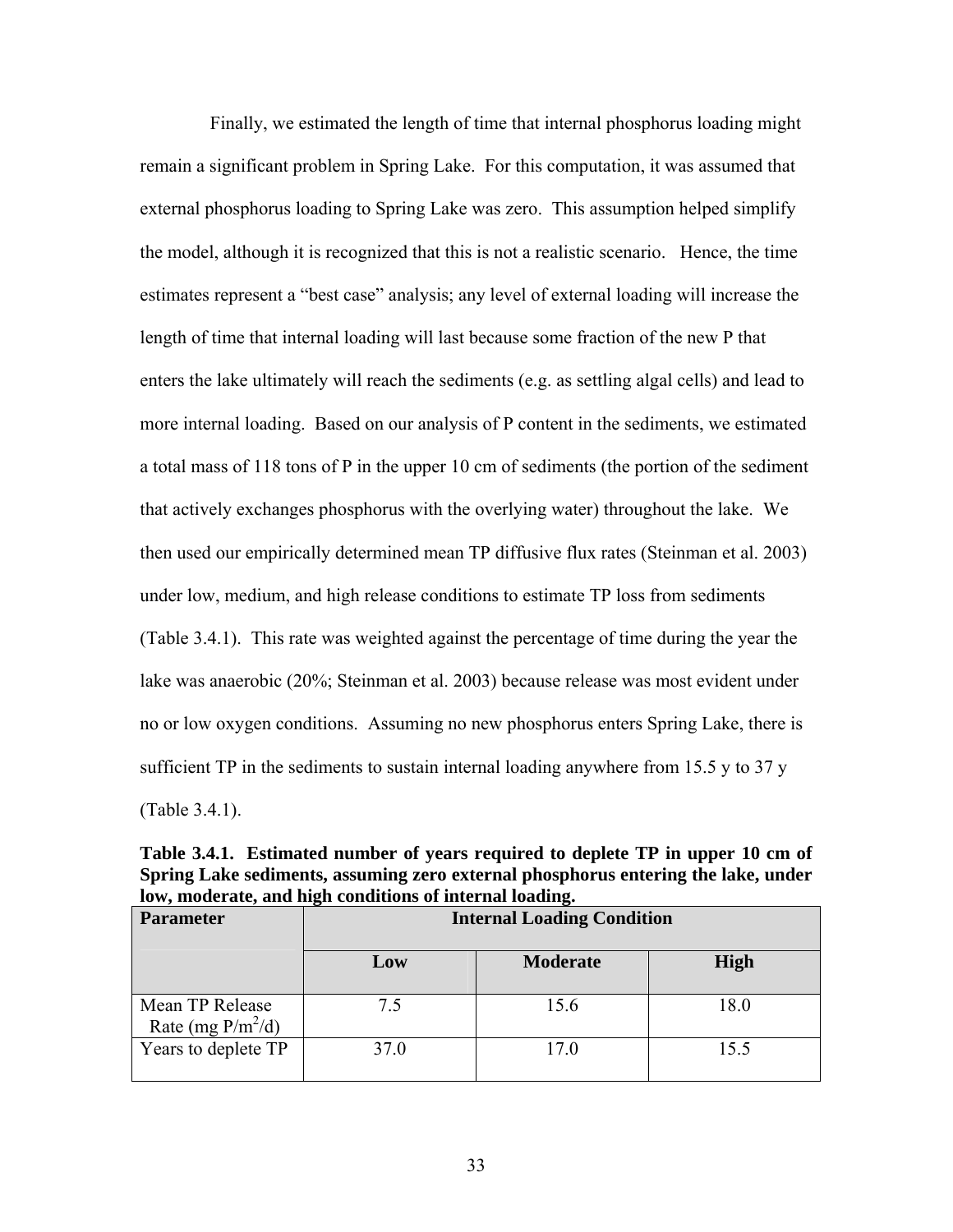Finally, we estimated the length of time that internal phosphorus loading might remain a significant problem in Spring Lake. For this computation, it was assumed that external phosphorus loading to Spring Lake was zero. This assumption helped simplify the model, although it is recognized that this is not a realistic scenario. Hence, the time estimates represent a "best case" analysis; any level of external loading will increase the length of time that internal loading will last because some fraction of the new P that enters the lake ultimately will reach the sediments (e.g. as settling algal cells) and lead to more internal loading. Based on our analysis of P content in the sediments, we estimated a total mass of 118 tons of P in the upper 10 cm of sediments (the portion of the sediment that actively exchanges phosphorus with the overlying water) throughout the lake. We then used our empirically determined mean TP diffusive flux rates (Steinman et al. 2003) under low, medium, and high release conditions to estimate TP loss from sediments (Table 3.4.1). This rate was weighted against the percentage of time during the year the lake was anaerobic (20%; Steinman et al. 2003) because release was most evident under no or low oxygen conditions. Assuming no new phosphorus enters Spring Lake, there is sufficient TP in the sediments to sustain internal loading anywhere from 15.5 y to 37 y (Table 3.4.1).

**Table 3.4.1. Estimated number of years required to deplete TP in upper 10 cm of Spring Lake sediments, assuming zero external phosphorus entering the lake, under low, moderate, and high conditions of internal loading.**

| Parameter | Internal Loading Condition | | |
|---|---|---|---|
| | Low | Moderate | High |
| Mean TP Release Rate (mg P/$m^2$/d) | 7.5 | 15.6 | 18.0 |
| Years to deplete TP | 37.0 | 17.0 | 15.5 |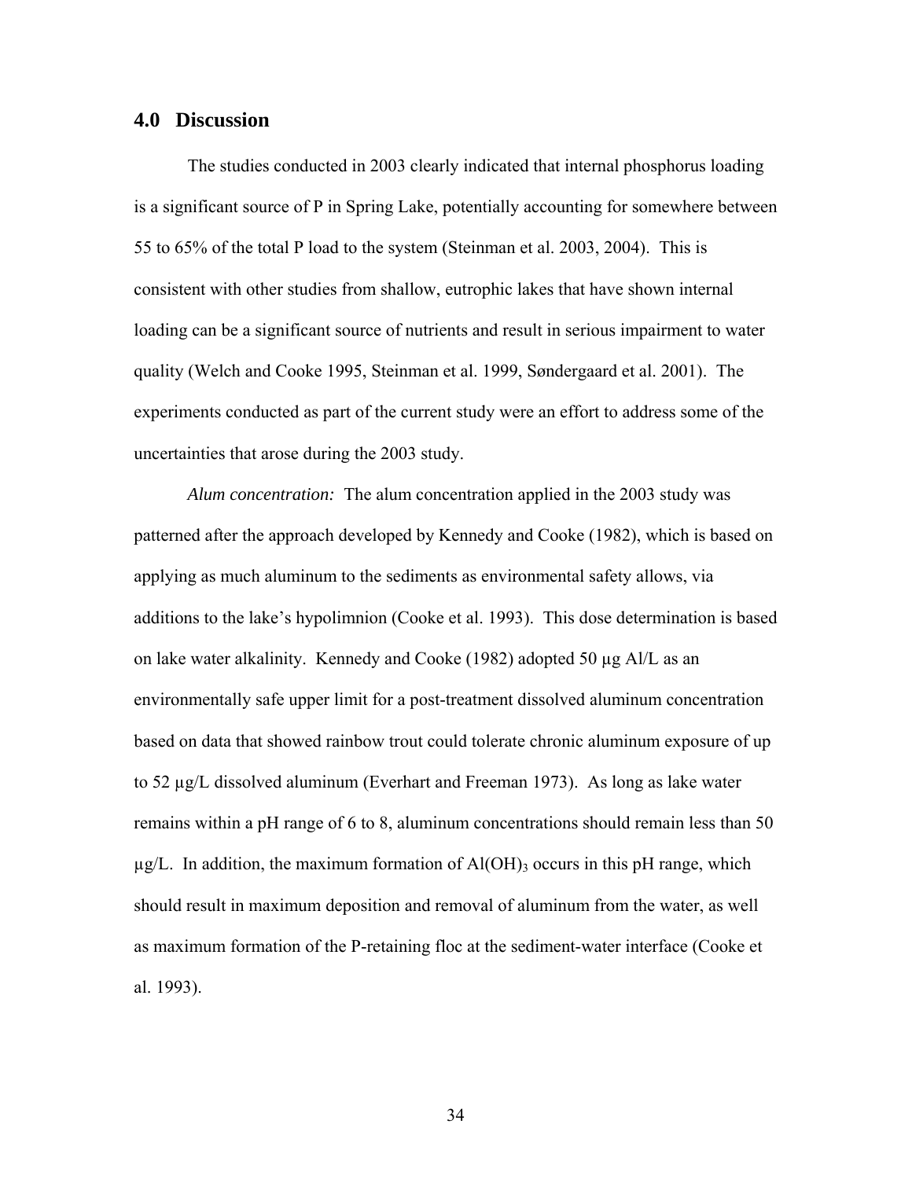## 4.0 Discussion

The studies conducted in 2003 clearly indicated that internal phosphorus loading is a significant source of P in Spring Lake, potentially accounting for somewhere between 55 to 65% of the total P load to the system (Steinman et al. 2003, 2004). This is consistent with other studies from shallow, eutrophic lakes that have shown internal loading can be a significant source of nutrients and result in serious impairment to water quality (Welch and Cooke 1995, Steinman et al. 1999, Søndergaard et al. 2001). The experiments conducted as part of the current study were an effort to address some of the uncertainties that arose during the 2003 study.

*Alum concentration:* The alum concentration applied in the 2003 study was patterned after the approach developed by Kennedy and Cooke (1982), which is based on applying as much aluminum to the sediments as environmental safety allows, via additions to the lake's hypolimnion (Cooke et al. 1993). This dose determination is based on lake water alkalinity. Kennedy and Cooke (1982) adopted 50 µg Al/L as an environmentally safe upper limit for a post-treatment dissolved aluminum concentration based on data that showed rainbow trout could tolerate chronic aluminum exposure of up to 52 µg/L dissolved aluminum (Everhart and Freeman 1973). As long as lake water remains within a pH range of 6 to 8, aluminum concentrations should remain less than 50 µg/L. In addition, the maximum formation of $Al(OH)_3$ occurs in this pH range, which should result in maximum deposition and removal of aluminum from the water, as well as maximum formation of the P-retaining floc at the sediment-water interface (Cooke et al. 1993).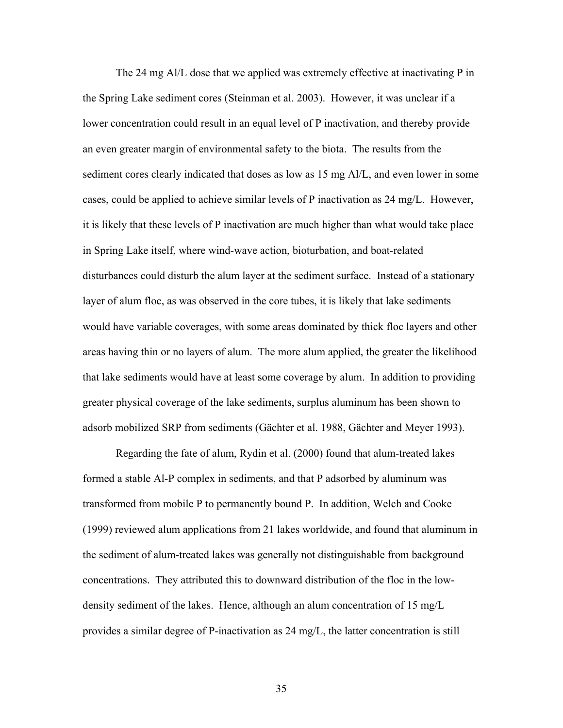The 24 mg Al/L dose that we applied was extremely effective at inactivating P in the Spring Lake sediment cores (Steinman et al. 2003). However, it was unclear if a lower concentration could result in an equal level of P inactivation, and thereby provide an even greater margin of environmental safety to the biota. The results from the sediment cores clearly indicated that doses as low as 15 mg Al/L, and even lower in some cases, could be applied to achieve similar levels of P inactivation as 24 mg/L. However, it is likely that these levels of P inactivation are much higher than what would take place in Spring Lake itself, where wind-wave action, bioturbation, and boat-related disturbances could disturb the alum layer at the sediment surface. Instead of a stationary layer of alum floc, as was observed in the core tubes, it is likely that lake sediments would have variable coverages, with some areas dominated by thick floc layers and other areas having thin or no layers of alum. The more alum applied, the greater the likelihood that lake sediments would have at least some coverage by alum. In addition to providing greater physical coverage of the lake sediments, surplus aluminum has been shown to adsorb mobilized SRP from sediments (Gächter et al. 1988, Gächter and Meyer 1993).

Regarding the fate of alum, Rydin et al. (2000) found that alum-treated lakes formed a stable Al-P complex in sediments, and that P adsorbed by aluminum was transformed from mobile P to permanently bound P. In addition, Welch and Cooke (1999) reviewed alum applications from 21 lakes worldwide, and found that aluminum in the sediment of alum-treated lakes was generally not distinguishable from background concentrations. They attributed this to downward distribution of the floc in the low-density sediment of the lakes. Hence, although an alum concentration of 15 mg/L provides a similar degree of P-inactivation as 24 mg/L, the latter concentration is still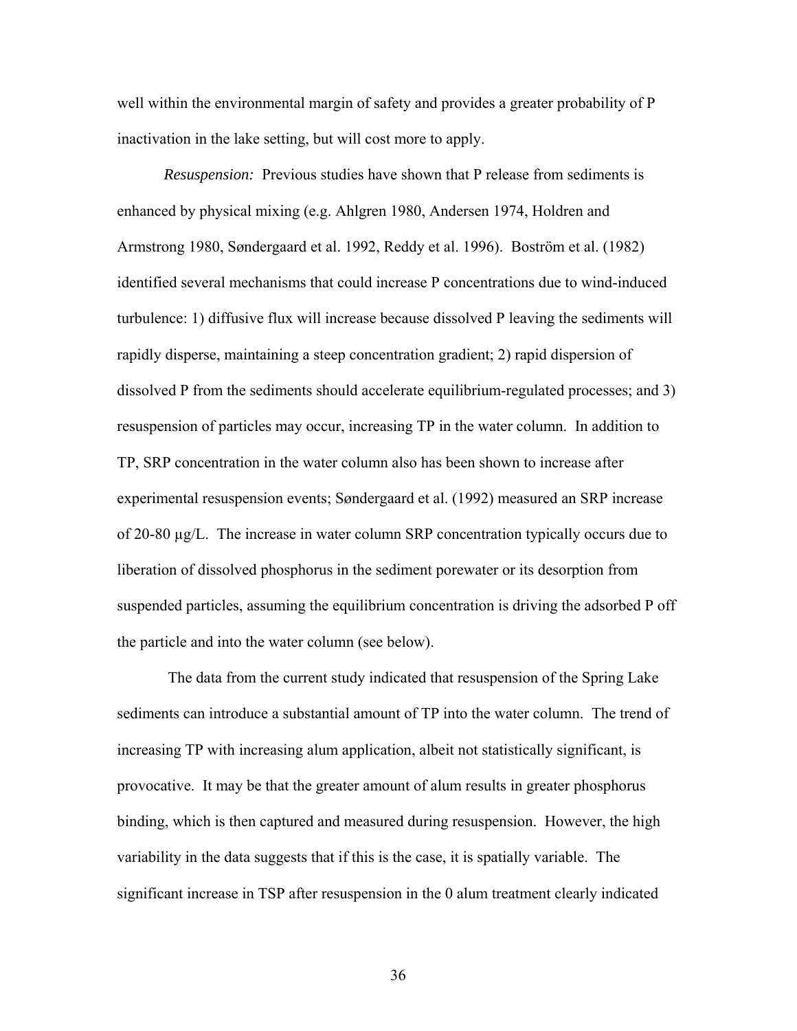well within the environmental margin of safety and provides a greater probability of P inactivation in the lake setting, but will cost more to apply.

*Resuspension:* Previous studies have shown that P release from sediments is enhanced by physical mixing (e.g. Ahlgren 1980, Andersen 1974, Holdren and Armstrong 1980, Søndergaard et al. 1992, Reddy et al. 1996). Boström et al. (1982) identified several mechanisms that could increase P concentrations due to wind-induced turbulence: 1) diffusive flux will increase because dissolved P leaving the sediments will rapidly disperse, maintaining a steep concentration gradient; 2) rapid dispersion of dissolved P from the sediments should accelerate equilibrium-regulated processes; and 3) resuspension of particles may occur, increasing TP in the water column. In addition to TP, SRP concentration in the water column also has been shown to increase after experimental resuspension events; Søndergaard et al. (1992) measured an SRP increase of 20-80 µg/L. The increase in water column SRP concentration typically occurs due to liberation of dissolved phosphorus in the sediment porewater or its desorption from suspended particles, assuming the equilibrium concentration is driving the adsorbed P off the particle and into the water column (see below).

The data from the current study indicated that resuspension of the Spring Lake sediments can introduce a substantial amount of TP into the water column. The trend of increasing TP with increasing alum application, albeit not statistically significant, is provocative. It may be that the greater amount of alum results in greater phosphorus binding, which is then captured and measured during resuspension. However, the high variability in the data suggests that if this is the case, it is spatially variable. The significant increase in TSP after resuspension in the 0 alum treatment clearly indicated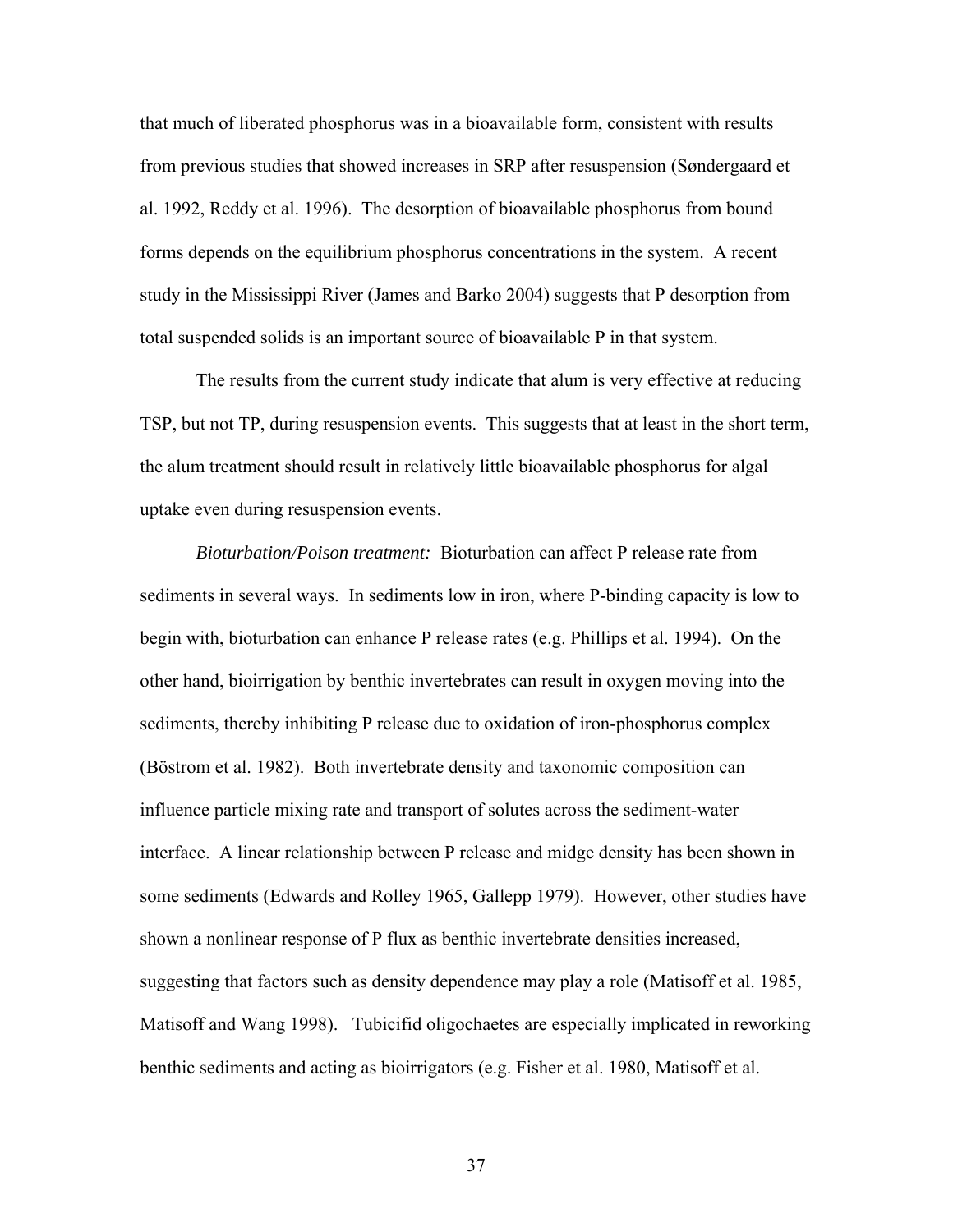that much of liberated phosphorus was in a bioavailable form, consistent with results from previous studies that showed increases in SRP after resuspension (Søndergaard et al. 1992, Reddy et al. 1996). The desorption of bioavailable phosphorus from bound forms depends on the equilibrium phosphorus concentrations in the system. A recent study in the Mississippi River (James and Barko 2004) suggests that P desorption from total suspended solids is an important source of bioavailable P in that system.

The results from the current study indicate that alum is very effective at reducing TSP, but not TP, during resuspension events. This suggests that at least in the short term, the alum treatment should result in relatively little bioavailable phosphorus for algal uptake even during resuspension events.

*Bioturbation/Poison treatment:* Bioturbation can affect P release rate from sediments in several ways. In sediments low in iron, where P-binding capacity is low to begin with, bioturbation can enhance P release rates (e.g. Phillips et al. 1994). On the other hand, bioirrigation by benthic invertebrates can result in oxygen moving into the sediments, thereby inhibiting P release due to oxidation of iron-phosphorus complex (Böstrom et al. 1982). Both invertebrate density and taxonomic composition can influence particle mixing rate and transport of solutes across the sediment-water interface. A linear relationship between P release and midge density has been shown in some sediments (Edwards and Rolley 1965, Gallepp 1979). However, other studies have shown a nonlinear response of P flux as benthic invertebrate densities increased, suggesting that factors such as density dependence may play a role (Matisoff et al. 1985, Matisoff and Wang 1998). Tubicifid oligochaetes are especially implicated in reworking benthic sediments and acting as bioirrigators (e.g. Fisher et al. 1980, Matisoff et al.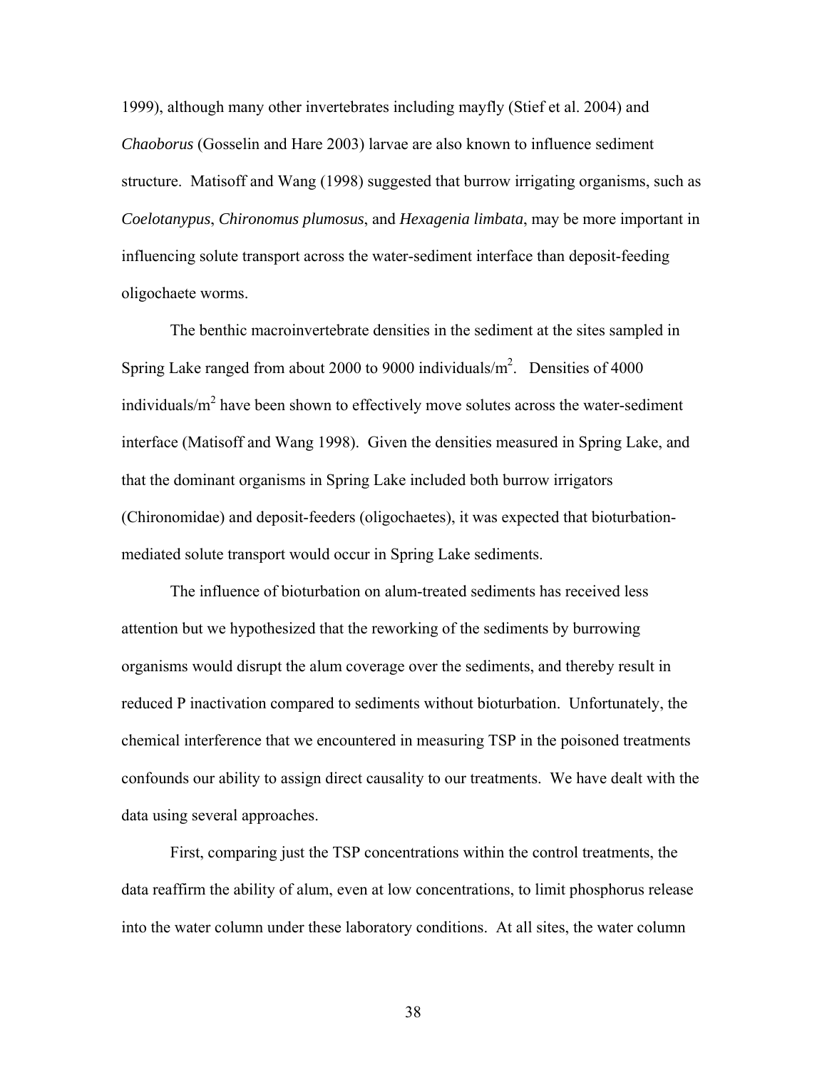1999), although many other invertebrates including mayfly (Stief et al. 2004) and *Chaoborus* (Gosselin and Hare 2003) larvae are also known to influence sediment structure. Matisoff and Wang (1998) suggested that burrow irrigating organisms, such as *Coelotanypus*, *Chironomus plumosus*, and *Hexagenia limbata*, may be more important in influencing solute transport across the water-sediment interface than deposit-feeding oligochaete worms.

The benthic macroinvertebrate densities in the sediment at the sites sampled in Spring Lake ranged from about 2000 to 9000 individuals/$m^2$. Densities of 4000 individuals/$m^2$ have been shown to effectively move solutes across the water-sediment interface (Matisoff and Wang 1998). Given the densities measured in Spring Lake, and that the dominant organisms in Spring Lake included both burrow irrigators (Chironomidae) and deposit-feeders (oligochaetes), it was expected that bioturbation-mediated solute transport would occur in Spring Lake sediments.

The influence of bioturbation on alum-treated sediments has received less attention but we hypothesized that the reworking of the sediments by burrowing organisms would disrupt the alum coverage over the sediments, and thereby result in reduced P inactivation compared to sediments without bioturbation. Unfortunately, the chemical interference that we encountered in measuring TSP in the poisoned treatments confounds our ability to assign direct causality to our treatments. We have dealt with the data using several approaches.

First, comparing just the TSP concentrations within the control treatments, the data reaffirm the ability of alum, even at low concentrations, to limit phosphorus release into the water column under these laboratory conditions. At all sites, the water column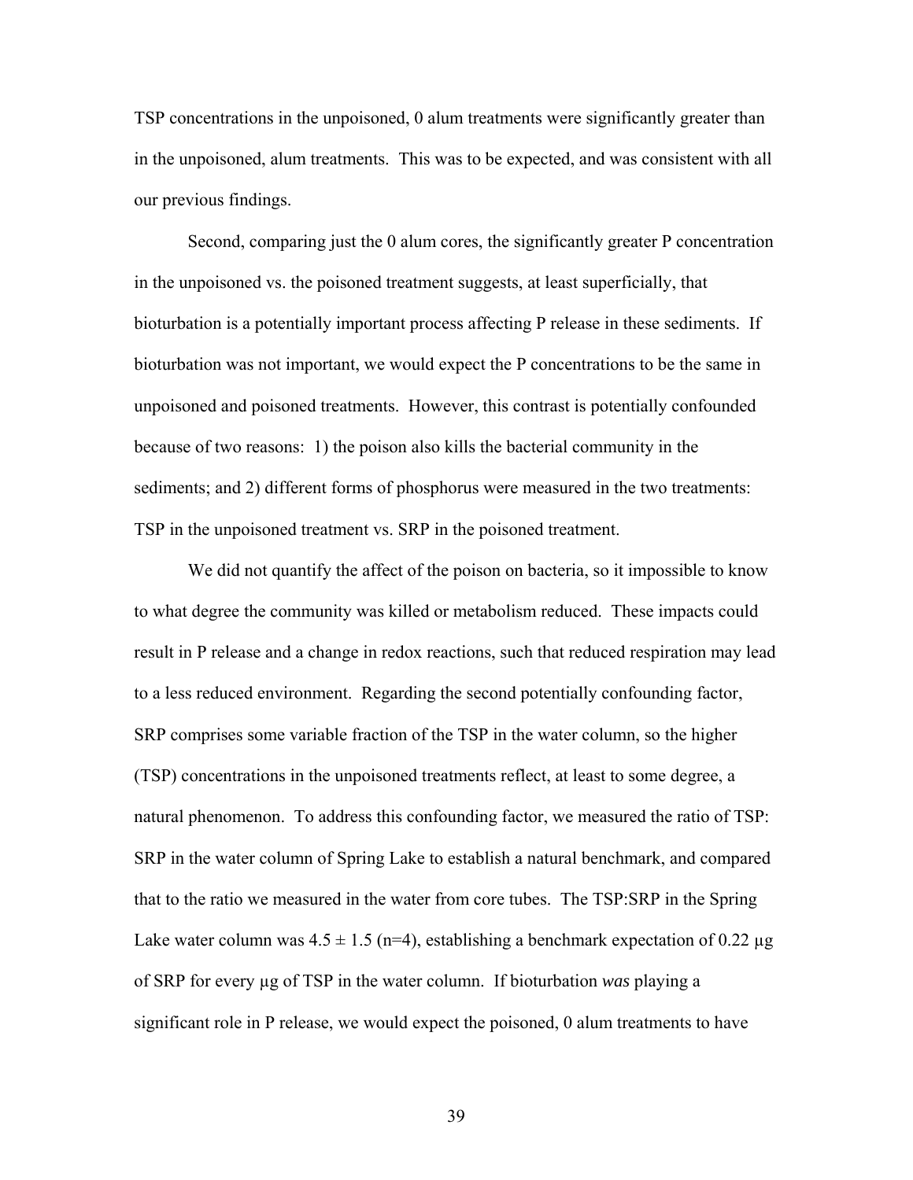TSP concentrations in the unpoisoned, 0 alum treatments were significantly greater than in the unpoisoned, alum treatments. This was to be expected, and was consistent with all our previous findings.

Second, comparing just the 0 alum cores, the significantly greater P concentration in the unpoisoned vs. the poisoned treatment suggests, at least superficially, that bioturbation is a potentially important process affecting P release in these sediments. If bioturbation was not important, we would expect the P concentrations to be the same in unpoisoned and poisoned treatments. However, this contrast is potentially confounded because of two reasons: 1) the poison also kills the bacterial community in the sediments; and 2) different forms of phosphorus were measured in the two treatments: TSP in the unpoisoned treatment vs. SRP in the poisoned treatment.

We did not quantify the affect of the poison on bacteria, so it impossible to know to what degree the community was killed or metabolism reduced. These impacts could result in P release and a change in redox reactions, such that reduced respiration may lead to a less reduced environment. Regarding the second potentially confounding factor, SRP comprises some variable fraction of the TSP in the water column, so the higher (TSP) concentrations in the unpoisoned treatments reflect, at least to some degree, a natural phenomenon. To address this confounding factor, we measured the ratio of TSP: SRP in the water column of Spring Lake to establish a natural benchmark, and compared that to the ratio we measured in the water from core tubes. The TSP:SRP in the Spring Lake water column was $4.5 \pm 1.5$ (n=4), establishing a benchmark expectation of 0.22 μg of SRP for every μg of TSP in the water column. If bioturbation *was* playing a significant role in P release, we would expect the poisoned, 0 alum treatments to have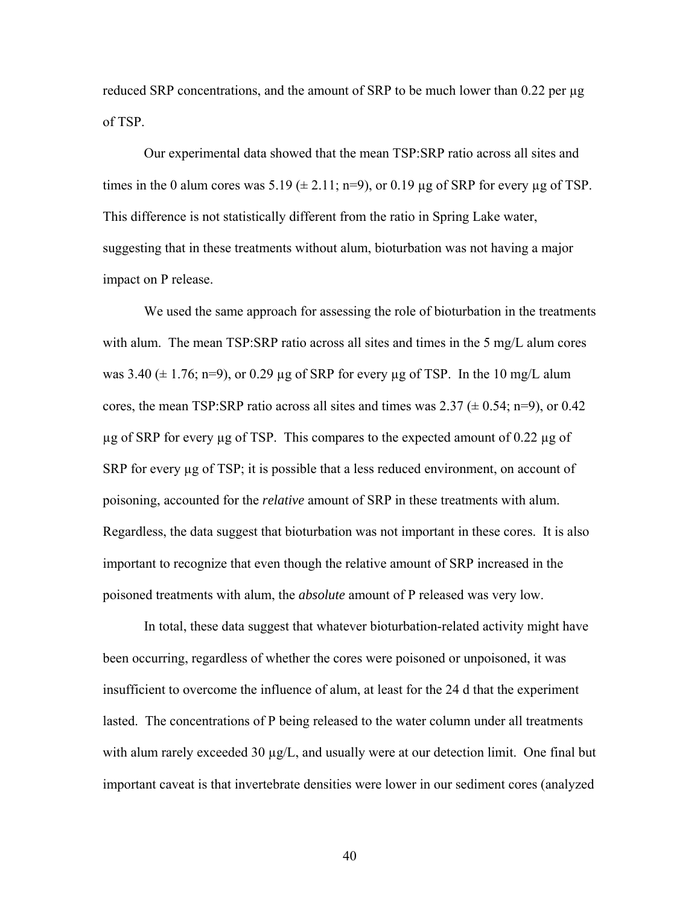reduced SRP concentrations, and the amount of SRP to be much lower than 0.22 per µg of TSP.

Our experimental data showed that the mean TSP:SRP ratio across all sites and times in the 0 alum cores was 5.19 (± 2.11; n=9), or 0.19 µg of SRP for every µg of TSP. This difference is not statistically different from the ratio in Spring Lake water, suggesting that in these treatments without alum, bioturbation was not having a major impact on P release.

We used the same approach for assessing the role of bioturbation in the treatments with alum. The mean TSP:SRP ratio across all sites and times in the 5 mg/L alum cores was 3.40 (± 1.76; n=9), or 0.29 µg of SRP for every µg of TSP. In the 10 mg/L alum cores, the mean TSP:SRP ratio across all sites and times was 2.37 (± 0.54; n=9), or 0.42 µg of SRP for every µg of TSP. This compares to the expected amount of 0.22 µg of SRP for every µg of TSP; it is possible that a less reduced environment, on account of poisoning, accounted for the *relative* amount of SRP in these treatments with alum. Regardless, the data suggest that bioturbation was not important in these cores. It is also important to recognize that even though the relative amount of SRP increased in the poisoned treatments with alum, the *absolute* amount of P released was very low.

In total, these data suggest that whatever bioturbation-related activity might have been occurring, regardless of whether the cores were poisoned or unpoisoned, it was insufficient to overcome the influence of alum, at least for the 24 d that the experiment lasted. The concentrations of P being released to the water column under all treatments with alum rarely exceeded 30 µg/L, and usually were at our detection limit. One final but important caveat is that invertebrate densities were lower in our sediment cores (analyzed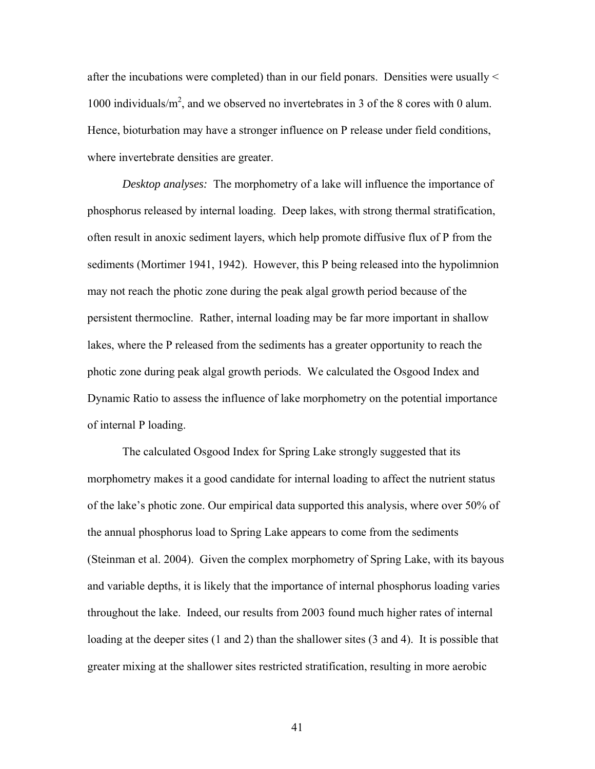after the incubations were completed) than in our field ponars. Densities were usually < 1000 individuals/$m^2$, and we observed no invertebrates in 3 of the 8 cores with 0 alum. Hence, bioturbation may have a stronger influence on P release under field conditions, where invertebrate densities are greater.

*Desktop analyses:* The morphometry of a lake will influence the importance of phosphorus released by internal loading. Deep lakes, with strong thermal stratification, often result in anoxic sediment layers, which help promote diffusive flux of P from the sediments (Mortimer 1941, 1942). However, this P being released into the hypolimnion may not reach the photic zone during the peak algal growth period because of the persistent thermocline. Rather, internal loading may be far more important in shallow lakes, where the P released from the sediments has a greater opportunity to reach the photic zone during peak algal growth periods. We calculated the Osgood Index and Dynamic Ratio to assess the influence of lake morphometry on the potential importance of internal P loading.

The calculated Osgood Index for Spring Lake strongly suggested that its morphometry makes it a good candidate for internal loading to affect the nutrient status of the lake's photic zone. Our empirical data supported this analysis, where over 50% of the annual phosphorus load to Spring Lake appears to come from the sediments (Steinman et al. 2004). Given the complex morphometry of Spring Lake, with its bayous and variable depths, it is likely that the importance of internal phosphorus loading varies throughout the lake. Indeed, our results from 2003 found much higher rates of internal loading at the deeper sites (1 and 2) than the shallower sites (3 and 4). It is possible that greater mixing at the shallower sites restricted stratification, resulting in more aerobic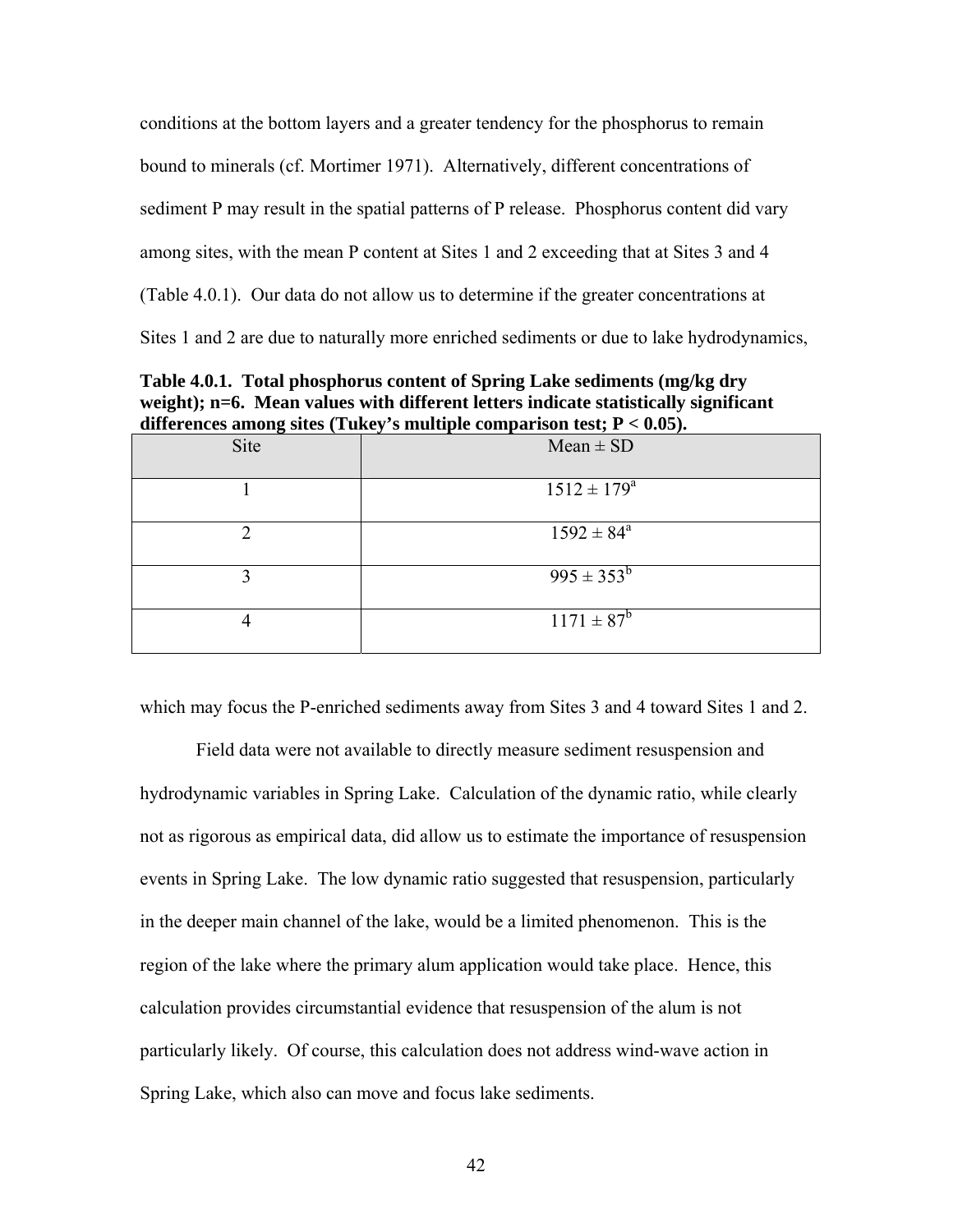conditions at the bottom layers and a greater tendency for the phosphorus to remain bound to minerals (cf. Mortimer 1971). Alternatively, different concentrations of sediment P may result in the spatial patterns of P release. Phosphorus content did vary among sites, with the mean P content at Sites 1 and 2 exceeding that at Sites 3 and 4 (Table 4.0.1). Our data do not allow us to determine if the greater concentrations at Sites 1 and 2 are due to naturally more enriched sediments or due to lake hydrodynamics,

**Table 4.0.1. Total phosphorus content of Spring Lake sediments (mg/kg dry weight); n=6. Mean values with different letters indicate statistically significant differences among sites (Tukey's multiple comparison test; P < 0.05).**

| Site | Mean ± SD |
|---|---|
| 1 | 1512 ± 179[a] |
| 2 | 1592 ± 84[a] |
| 3 | 995 ± 353[b] |
| 4 | 1171 ± 87[b] |

which may focus the P-enriched sediments away from Sites 3 and 4 toward Sites 1 and 2.

Field data were not available to directly measure sediment resuspension and hydrodynamic variables in Spring Lake. Calculation of the dynamic ratio, while clearly not as rigorous as empirical data, did allow us to estimate the importance of resuspension events in Spring Lake. The low dynamic ratio suggested that resuspension, particularly in the deeper main channel of the lake, would be a limited phenomenon. This is the region of the lake where the primary alum application would take place. Hence, this calculation provides circumstantial evidence that resuspension of the alum is not particularly likely. Of course, this calculation does not address wind-wave action in Spring Lake, which also can move and focus lake sediments.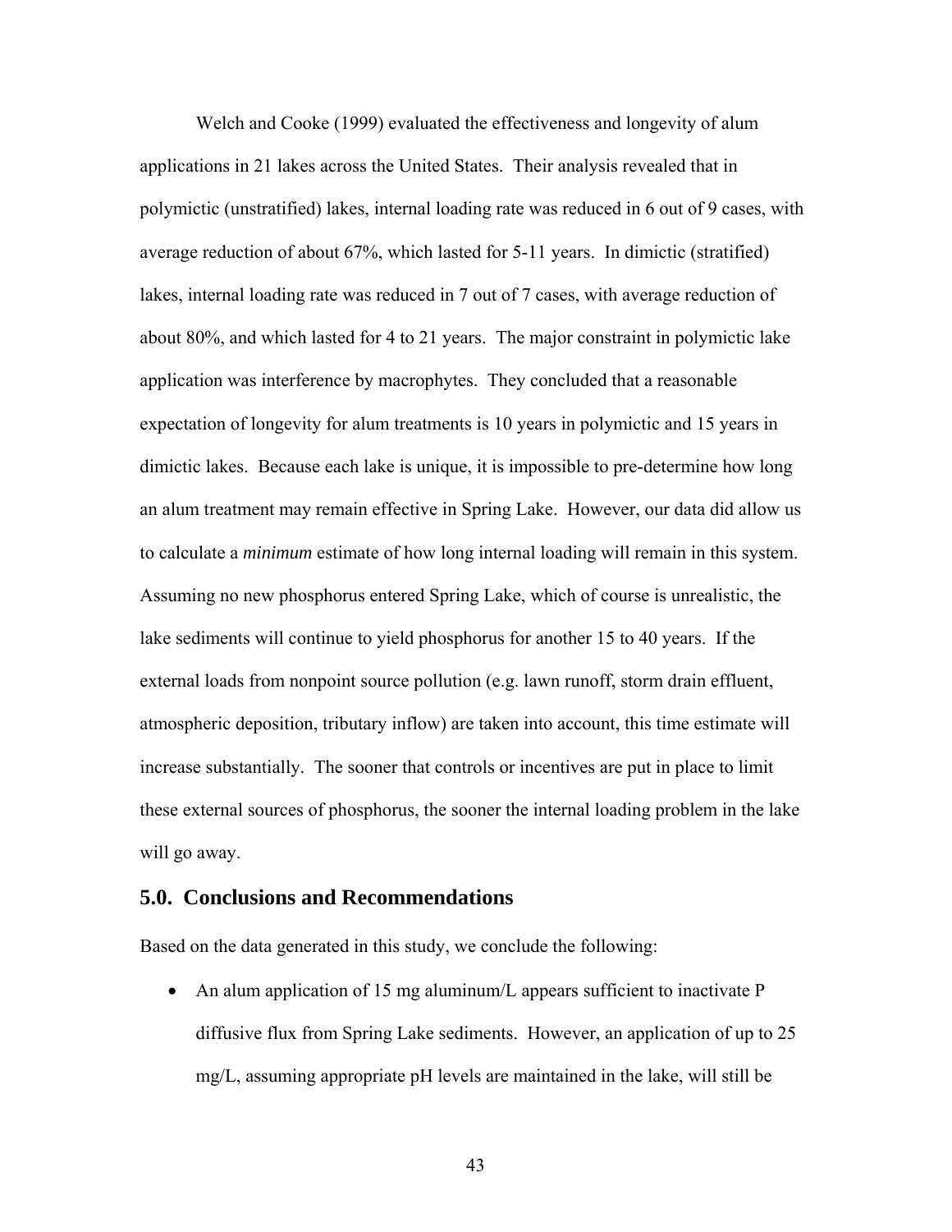Welch and Cooke (1999) evaluated the effectiveness and longevity of alum applications in 21 lakes across the United States. Their analysis revealed that in polymictic (unstratified) lakes, internal loading rate was reduced in 6 out of 9 cases, with average reduction of about 67%, which lasted for 5-11 years. In dimictic (stratified) lakes, internal loading rate was reduced in 7 out of 7 cases, with average reduction of about 80%, and which lasted for 4 to 21 years. The major constraint in polymictic lake application was interference by macrophytes. They concluded that a reasonable expectation of longevity for alum treatments is 10 years in polymictic and 15 years in dimictic lakes. Because each lake is unique, it is impossible to pre-determine how long an alum treatment may remain effective in Spring Lake. However, our data did allow us to calculate a *minimum* estimate of how long internal loading will remain in this system. Assuming no new phosphorus entered Spring Lake, which of course is unrealistic, the lake sediments will continue to yield phosphorus for another 15 to 40 years. If the external loads from nonpoint source pollution (e.g. lawn runoff, storm drain effluent, atmospheric deposition, tributary inflow) are taken into account, this time estimate will increase substantially. The sooner that controls or incentives are put in place to limit these external sources of phosphorus, the sooner the internal loading problem in the lake will go away.

## 5.0. Conclusions and Recommendations

Based on the data generated in this study, we conclude the following:

- An alum application of 15 mg aluminum/L appears sufficient to inactivate P diffusive flux from Spring Lake sediments. However, an application of up to 25 mg/L, assuming appropriate pH levels are maintained in the lake, will still be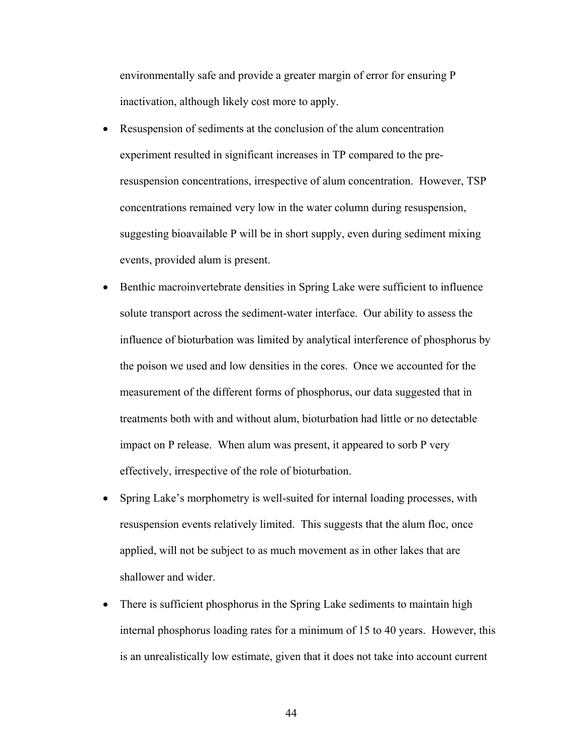environmentally safe and provide a greater margin of error for ensuring P inactivation, although likely cost more to apply.

- Resuspension of sediments at the conclusion of the alum concentration experiment resulted in significant increases in TP compared to the pre-resuspension concentrations, irrespective of alum concentration. However, TSP concentrations remained very low in the water column during resuspension, suggesting bioavailable P will be in short supply, even during sediment mixing events, provided alum is present.
- Benthic macroinvertebrate densities in Spring Lake were sufficient to influence solute transport across the sediment-water interface. Our ability to assess the influence of bioturbation was limited by analytical interference of phosphorus by the poison we used and low densities in the cores. Once we accounted for the measurement of the different forms of phosphorus, our data suggested that in treatments both with and without alum, bioturbation had little or no detectable impact on P release. When alum was present, it appeared to sorb P very effectively, irrespective of the role of bioturbation.
- Spring Lake's morphometry is well-suited for internal loading processes, with resuspension events relatively limited. This suggests that the alum floc, once applied, will not be subject to as much movement as in other lakes that are shallower and wider.
- There is sufficient phosphorus in the Spring Lake sediments to maintain high internal phosphorus loading rates for a minimum of 15 to 40 years. However, this is an unrealistically low estimate, given that it does not take into account current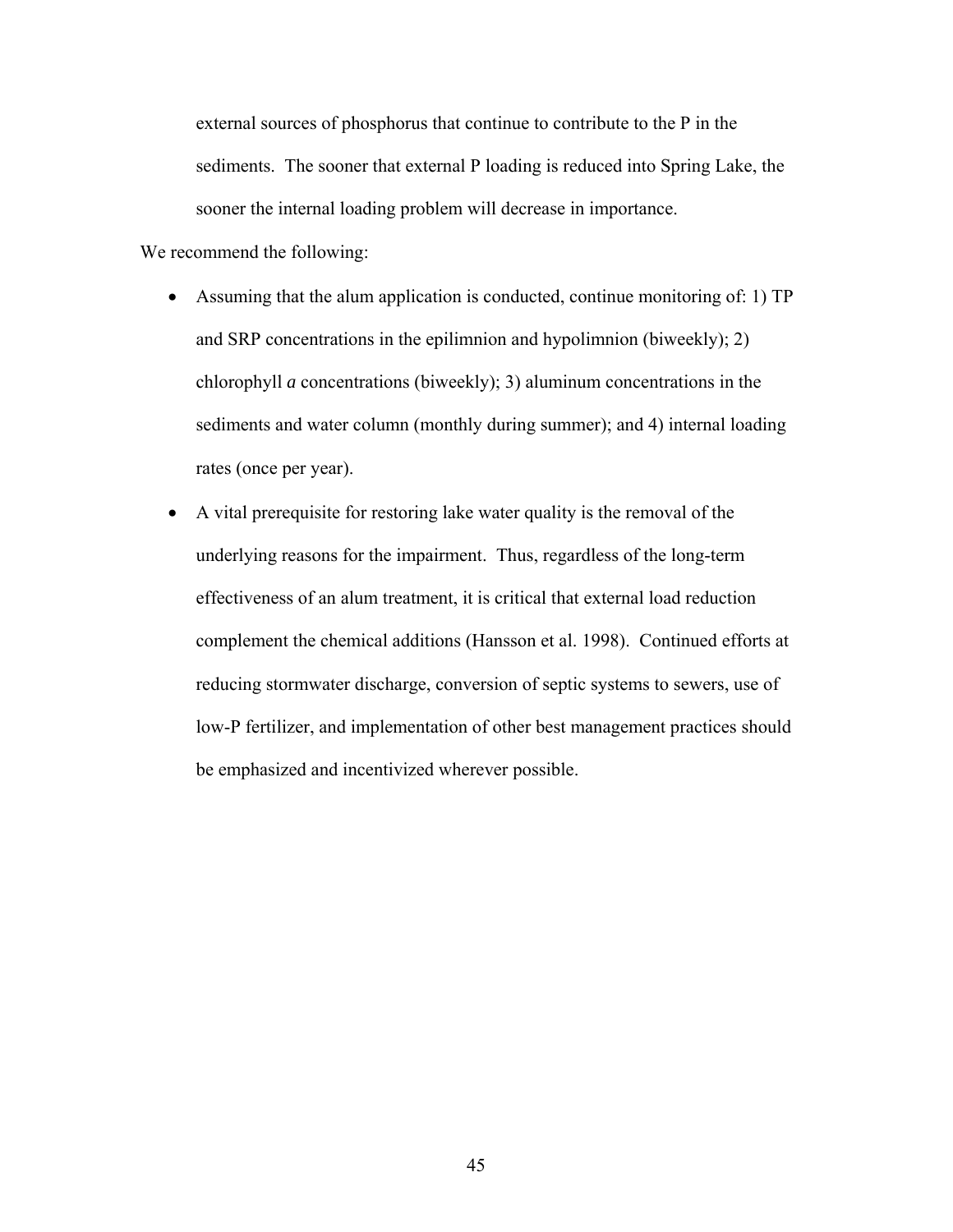external sources of phosphorus that continue to contribute to the P in the sediments. The sooner that external P loading is reduced into Spring Lake, the sooner the internal loading problem will decrease in importance.

We recommend the following:

- Assuming that the alum application is conducted, continue monitoring of: 1) TP and SRP concentrations in the epilimnion and hypolimnion (biweekly); 2) chlorophyll *a* concentrations (biweekly); 3) aluminum concentrations in the sediments and water column (monthly during summer); and 4) internal loading rates (once per year).
- A vital prerequisite for restoring lake water quality is the removal of the underlying reasons for the impairment. Thus, regardless of the long-term effectiveness of an alum treatment, it is critical that external load reduction complement the chemical additions (Hansson et al. 1998). Continued efforts at reducing stormwater discharge, conversion of septic systems to sewers, use of low-P fertilizer, and implementation of other best management practices should be emphasized and incentivized wherever possible.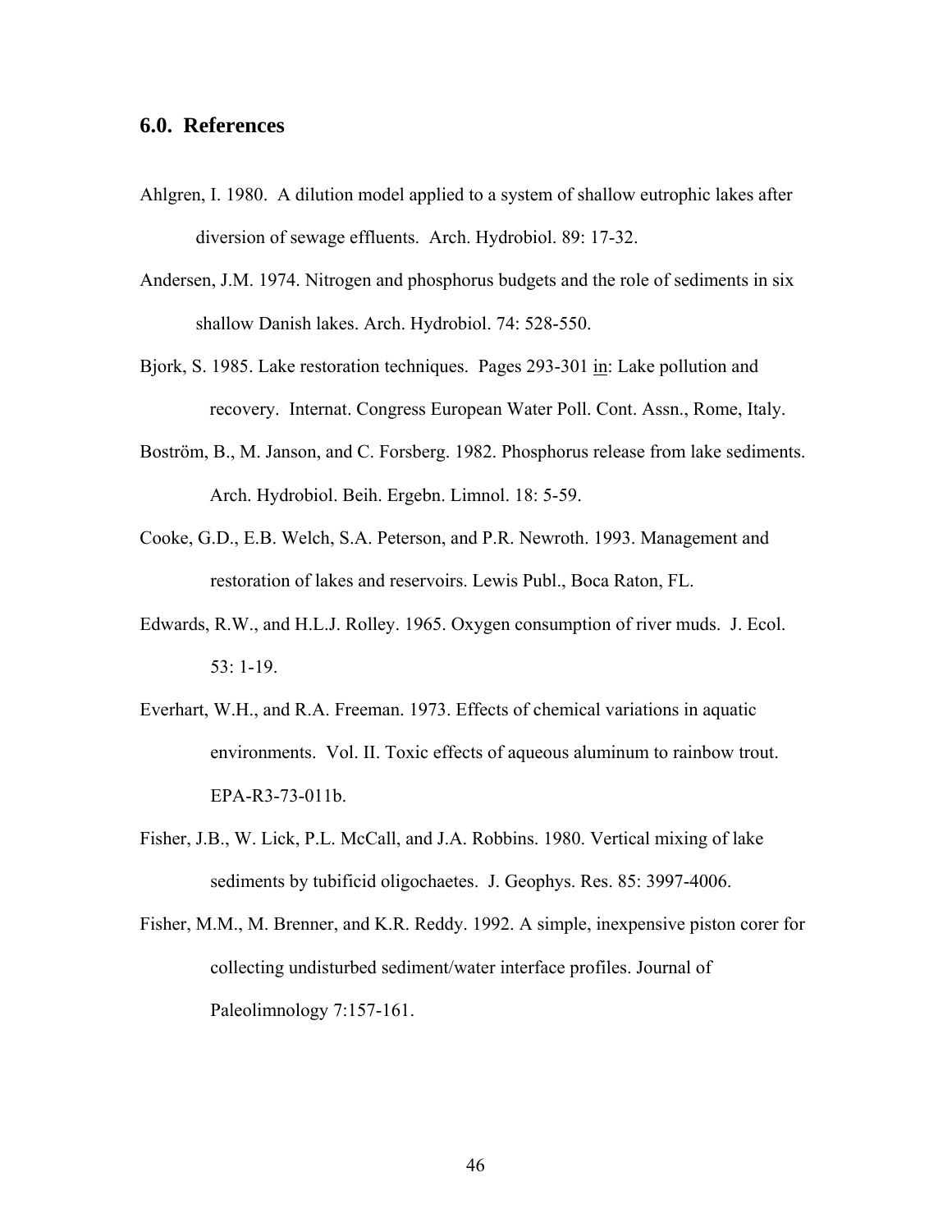## 6.0. References

Ahlgren, I. 1980. A dilution model applied to a system of shallow eutrophic lakes after diversion of sewage effluents. Arch. Hydrobiol. 89: 17-32.

Andersen, J.M. 1974. Nitrogen and phosphorus budgets and the role of sediments in six shallow Danish lakes. Arch. Hydrobiol. 74: 528-550.

Bjork, S. 1985. Lake restoration techniques. Pages 293-301 in: Lake pollution and recovery. Internat. Congress European Water Poll. Cont. Assn., Rome, Italy.

Boström, B., M. Janson, and C. Forsberg. 1982. Phosphorus release from lake sediments. Arch. Hydrobiol. Beih. Ergebn. Limnol. 18: 5-59.

Cooke, G.D., E.B. Welch, S.A. Peterson, and P.R. Newroth. 1993. Management and restoration of lakes and reservoirs. Lewis Publ., Boca Raton, FL.

Edwards, R.W., and H.L.J. Rolley. 1965. Oxygen consumption of river muds. J. Ecol. 53: 1-19.

Everhart, W.H., and R.A. Freeman. 1973. Effects of chemical variations in aquatic environments. Vol. II. Toxic effects of aqueous aluminum to rainbow trout. EPA-R3-73-011b.

Fisher, J.B., W. Lick, P.L. McCall, and J.A. Robbins. 1980. Vertical mixing of lake sediments by tubificid oligochaetes. J. Geophys. Res. 85: 3997-4006.

Fisher, M.M., M. Brenner, and K.R. Reddy. 1992. A simple, inexpensive piston corer for collecting undisturbed sediment/water interface profiles. Journal of Paleolimnology 7:157-161.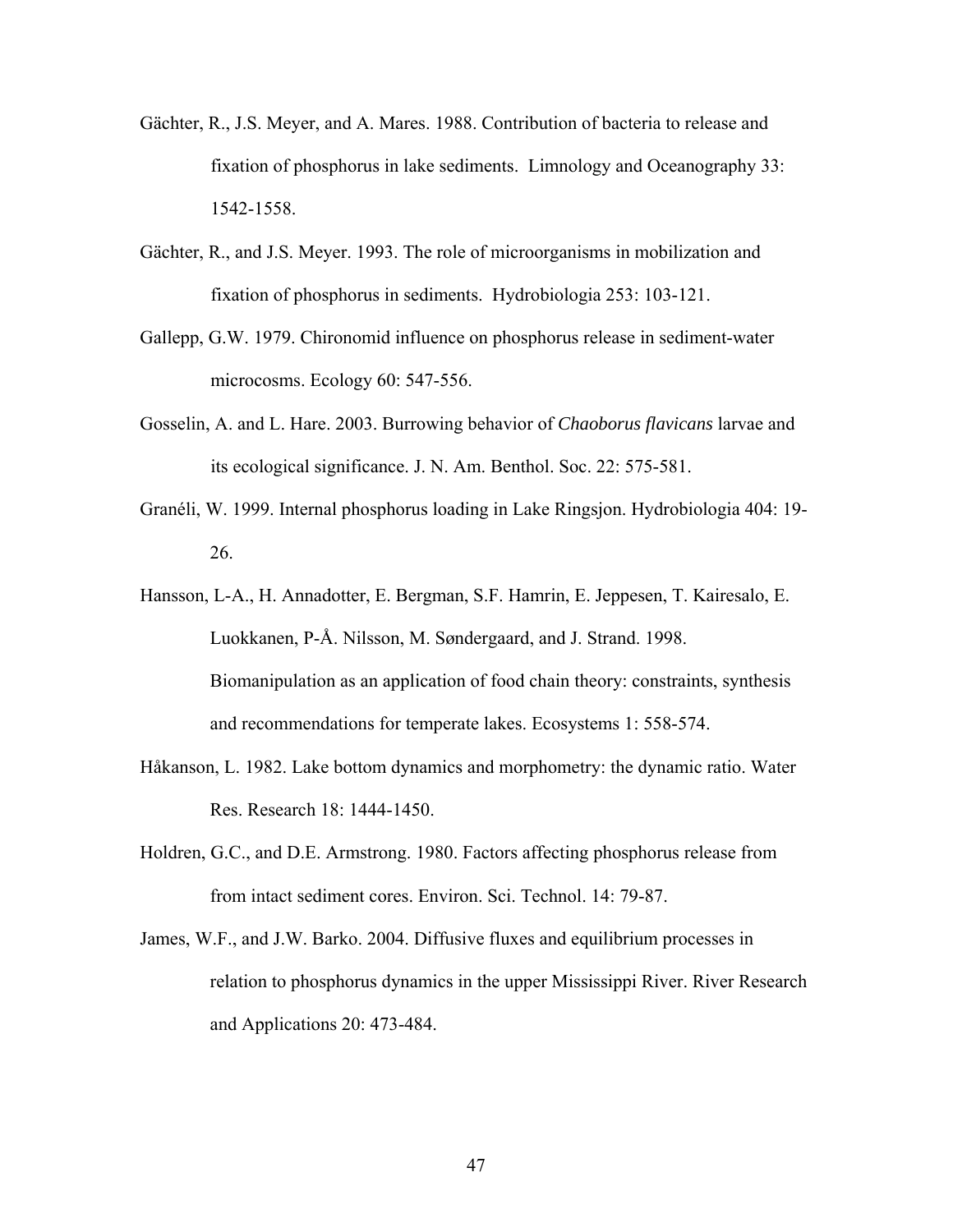Gächter, R., J.S. Meyer, and A. Mares. 1988. Contribution of bacteria to release and fixation of phosphorus in lake sediments. Limnology and Oceanography 33: 1542-1558.

Gächter, R., and J.S. Meyer. 1993. The role of microorganisms in mobilization and fixation of phosphorus in sediments. Hydrobiologia 253: 103-121.

Gallepp, G.W. 1979. Chironomid influence on phosphorus release in sediment-water microcosms. Ecology 60: 547-556.

Gosselin, A. and L. Hare. 2003. Burrowing behavior of *Chaoborus flavicans* larvae and its ecological significance. J. N. Am. Benthol. Soc. 22: 575-581.

Granéli, W. 1999. Internal phosphorus loading in Lake Ringsjon. Hydrobiologia 404: 19-26.

Hansson, L-A., H. Annadotter, E. Bergman, S.F. Hamrin, E. Jeppesen, T. Kairesalo, E. Luokkanen, P-Å. Nilsson, M. Søndergaard, and J. Strand. 1998. Biomanipulation as an application of food chain theory: constraints, synthesis and recommendations for temperate lakes. Ecosystems 1: 558-574.

Håkanson, L. 1982. Lake bottom dynamics and morphometry: the dynamic ratio. Water Res. Research 18: 1444-1450.

Holdren, G.C., and D.E. Armstrong. 1980. Factors affecting phosphorus release from from intact sediment cores. Environ. Sci. Technol. 14: 79-87.

James, W.F., and J.W. Barko. 2004. Diffusive fluxes and equilibrium processes in relation to phosphorus dynamics in the upper Mississippi River. River Research and Applications 20: 473-484.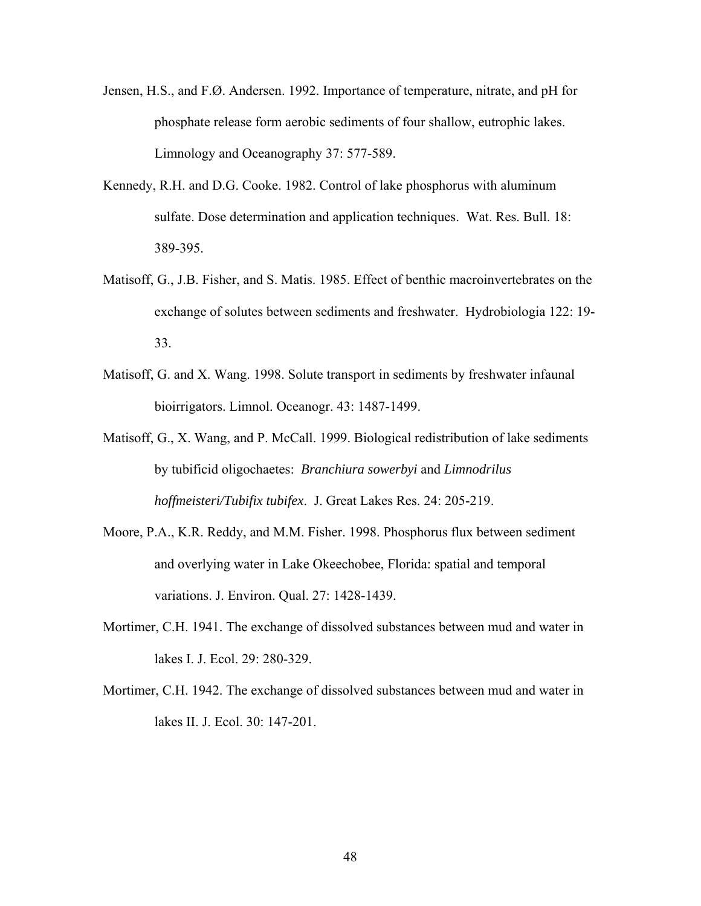Jensen, H.S., and F.Ø. Andersen. 1992. Importance of temperature, nitrate, and pH for phosphate release form aerobic sediments of four shallow, eutrophic lakes. Limnology and Oceanography 37: 577-589.

Kennedy, R.H. and D.G. Cooke. 1982. Control of lake phosphorus with aluminum sulfate. Dose determination and application techniques. Wat. Res. Bull. 18: 389-395.

Matisoff, G., J.B. Fisher, and S. Matis. 1985. Effect of benthic macroinvertebrates on the exchange of solutes between sediments and freshwater. Hydrobiologia 122: 19-33.

Matisoff, G. and X. Wang. 1998. Solute transport in sediments by freshwater infaunal bioirrigators. Limnol. Oceanogr. 43: 1487-1499.

Matisoff, G., X. Wang, and P. McCall. 1999. Biological redistribution of lake sediments by tubificid oligochaetes: *Branchiura sowerbyi* and *Limnodrilus hoffmeisteri/Tubifix tubifex*. J. Great Lakes Res. 24: 205-219.

Moore, P.A., K.R. Reddy, and M.M. Fisher. 1998. Phosphorus flux between sediment and overlying water in Lake Okeechobee, Florida: spatial and temporal variations. J. Environ. Qual. 27: 1428-1439.

Mortimer, C.H. 1941. The exchange of dissolved substances between mud and water in lakes I. J. Ecol. 29: 280-329.

Mortimer, C.H. 1942. The exchange of dissolved substances between mud and water in lakes II. J. Ecol. 30: 147-201.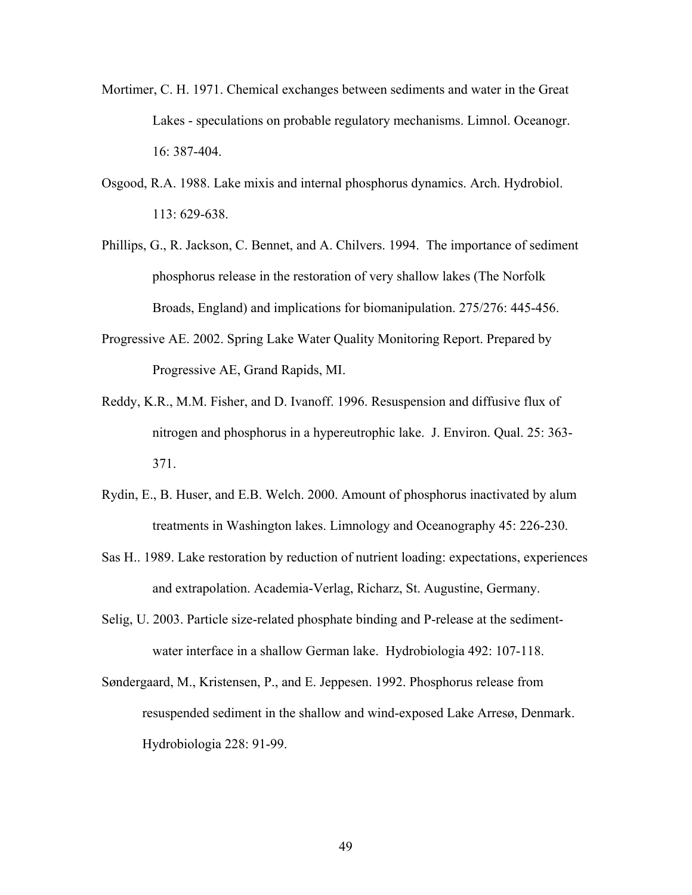Mortimer, C. H. 1971. Chemical exchanges between sediments and water in the Great Lakes - speculations on probable regulatory mechanisms. Limnol. Oceanogr. 16: 387-404.

Osgood, R.A. 1988. Lake mixis and internal phosphorus dynamics. Arch. Hydrobiol. 113: 629-638.

Phillips, G., R. Jackson, C. Bennet, and A. Chilvers. 1994. The importance of sediment phosphorus release in the restoration of very shallow lakes (The Norfolk Broads, England) and implications for biomanipulation. 275/276: 445-456.

Progressive AE. 2002. Spring Lake Water Quality Monitoring Report. Prepared by Progressive AE, Grand Rapids, MI.

Reddy, K.R., M.M. Fisher, and D. Ivanoff. 1996. Resuspension and diffusive flux of nitrogen and phosphorus in a hypereutrophic lake. J. Environ. Qual. 25: 363-371.

Rydin, E., B. Huser, and E.B. Welch. 2000. Amount of phosphorus inactivated by alum treatments in Washington lakes. Limnology and Oceanography 45: 226-230.

Sas H.. 1989. Lake restoration by reduction of nutrient loading: expectations, experiences and extrapolation. Academia-Verlag, Richarz, St. Augustine, Germany.

Selig, U. 2003. Particle size-related phosphate binding and P-release at the sediment-water interface in a shallow German lake. Hydrobiologia 492: 107-118.

Søndergaard, M., Kristensen, P., and E. Jeppesen. 1992. Phosphorus release from resuspended sediment in the shallow and wind-exposed Lake Arresø, Denmark. Hydrobiologia 228: 91-99.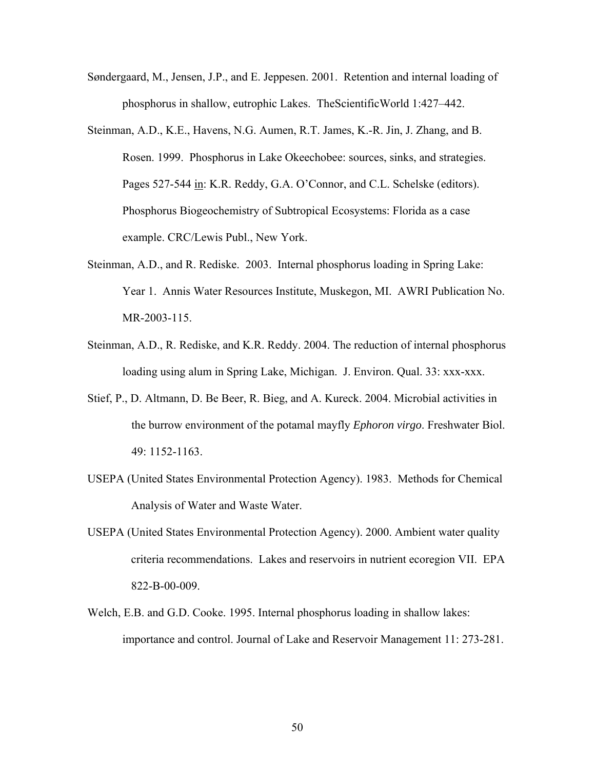Søndergaard, M., Jensen, J.P., and E. Jeppesen. 2001. Retention and internal loading of phosphorus in shallow, eutrophic Lakes. TheScientificWorld 1:427–442.

Steinman, A.D., K.E., Havens, N.G. Aumen, R.T. James, K.-R. Jin, J. Zhang, and B. Rosen. 1999. Phosphorus in Lake Okeechobee: sources, sinks, and strategies. Pages 527-544 in: K.R. Reddy, G.A. O'Connor, and C.L. Schelske (editors). Phosphorus Biogeochemistry of Subtropical Ecosystems: Florida as a case example. CRC/Lewis Publ., New York.

Steinman, A.D., and R. Rediske. 2003. Internal phosphorus loading in Spring Lake: Year 1. Annis Water Resources Institute, Muskegon, MI. AWRI Publication No. MR-2003-115.

Steinman, A.D., R. Rediske, and K.R. Reddy. 2004. The reduction of internal phosphorus loading using alum in Spring Lake, Michigan. J. Environ. Qual. 33: xxx-xxx.

Stief, P., D. Altmann, D. Be Beer, R. Bieg, and A. Kureck. 2004. Microbial activities in the burrow environment of the potamal mayfly *Ephoron virgo*. Freshwater Biol. 49: 1152-1163.

USEPA (United States Environmental Protection Agency). 1983. Methods for Chemical Analysis of Water and Waste Water.

USEPA (United States Environmental Protection Agency). 2000. Ambient water quality criteria recommendations. Lakes and reservoirs in nutrient ecoregion VII. EPA 822-B-00-009.

Welch, E.B. and G.D. Cooke. 1995. Internal phosphorus loading in shallow lakes: importance and control. Journal of Lake and Reservoir Management 11: 273-281.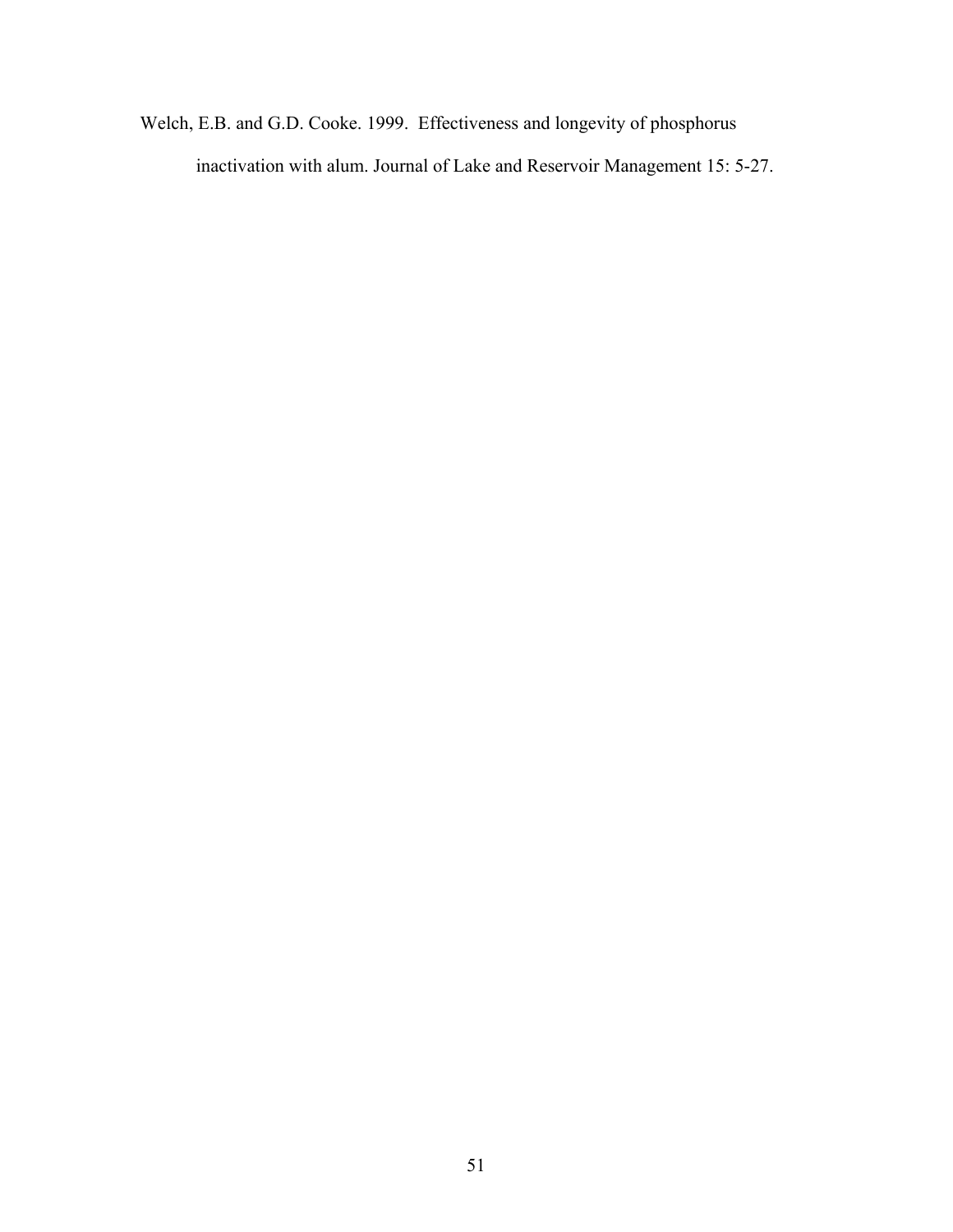Welch, E.B. and G.D. Cooke. 1999. Effectiveness and longevity of phosphorus inactivation with alum. Journal of Lake and Reservoir Management 15: 5-27.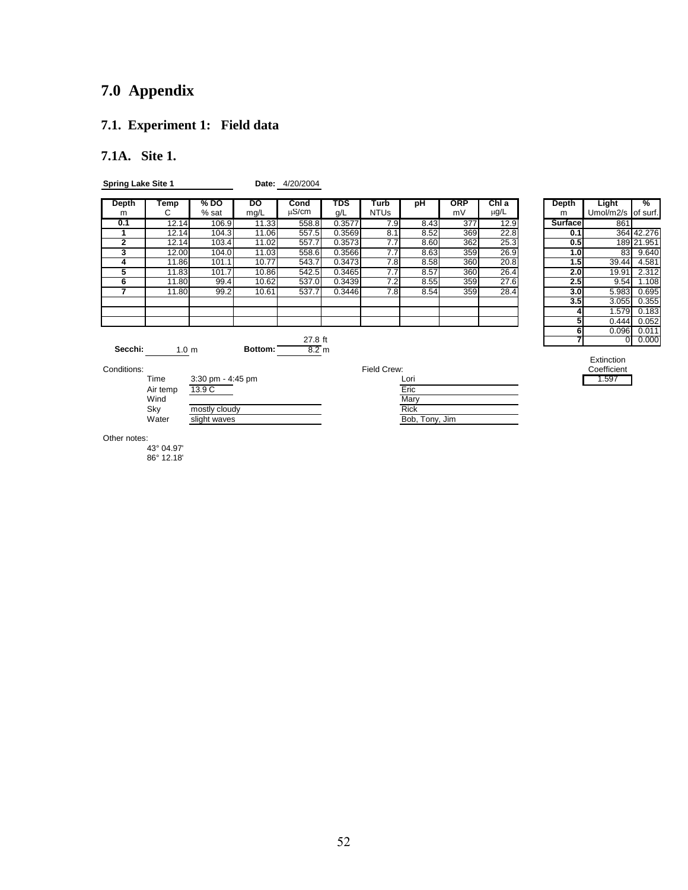# 7.0 Appendix

## 7.1. Experiment 1: Field data

### 7.1A. Site 1.

**Spring Lake Site 1** **Date:** 4/20/2004

| Depth m | Temp C | % DO % sat | DO mg/L | Cond μS/cm | TDS g/L | Turb NTUs | pH | ORP mV | Chl a μg/L |
|---|---|---|---|---|---|---|---|---|---|
| **0.1** | 12.14 | 106.9 | 11.33 | 558.8 | 0.3577 | 7.9 | 8.43 | 377 | 12.9 |
| **1** | 12.14 | 104.3 | 11.06 | 557.5 | 0.3569 | 8.1 | 8.52 | 369 | 22.8 |
| **2** | 12.14 | 103.4 | 11.02 | 557.7 | 0.3573 | 7.7 | 8.60 | 362 | 25.3 |
| **3** | 12.00 | 104.0 | 11.03 | 558.6 | 0.3566 | 7.7 | 8.63 | 359 | 26.9 |
| **4** | 11.86 | 101.1 | 10.77 | 543.7 | 0.3473 | 7.8 | 8.58 | 360 | 20.8 |
| **5** | 11.83 | 101.7 | 10.86 | 542.5 | 0.3465 | 7.7 | 8.57 | 360 | 26.4 |
| **6** | 11.80 | 99.4 | 10.62 | 537.0 | 0.3439 | 7.2 | 8.55 | 359 | 27.6 |
| **7** | 11.80 | 99.2 | 10.61 | 537.7 | 0.3446 | 7.8 | 8.54 | 359 | 28.4 |

| Depth m | Light Umol/m2/s | % of surf. |
|---|---|---|
| **Surface** | 861 | |
| **0.1** | 364 | 42.276 |
| **0.5** | 189 | 21.951 |
| **1.0** | 83 | 9.640 |
| **1.5** | 39.44 | 4.581 |
| **2.0** | 19.91 | 2.312 |
| **2.5** | 9.54 | 1.108 |
| **3.0** | 5.983 | 0.695 |
| **3.5** | 3.055 | 0.355 |
| **4** | 1.579 | 0.183 |
| **5** | 0.444 | 0.052 |
| **6** | 0.096 | 0.011 |
| **7** | 0 | 0.000 |

Extinction Coefficient: 1.597

**Secchi:** 1.0 m **Bottom:** 27.8 ft / 8.2 m

Conditions:
- Time: 3:30 pm - 4:45 pm
- Air temp: 13.9 C
- Wind:
- Sky: mostly cloudy
- Water: slight waves

Field Crew:
- Lori
- Eric
- Mary
- Rick
- Bob, Tony, Jim

Other notes:
43° 04.97'
86° 12.18'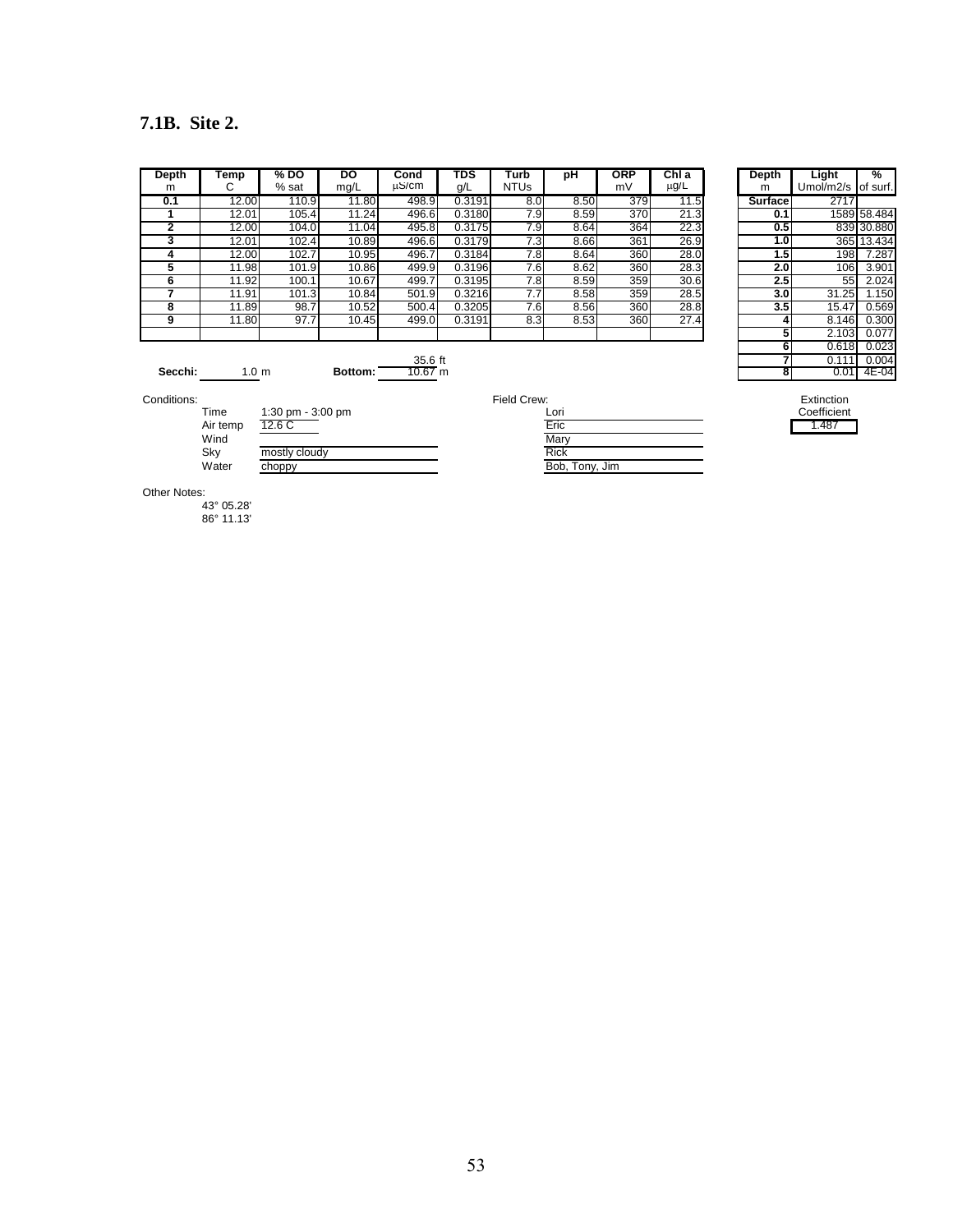## 7.1B. Site 2.

| Depth m | Temp C | % DO % sat | DO mg/L | Cond µS/cm | TDS g/L | Turb NTUs | pH | ORP mV | Chl a µg/L |
|---|---|---|---|---|---|---|---|---|---|
| 0.1 | 12.00 | 110.9 | 11.80 | 498.9 | 0.3191 | 8.0 | 8.50 | 379 | 11.5 |
| 1 | 12.01 | 105.4 | 11.24 | 496.6 | 0.3180 | 7.9 | 8.59 | 370 | 21.3 |
| 2 | 12.00 | 104.0 | 11.04 | 495.8 | 0.3175 | 7.9 | 8.64 | 364 | 22.3 |
| 3 | 12.01 | 102.4 | 10.89 | 496.6 | 0.3179 | 7.3 | 8.66 | 361 | 26.9 |
| 4 | 12.00 | 102.7 | 10.95 | 496.7 | 0.3184 | 7.8 | 8.64 | 360 | 28.0 |
| 5 | 11.98 | 101.9 | 10.86 | 499.9 | 0.3196 | 7.6 | 8.62 | 360 | 28.3 |
| 6 | 11.92 | 100.1 | 10.67 | 499.7 | 0.3195 | 7.8 | 8.59 | 359 | 30.6 |
| 7 | 11.91 | 101.3 | 10.84 | 501.9 | 0.3216 | 7.7 | 8.58 | 359 | 28.5 |
| 8 | 11.89 | 98.7 | 10.52 | 500.4 | 0.3205 | 7.6 | 8.56 | 360 | 28.8 |
| 9 | 11.80 | 97.7 | 10.45 | 499.0 | 0.3191 | 8.3 | 8.53 | 360 | 27.4 |
| | | | | | | | | | |

| Depth m | Light Umol/m2/s | % of surf. |
|---|---|---|
| Surface | 2717 | |
| 0.1 | 1589 | 58.484 |
| 0.5 | 839 | 30.880 |
| 1.0 | 365 | 13.434 |
| 1.5 | 198 | 7.287 |
| 2.0 | 106 | 3.901 |
| 2.5 | 55 | 2.024 |
| 3.0 | 31.25 | 1.150 |
| 3.5 | 15.47 | 0.569 |
| 4 | 8.146 | 0.300 |
| 5 | 2.103 | 0.077 |
| 6 | 0.618 | 0.023 |
| 7 | 0.111 | 0.004 |
| 8 | 0.01 | 4E-04 |

**Secchi:** 1.0 m  **Bottom:** 35.6 ft / 10.67 m

Extinction Coefficient: 1.487

Conditions:
- Time: 1:30 pm - 3:00 pm
- Air temp: 12.6 C
- Wind:
- Sky: mostly cloudy
- Water: choppy

Field Crew:
- Lori
- Eric
- Mary
- Rick
- Bob, Tony, Jim

Other Notes:
43° 05.28'
86° 11.13'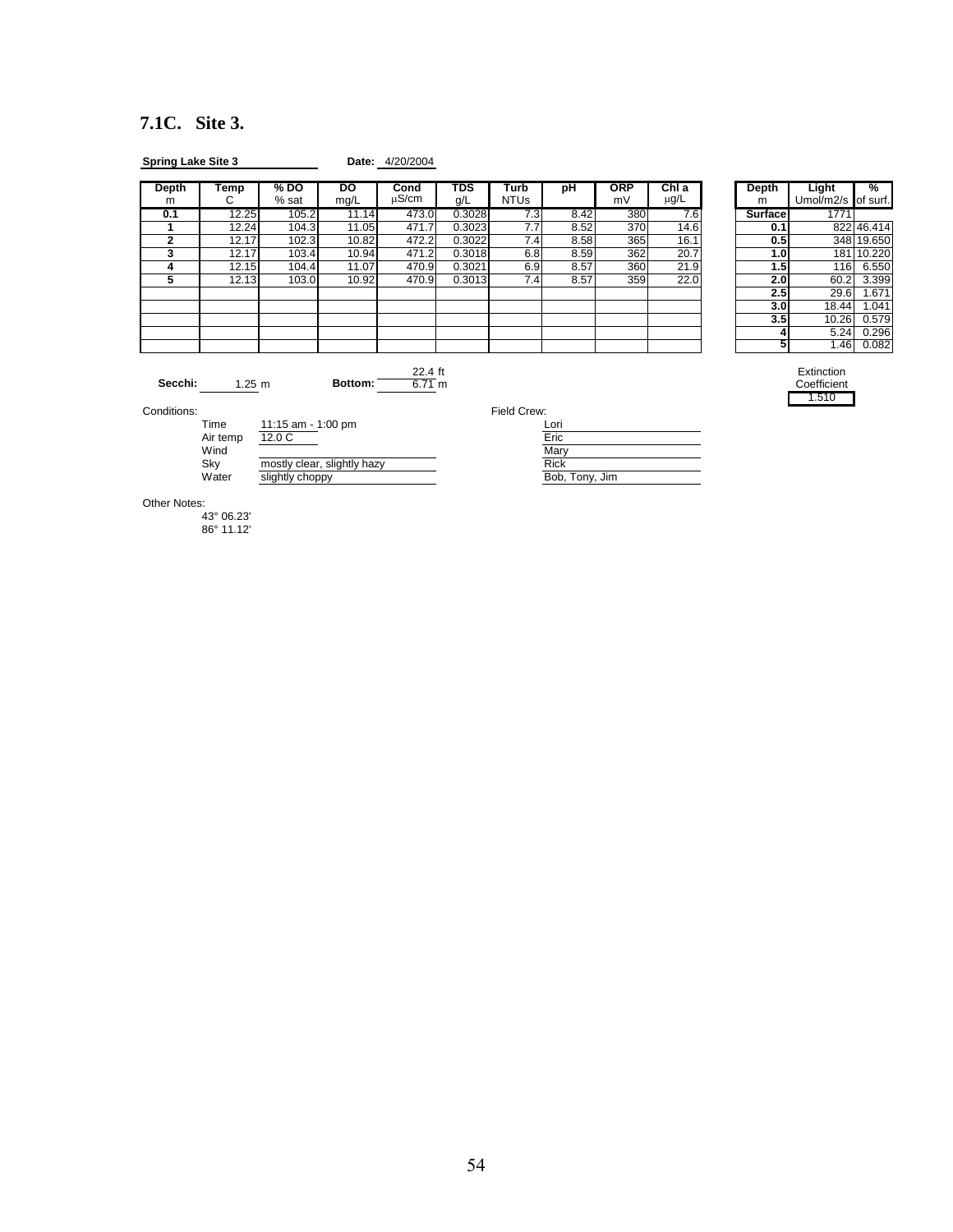### 7.1C. Site 3.

**Spring Lake Site 3** **Date:** 4/20/2004

| Depth m | Temp C | % DO % sat | DO mg/L | Cond μS/cm | TDS g/L | Turb NTUs | pH | ORP mV | Chl a μg/L |
|---|---|---|---|---|---|---|---|---|---|
| 0.1 | 12.25 | 105.2 | 11.14 | 473.0 | 0.3028 | 7.3 | 8.42 | 380 | 7.6 |
| 1 | 12.24 | 104.3 | 11.05 | 471.7 | 0.3023 | 7.7 | 8.52 | 370 | 14.6 |
| 2 | 12.17 | 102.3 | 10.82 | 472.2 | 0.3022 | 7.4 | 8.58 | 365 | 16.1 |
| 3 | 12.17 | 103.4 | 10.94 | 471.2 | 0.3018 | 6.8 | 8.59 | 362 | 20.7 |
| 4 | 12.15 | 104.4 | 11.07 | 470.9 | 0.3021 | 6.9 | 8.57 | 360 | 21.9 |
| 5 | 12.13 | 103.0 | 10.92 | 470.9 | 0.3013 | 7.4 | 8.57 | 359 | 22.0 |

| Depth m | Light Umol/m2/s | % of surf. |
|---|---|---|
| Surface | 1771 | |
| 0.1 | 822 | 46.414 |
| 0.5 | 348 | 19.650 |
| 1.0 | 181 | 10.220 |
| 1.5 | 116 | 6.550 |
| 2.0 | 60.2 | 3.399 |
| 2.5 | 29.6 | 1.671 |
| 3.0 | 18.44 | 1.041 |
| 3.5 | 10.26 | 0.579 |
| 4 | 5.24 | 0.296 |
| 5 | 1.46 | 0.082 |

Extinction Coefficient: 1.510

**Secchi:** 1.25 m **Bottom:** 22.4 ft / 6.71 m

Conditions:

- Time: 11:15 am - 1:00 pm
- Air temp: 12.0 C
- Wind:
- Sky: mostly clear, slightly hazy
- Water: slightly choppy

Field Crew:

- Lori
- Eric
- Mary
- Rick
- Bob, Tony, Jim

Other Notes:

43° 06.23'
86° 11.12'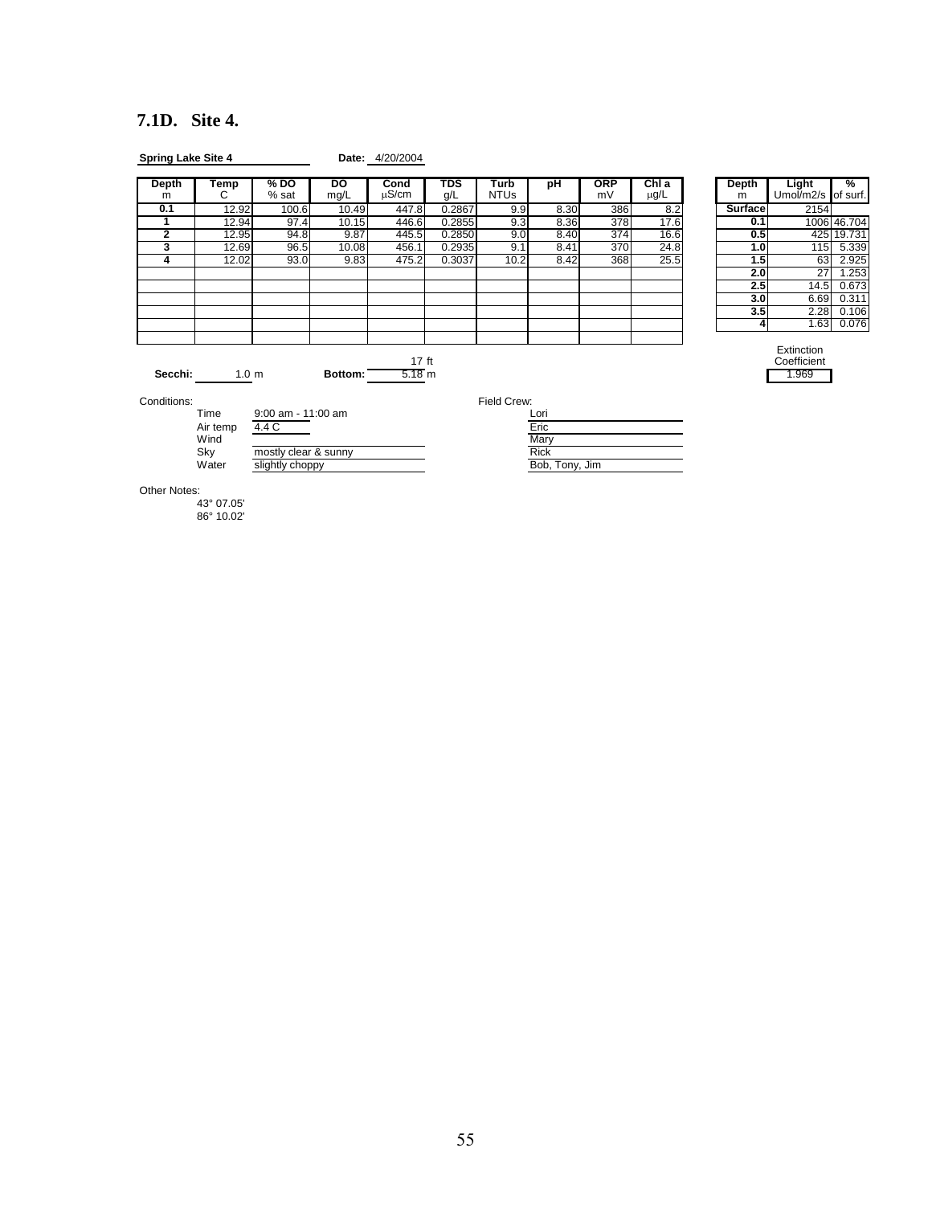## 7.1D. Site 4.

**Spring Lake Site 4** **Date:** 4/20/2004

| Depth m | Temp C | % DO % sat | DO mg/L | Cond μS/cm | TDS g/L | Turb NTUs | pH | ORP mV | Chl a μg/L |
|---|---|---|---|---|---|---|---|---|---|
| **0.1** | 12.92 | 100.6 | 10.49 | 447.8 | 0.2867 | 9.9 | 8.30 | 386 | 8.2 |
| **1** | 12.94 | 97.4 | 10.15 | 446.6 | 0.2855 | 9.3 | 8.36 | 378 | 17.6 |
| **2** | 12.95 | 94.8 | 9.87 | 445.5 | 0.2850 | 9.0 | 8.40 | 374 | 16.6 |
| **3** | 12.69 | 96.5 | 10.08 | 456.1 | 0.2935 | 9.1 | 8.41 | 370 | 24.8 |
| **4** | 12.02 | 93.0 | 9.83 | 475.2 | 0.3037 | 10.2 | 8.42 | 368 | 25.5 |

| Depth m | Light Umol/m2/s | % of surf. |
|---|---|---|
| **Surface** | 2154 | |
| **0.1** | 1006 | 46.704 |
| **0.5** | 425 | 19.731 |
| **1.0** | 115 | 5.339 |
| **1.5** | 63 | 2.925 |
| **2.0** | 27 | 1.253 |
| **2.5** | 14.5 | 0.673 |
| **3.0** | 6.69 | 0.311 |
| **3.5** | 2.28 | 0.106 |
| **4** | 1.63 | 0.076 |

Extinction Coefficient: 1.969

**Secchi:** 1.0 m **Bottom:** 17 ft / 5.18 m

Conditions:
- Time: 9:00 am - 11:00 am
- Air temp: 4.4 C
- Wind:
- Sky: mostly clear & sunny
- Water: slightly choppy

Field Crew:
- Lori
- Eric
- Mary
- Rick
- Bob, Tony, Jim

Other Notes:
43° 07.05'
86° 10.02'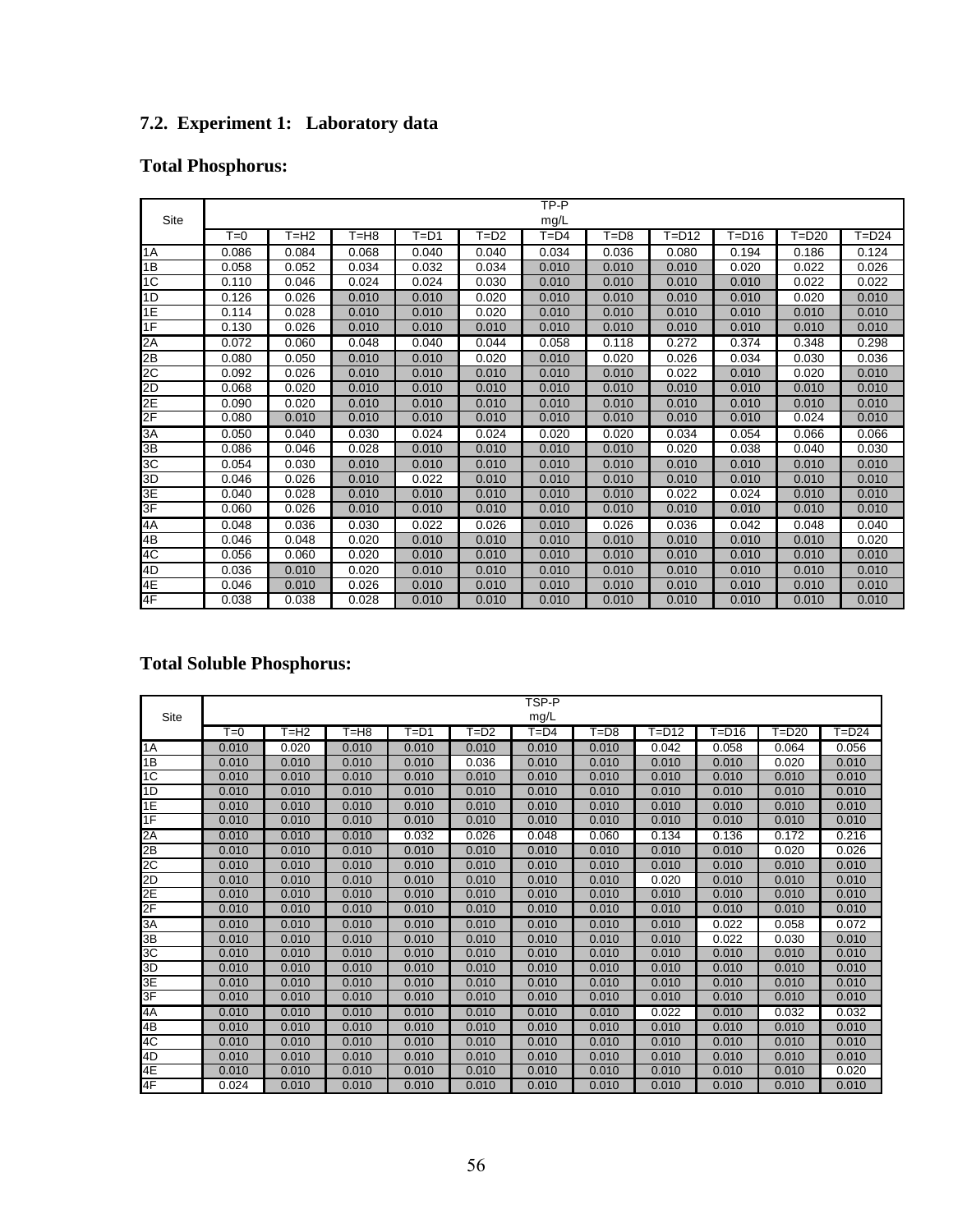## 7.2. Experiment 1: Laboratory data

### Total Phosphorus:

| Site | TP-P mg/L | | | | | | | | | | |
|---|---|---|---|---|---|---|---|---|---|---|---|
| | T=0 | T=H2 | T=H8 | T=D1 | T=D2 | T=D4 | T=D8 | T=D12 | T=D16 | T=D20 | T=D24 |
| 1A | 0.086 | 0.084 | 0.068 | 0.040 | 0.040 | 0.034 | 0.036 | 0.080 | 0.194 | 0.186 | 0.124 |
| 1B | 0.058 | 0.052 | 0.034 | 0.032 | 0.034 | 0.010 | 0.010 | 0.010 | 0.020 | 0.022 | 0.026 |
| 1C | 0.110 | 0.046 | 0.024 | 0.024 | 0.030 | 0.010 | 0.010 | 0.010 | 0.010 | 0.022 | 0.022 |
| 1D | 0.126 | 0.026 | 0.010 | 0.010 | 0.020 | 0.010 | 0.010 | 0.010 | 0.010 | 0.020 | 0.010 |
| 1E | 0.114 | 0.028 | 0.010 | 0.010 | 0.020 | 0.010 | 0.010 | 0.010 | 0.010 | 0.010 | 0.010 |
| 1F | 0.130 | 0.026 | 0.010 | 0.010 | 0.010 | 0.010 | 0.010 | 0.010 | 0.010 | 0.010 | 0.010 |
| 2A | 0.072 | 0.060 | 0.048 | 0.040 | 0.044 | 0.058 | 0.118 | 0.272 | 0.374 | 0.348 | 0.298 |
| 2B | 0.080 | 0.050 | 0.010 | 0.010 | 0.020 | 0.010 | 0.020 | 0.026 | 0.034 | 0.030 | 0.036 |
| 2C | 0.092 | 0.026 | 0.010 | 0.010 | 0.010 | 0.010 | 0.010 | 0.022 | 0.010 | 0.020 | 0.010 |
| 2D | 0.068 | 0.020 | 0.010 | 0.010 | 0.010 | 0.010 | 0.010 | 0.010 | 0.010 | 0.010 | 0.010 |
| 2E | 0.090 | 0.020 | 0.010 | 0.010 | 0.010 | 0.010 | 0.010 | 0.010 | 0.010 | 0.010 | 0.010 |
| 2F | 0.080 | 0.010 | 0.010 | 0.010 | 0.010 | 0.010 | 0.010 | 0.010 | 0.010 | 0.024 | 0.010 |
| 3A | 0.050 | 0.040 | 0.030 | 0.024 | 0.024 | 0.020 | 0.020 | 0.034 | 0.054 | 0.066 | 0.066 |
| 3B | 0.086 | 0.046 | 0.028 | 0.010 | 0.010 | 0.010 | 0.010 | 0.020 | 0.038 | 0.040 | 0.030 |
| 3C | 0.054 | 0.030 | 0.010 | 0.010 | 0.010 | 0.010 | 0.010 | 0.010 | 0.010 | 0.010 | 0.010 |
| 3D | 0.046 | 0.026 | 0.010 | 0.022 | 0.010 | 0.010 | 0.010 | 0.010 | 0.010 | 0.010 | 0.010 |
| 3E | 0.040 | 0.028 | 0.010 | 0.010 | 0.010 | 0.010 | 0.010 | 0.022 | 0.024 | 0.010 | 0.010 |
| 3F | 0.060 | 0.026 | 0.010 | 0.010 | 0.010 | 0.010 | 0.010 | 0.010 | 0.010 | 0.010 | 0.010 |
| 4A | 0.048 | 0.036 | 0.030 | 0.022 | 0.026 | 0.010 | 0.026 | 0.036 | 0.042 | 0.048 | 0.040 |
| 4B | 0.046 | 0.048 | 0.020 | 0.010 | 0.010 | 0.010 | 0.010 | 0.010 | 0.010 | 0.010 | 0.020 |
| 4C | 0.056 | 0.060 | 0.020 | 0.010 | 0.010 | 0.010 | 0.010 | 0.010 | 0.010 | 0.010 | 0.010 |
| 4D | 0.036 | 0.010 | 0.020 | 0.010 | 0.010 | 0.010 | 0.010 | 0.010 | 0.010 | 0.010 | 0.010 |
| 4E | 0.046 | 0.010 | 0.026 | 0.010 | 0.010 | 0.010 | 0.010 | 0.010 | 0.010 | 0.010 | 0.010 |
| 4F | 0.038 | 0.038 | 0.028 | 0.010 | 0.010 | 0.010 | 0.010 | 0.010 | 0.010 | 0.010 | 0.010 |

### Total Soluble Phosphorus:

| Site | TSP-P mg/L | | | | | | | | | | |
|---|---|---|---|---|---|---|---|---|---|---|---|
| | T=0 | T=H2 | T=H8 | T=D1 | T=D2 | T=D4 | T=D8 | T=D12 | T=D16 | T=D20 | T=D24 |
| 1A | 0.010 | 0.020 | 0.010 | 0.010 | 0.010 | 0.010 | 0.010 | 0.042 | 0.058 | 0.064 | 0.056 |
| 1B | 0.010 | 0.010 | 0.010 | 0.010 | 0.036 | 0.010 | 0.010 | 0.010 | 0.010 | 0.020 | 0.010 |
| 1C | 0.010 | 0.010 | 0.010 | 0.010 | 0.010 | 0.010 | 0.010 | 0.010 | 0.010 | 0.010 | 0.010 |
| 1D | 0.010 | 0.010 | 0.010 | 0.010 | 0.010 | 0.010 | 0.010 | 0.010 | 0.010 | 0.010 | 0.010 |
| 1E | 0.010 | 0.010 | 0.010 | 0.010 | 0.010 | 0.010 | 0.010 | 0.010 | 0.010 | 0.010 | 0.010 |
| 1F | 0.010 | 0.010 | 0.010 | 0.010 | 0.010 | 0.010 | 0.010 | 0.010 | 0.010 | 0.010 | 0.010 |
| 2A | 0.010 | 0.010 | 0.010 | 0.032 | 0.026 | 0.048 | 0.060 | 0.134 | 0.136 | 0.172 | 0.216 |
| 2B | 0.010 | 0.010 | 0.010 | 0.010 | 0.010 | 0.010 | 0.010 | 0.010 | 0.010 | 0.020 | 0.026 |
| 2C | 0.010 | 0.010 | 0.010 | 0.010 | 0.010 | 0.010 | 0.010 | 0.010 | 0.010 | 0.010 | 0.010 |
| 2D | 0.010 | 0.010 | 0.010 | 0.010 | 0.010 | 0.010 | 0.010 | 0.020 | 0.010 | 0.010 | 0.010 |
| 2E | 0.010 | 0.010 | 0.010 | 0.010 | 0.010 | 0.010 | 0.010 | 0.010 | 0.010 | 0.010 | 0.010 |
| 2F | 0.010 | 0.010 | 0.010 | 0.010 | 0.010 | 0.010 | 0.010 | 0.010 | 0.010 | 0.010 | 0.010 |
| 3A | 0.010 | 0.010 | 0.010 | 0.010 | 0.010 | 0.010 | 0.010 | 0.010 | 0.022 | 0.058 | 0.072 |
| 3B | 0.010 | 0.010 | 0.010 | 0.010 | 0.010 | 0.010 | 0.010 | 0.010 | 0.022 | 0.030 | 0.010 |
| 3C | 0.010 | 0.010 | 0.010 | 0.010 | 0.010 | 0.010 | 0.010 | 0.010 | 0.010 | 0.010 | 0.010 |
| 3D | 0.010 | 0.010 | 0.010 | 0.010 | 0.010 | 0.010 | 0.010 | 0.010 | 0.010 | 0.010 | 0.010 |
| 3E | 0.010 | 0.010 | 0.010 | 0.010 | 0.010 | 0.010 | 0.010 | 0.010 | 0.010 | 0.010 | 0.010 |
| 3F | 0.010 | 0.010 | 0.010 | 0.010 | 0.010 | 0.010 | 0.010 | 0.010 | 0.010 | 0.010 | 0.010 |
| 4A | 0.010 | 0.010 | 0.010 | 0.010 | 0.010 | 0.010 | 0.010 | 0.022 | 0.010 | 0.032 | 0.032 |
| 4B | 0.010 | 0.010 | 0.010 | 0.010 | 0.010 | 0.010 | 0.010 | 0.010 | 0.010 | 0.010 | 0.010 |
| 4C | 0.010 | 0.010 | 0.010 | 0.010 | 0.010 | 0.010 | 0.010 | 0.010 | 0.010 | 0.010 | 0.010 |
| 4D | 0.010 | 0.010 | 0.010 | 0.010 | 0.010 | 0.010 | 0.010 | 0.010 | 0.010 | 0.010 | 0.010 |
| 4E | 0.010 | 0.010 | 0.010 | 0.010 | 0.010 | 0.010 | 0.010 | 0.010 | 0.010 | 0.010 | 0.020 |
| 4F | 0.024 | 0.010 | 0.010 | 0.010 | 0.010 | 0.010 | 0.010 | 0.010 | 0.010 | 0.010 | 0.010 |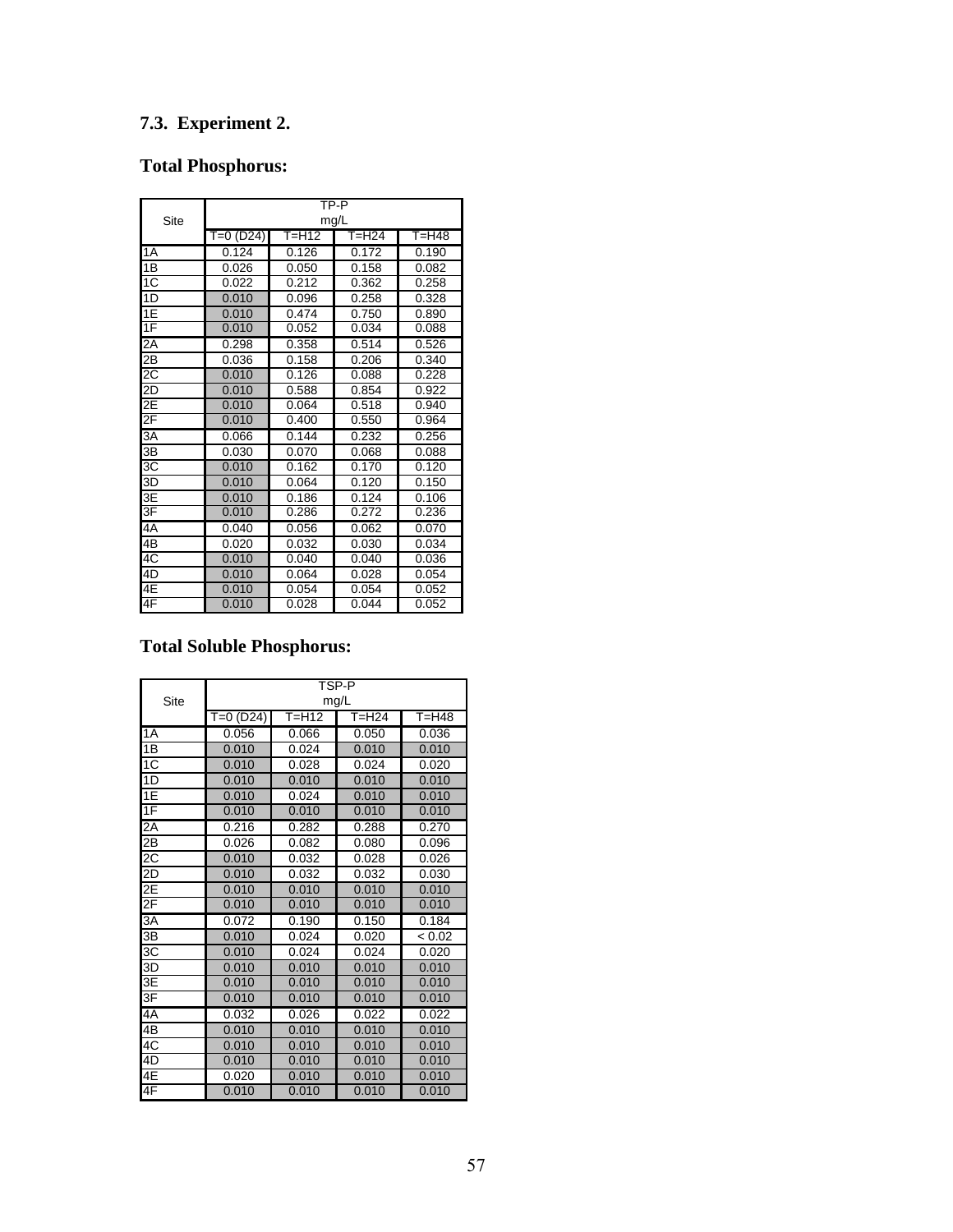## 7.3. Experiment 2.

### Total Phosphorus:

| Site | TP-P mg/L | | | |
|---|---|---|---|---|
| | T=0 (D24) | T=H12 | T=H24 | T=H48 |
| 1A | 0.124 | 0.126 | 0.172 | 0.190 |
| 1B | 0.026 | 0.050 | 0.158 | 0.082 |
| 1C | 0.022 | 0.212 | 0.362 | 0.258 |
| 1D | 0.010 | 0.096 | 0.258 | 0.328 |
| 1E | 0.010 | 0.474 | 0.750 | 0.890 |
| 1F | 0.010 | 0.052 | 0.034 | 0.088 |
| 2A | 0.298 | 0.358 | 0.514 | 0.526 |
| 2B | 0.036 | 0.158 | 0.206 | 0.340 |
| 2C | 0.010 | 0.126 | 0.088 | 0.228 |
| 2D | 0.010 | 0.588 | 0.854 | 0.922 |
| 2E | 0.010 | 0.064 | 0.518 | 0.940 |
| 2F | 0.010 | 0.400 | 0.550 | 0.964 |
| 3A | 0.066 | 0.144 | 0.232 | 0.256 |
| 3B | 0.030 | 0.070 | 0.068 | 0.088 |
| 3C | 0.010 | 0.162 | 0.170 | 0.120 |
| 3D | 0.010 | 0.064 | 0.120 | 0.150 |
| 3E | 0.010 | 0.186 | 0.124 | 0.106 |
| 3F | 0.010 | 0.286 | 0.272 | 0.236 |
| 4A | 0.040 | 0.056 | 0.062 | 0.070 |
| 4B | 0.020 | 0.032 | 0.030 | 0.034 |
| 4C | 0.010 | 0.040 | 0.040 | 0.036 |
| 4D | 0.010 | 0.064 | 0.028 | 0.054 |
| 4E | 0.010 | 0.054 | 0.054 | 0.052 |
| 4F | 0.010 | 0.028 | 0.044 | 0.052 |

### Total Soluble Phosphorus:

| Site | TSP-P mg/L | | | |
|---|---|---|---|---|
| | T=0 (D24) | T=H12 | T=H24 | T=H48 |
| 1A | 0.056 | 0.066 | 0.050 | 0.036 |
| 1B | 0.010 | 0.024 | 0.010 | 0.010 |
| 1C | 0.010 | 0.028 | 0.024 | 0.020 |
| 1D | 0.010 | 0.010 | 0.010 | 0.010 |
| 1E | 0.010 | 0.024 | 0.010 | 0.010 |
| 1F | 0.010 | 0.010 | 0.010 | 0.010 |
| 2A | 0.216 | 0.282 | 0.288 | 0.270 |
| 2B | 0.026 | 0.082 | 0.080 | 0.096 |
| 2C | 0.010 | 0.032 | 0.028 | 0.026 |
| 2D | 0.010 | 0.032 | 0.032 | 0.030 |
| 2E | 0.010 | 0.010 | 0.010 | 0.010 |
| 2F | 0.010 | 0.010 | 0.010 | 0.010 |
| 3A | 0.072 | 0.190 | 0.150 | 0.184 |
| 3B | 0.010 | 0.024 | 0.020 | < 0.02 |
| 3C | 0.010 | 0.024 | 0.024 | 0.020 |
| 3D | 0.010 | 0.010 | 0.010 | 0.010 |
| 3E | 0.010 | 0.010 | 0.010 | 0.010 |
| 3F | 0.010 | 0.010 | 0.010 | 0.010 |
| 4A | 0.032 | 0.026 | 0.022 | 0.022 |
| 4B | 0.010 | 0.010 | 0.010 | 0.010 |
| 4C | 0.010 | 0.010 | 0.010 | 0.010 |
| 4D | 0.010 | 0.010 | 0.010 | 0.010 |
| 4E | 0.020 | 0.010 | 0.010 | 0.010 |
| 4F | 0.010 | 0.010 | 0.010 | 0.010 |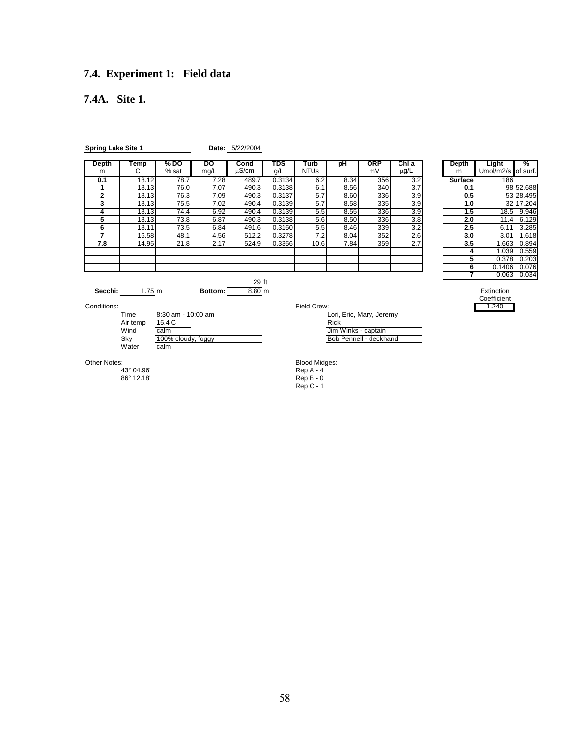# 7.4. Experiment 1: Field data

## 7.4A. Site 1.

**Spring Lake Site 1** **Date:** 5/22/2004

| Depth m | Temp C | % DO % sat | DO mg/L | Cond μS/cm | TDS g/L | Turb NTUs | pH | ORP mV | Chl a μg/L |
|---|---|---|---|---|---|---|---|---|---|
| 0.1 | 18.12 | 78.7 | 7.28 | 489.7 | 0.3134 | 6.2 | 8.34 | 356 | 3.2 |
| 1 | 18.13 | 76.0 | 7.07 | 490.3 | 0.3138 | 6.1 | 8.56 | 340 | 3.7 |
| 2 | 18.13 | 76.3 | 7.09 | 490.3 | 0.3137 | 5.7 | 8.60 | 336 | 3.9 |
| 3 | 18.13 | 75.5 | 7.02 | 490.4 | 0.3139 | 5.7 | 8.58 | 335 | 3.9 |
| 4 | 18.13 | 74.4 | 6.92 | 490.4 | 0.3139 | 5.5 | 8.55 | 336 | 3.9 |
| 5 | 18.13 | 73.8 | 6.87 | 490.3 | 0.3138 | 5.6 | 8.50 | 336 | 3.8 |
| 6 | 18.11 | 73.5 | 6.84 | 491.6 | 0.3150 | 5.5 | 8.46 | 339 | 3.2 |
| 7 | 16.58 | 48.1 | 4.56 | 512.2 | 0.3278 | 7.2 | 8.04 | 352 | 2.6 |
| 7.8 | 14.95 | 21.8 | 2.17 | 524.9 | 0.3356 | 10.6 | 7.84 | 359 | 2.7 |

| Depth m | Light Umol/m2/s | % of surf. |
|---|---|---|
| Surface | 186 | |
| 0.1 | 98 | 52.688 |
| 0.5 | 53 | 28.495 |
| 1.0 | 32 | 17.204 |
| 1.5 | 18.5 | 9.946 |
| 2.0 | 11.4 | 6.129 |
| 2.5 | 6.11 | 3.285 |
| 3.0 | 3.01 | 1.618 |
| 3.5 | 1.663 | 0.894 |
| 4 | 1.039 | 0.559 |
| 5 | 0.378 | 0.203 |
| 6 | 0.1406 | 0.076 |
| 7 | 0.063 | 0.034 |

**Secchi:** 1.75 m **Bottom:** 29 ft / 8.80 m

Extinction Coefficient: 1.240

Conditions:

- Time: 8:30 am - 10:00 am
- Air temp: 15.4 C
- Wind: calm
- Sky: 100% cloudy, foggy
- Water: calm

Field Crew:

- Lori, Eric, Mary, Jeremy
- Rick
- Jim Winks - captain
- Bob Pennell - deckhand

Other Notes:

43° 04.96'
86° 12.18'

Blood Midges:

Rep A - 4
Rep B - 0
Rep C - 1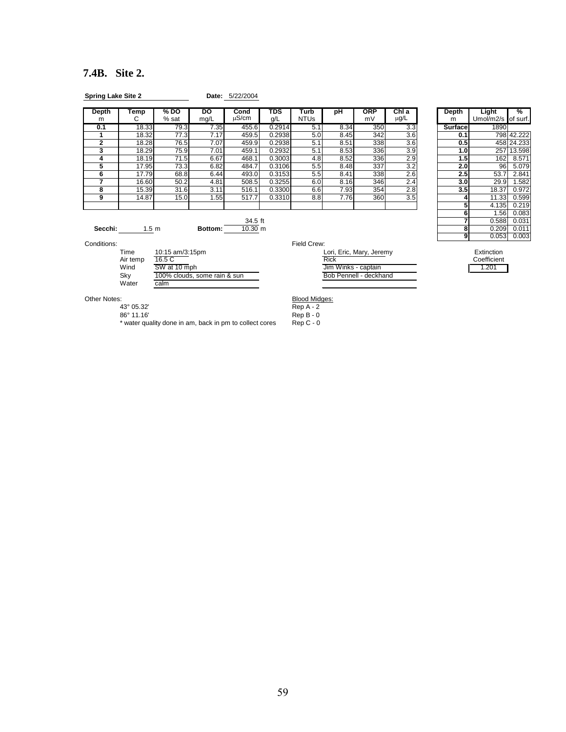## 7.4B. Site 2.

**Spring Lake Site 2** **Date:** 5/22/2004

| Depth m | Temp C | % DO % sat | DO mg/L | Cond μS/cm | TDS g/L | Turb NTUs | pH | ORP mV | Chl a μg/L |
|---|---|---|---|---|---|---|---|---|---|
| **0.1** | 18.33 | 79.3 | 7.35 | 455.6 | 0.2914 | 5.1 | 8.34 | 350 | 3.3 |
| **1** | 18.32 | 77.3 | 7.17 | 459.5 | 0.2938 | 5.0 | 8.45 | 342 | 3.6 |
| **2** | 18.28 | 76.5 | 7.07 | 459.9 | 0.2938 | 5.1 | 8.51 | 338 | 3.6 |
| **3** | 18.29 | 75.9 | 7.01 | 459.1 | 0.2932 | 5.1 | 8.53 | 336 | 3.9 |
| **4** | 18.19 | 71.5 | 6.67 | 468.1 | 0.3003 | 4.8 | 8.52 | 336 | 2.9 |
| **5** | 17.95 | 73.3 | 6.82 | 484.7 | 0.3106 | 5.5 | 8.48 | 337 | 3.2 |
| **6** | 17.79 | 68.8 | 6.44 | 493.0 | 0.3153 | 5.5 | 8.41 | 338 | 2.6 |
| **7** | 16.60 | 50.2 | 4.81 | 508.5 | 0.3255 | 6.0 | 8.16 | 346 | 2.4 |
| **8** | 15.39 | 31.6 | 3.11 | 516.1 | 0.3300 | 6.6 | 7.93 | 354 | 2.8 |
| **9** | 14.87 | 15.0 | 1.55 | 517.7 | 0.3310 | 8.8 | 7.76 | 360 | 3.5 |

| Depth m | Light Umol/m2/s | % of surf. |
|---|---|---|
| **Surface** | 1890 | |
| **0.1** | 798 | 42.222 |
| **0.5** | 458 | 24.233 |
| **1.0** | 257 | 13.598 |
| **1.5** | 162 | 8.571 |
| **2.0** | 96 | 5.079 |
| **2.5** | 53.7 | 2.841 |
| **3.0** | 29.9 | 1.582 |
| **3.5** | 18.37 | 0.972 |
| **4** | 11.33 | 0.599 |
| **5** | 4.135 | 0.219 |
| **6** | 1.56 | 0.083 |
| **7** | 0.588 | 0.031 |
| **8** | 0.209 | 0.011 |
| **9** | 0.053 | 0.003 |

Extinction Coefficient: 1.201

**Secchi:** 1.5 m **Bottom:** 34.5 ft / 10.30 m

Conditions:

- Time: 10:15 am/3:15pm
- Air temp: 16.5 C
- Wind: SW at 10 mph
- Sky: 100% clouds, some rain & sun
- Water: calm

Field Crew:

- Lori, Eric, Mary, Jeremy
- Rick
- Jim Winks - captain
- Bob Pennell - deckhand

Other Notes:

- 43° 05.32'
- 86° 11.16'
- * water quality done in am, back in pm to collect cores

Blood Midges:

- Rep A - 2
- Rep B - 0
- Rep C - 0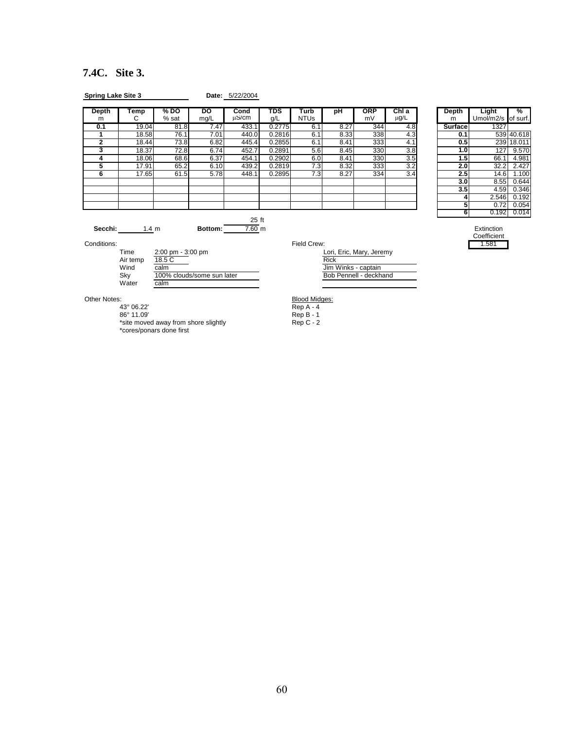## 7.4C. Site 3.

**Spring Lake Site 3** **Date:** 5/22/2004

| Depth m | Temp C | % DO % sat | DO mg/L | Cond μS/cm | TDS g/L | Turb NTUs | pH | ORP mV | Chl a μg/L |
|---|---|---|---|---|---|---|---|---|---|
| 0.1 | 19.04 | 81.8 | 7.47 | 433.1 | 0.2775 | 6.1 | 8.27 | 344 | 4.8 |
| 1 | 18.58 | 76.1 | 7.01 | 440.0 | 0.2816 | 6.1 | 8.33 | 338 | 4.3 |
| 2 | 18.44 | 73.8 | 6.82 | 445.4 | 0.2855 | 6.1 | 8.41 | 333 | 4.1 |
| 3 | 18.37 | 72.8 | 6.74 | 452.7 | 0.2891 | 5.6 | 8.45 | 330 | 3.8 |
| 4 | 18.06 | 68.6 | 6.37 | 454.1 | 0.2902 | 6.0 | 8.41 | 330 | 3.5 |
| 5 | 17.91 | 65.2 | 6.10 | 439.2 | 0.2819 | 7.3 | 8.32 | 333 | 3.2 |
| 6 | 17.65 | 61.5 | 5.78 | 448.1 | 0.2895 | 7.3 | 8.27 | 334 | 3.4 |

| Depth m | Light Umol/m2/s | % of surf. |
|---|---|---|
| Surface | 1327 | |
| 0.1 | 539 | 40.618 |
| 0.5 | 239 | 18.011 |
| 1.0 | 127 | 9.570 |
| 1.5 | 66.1 | 4.981 |
| 2.0 | 32.2 | 2.427 |
| 2.5 | 14.6 | 1.100 |
| 3.0 | 8.55 | 0.644 |
| 3.5 | 4.59 | 0.346 |
| 4 | 2.546 | 0.192 |
| 5 | 0.72 | 0.054 |
| 6 | 0.192 | 0.014 |

Extinction Coefficient: 1.581

**Secchi:** 1.4 m **Bottom:** 25 ft / 7.60 m

Conditions:

- Time: 2:00 pm - 3:00 pm
- Air temp: 18.5 C
- Wind: calm
- Sky: 100% clouds/some sun later
- Water: calm

Field Crew:

- Lori, Eric, Mary, Jeremy
- Rick
- Jim Winks - captain
- Bob Pennell - deckhand

Other Notes:

- 43° 06.22'
- 86° 11.09'
- *site moved away from shore slightly
- *cores/ponars done first

Blood Midges:

- Rep A - 4
- Rep B - 1
- Rep C - 2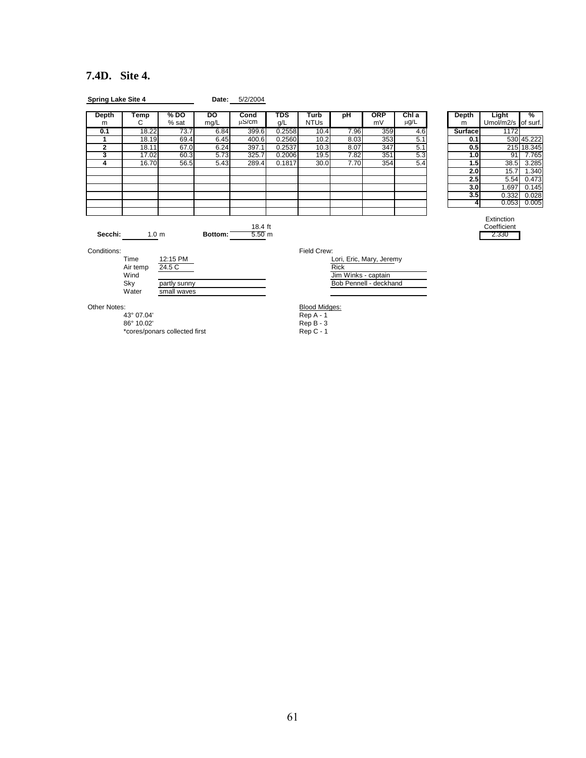### 7.4D. Site 4.

**Spring Lake Site 4** **Date:** 5/2/2004

| Depth m | Temp C | % DO % sat | DO mg/L | Cond µS/cm | TDS g/L | Turb NTUs | pH | ORP mV | Chl a µg/L |
|---|---|---|---|---|---|---|---|---|---|
| **0.1** | 18.22 | 73.7 | 6.84 | 399.6 | 0.2558 | 10.4 | 7.96 | 359 | 4.6 |
| **1** | 18.19 | 69.4 | 6.45 | 400.6 | 0.2560 | 10.2 | 8.03 | 353 | 5.1 |
| **2** | 18.11 | 67.0 | 6.24 | 397.1 | 0.2537 | 10.3 | 8.07 | 347 | 5.1 |
| **3** | 17.02 | 60.3 | 5.73 | 325.7 | 0.2006 | 19.5 | 7.82 | 351 | 5.3 |
| **4** | 16.70 | 56.5 | 5.43 | 289.4 | 0.1817 | 30.0 | 7.70 | 354 | 5.4 |

| Depth m | Light Umol/m2/s | % of surf. |
|---|---|---|
| **Surface** | 1172 | |
| **0.1** | 530 | 45.222 |
| **0.5** | 215 | 18.345 |
| **1.0** | 91 | 7.765 |
| **1.5** | 38.5 | 3.285 |
| **2.0** | 15.7 | 1.340 |
| **2.5** | 5.54 | 0.473 |
| **3.0** | 1.697 | 0.145 |
| **3.5** | 0.332 | 0.028 |
| **4** | 0.053 | 0.005 |

Extinction Coefficient: 2.330

**Secchi:** 1.0 m **Bottom:** 18.4 ft / 5.50 m

Conditions:
- Time: 12:15 PM
- Air temp: 24.5 C
- Wind:
- Sky: partly sunny
- Water: small waves

Field Crew:
- Lori, Eric, Mary, Jeremy
- Rick
- Jim Winks - captain
- Bob Pennell - deckhand

Other Notes:
- 43° 07.04'
- 86° 10.02'
- *cores/ponars collected first

Blood Midges:
- Rep A - 1
- Rep B - 3
- Rep C - 1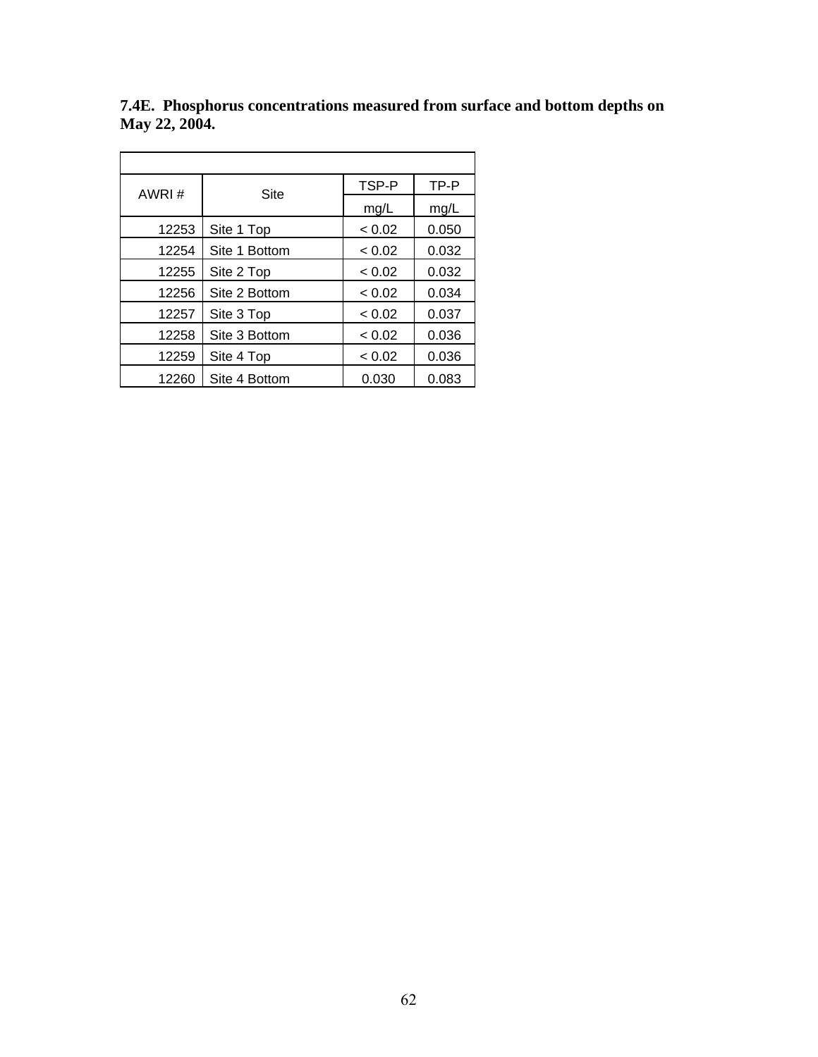**7.4E. Phosphorus concentrations measured from surface and bottom depths on May 22, 2004.**

| AWRI # | Site | TSP-P | TP-P |
|---|---|---|---|
| | | mg/L | mg/L |
| 12253 | Site 1 Top | < 0.02 | 0.050 |
| 12254 | Site 1 Bottom | < 0.02 | 0.032 |
| 12255 | Site 2 Top | < 0.02 | 0.032 |
| 12256 | Site 2 Bottom | < 0.02 | 0.034 |
| 12257 | Site 3 Top | < 0.02 | 0.037 |
| 12258 | Site 3 Bottom | < 0.02 | 0.036 |
| 12259 | Site 4 Top | < 0.02 | 0.036 |
| 12260 | Site 4 Bottom | 0.030 | 0.083 |